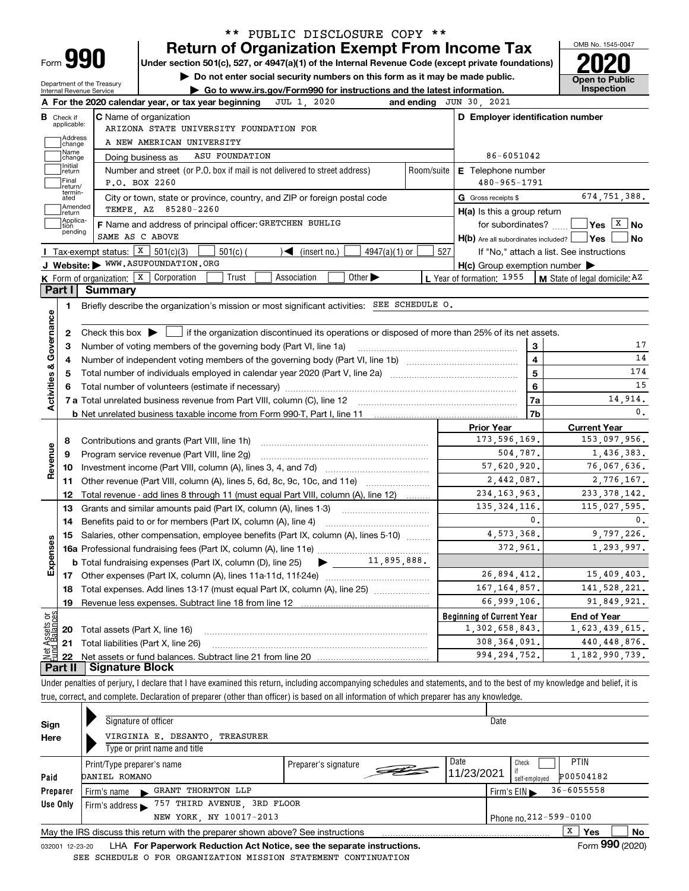** PUBLIC DISCLOSURE COPY **

# Form 990 — Return of Organization Exempt From Income Tax

Under section 501(c), 527, or 4947(a)(1) of the Internal Revenue Code (except private foundations)

▶ Do not enter social security numbers on this form as it may be made public.

▶ Go to www.irs.gov/Form990 for instructions and the latest information.

Department of the Treasury, Internal Revenue Service

OMB No. 1545-0047 | **2020** | **Open to Public Inspection**

**A** For the 2020 calendar year, or tax year beginning JUL 1, 2020 and ending JUN 30, 2021

**B** Check if applicable: Address change, Name change, Initial return, Final return/terminated, Amended return, Application pending

**C** Name of organization: ARIZONA STATE UNIVERSITY FOUNDATION FOR A NEW AMERICAN UNIVERSITY

Doing business as: ASU FOUNDATION

Number and street (or P.O. box if mail is not delivered to street address): P.O. BOX 2260 | Room/suite

City or town, state or province, country, and ZIP or foreign postal code: TEMPE, AZ 85280-2260

**D** Employer identification number: 86-6051042

**E** Telephone number: 480-965-1791

**G** Gross receipts $ 674,751,388.

**F** Name and address of principal officer: GRETCHEN BUHLIG, SAME AS C ABOVE

**H(a)** Is this a group return for subordinates? ☐ Yes ☒ No

**H(b)** Are all subordinates included? ☐ Yes ☐ No — If "No," attach a list. See instructions

**H(c)** Group exemption number ▶

**I** Tax-exempt status: ☒ 501(c)(3) ☐ 501(c) ( ) ◀ (insert no.) ☐ 4947(a)(1) or ☐ 527

**J** Website: ▶ WWW.ASUFOUNDATION.ORG

**K** Form of organization: ☒ Corporation ☐ Trust ☐ Association ☐ Other ▶

**L** Year of formation: 1955 | **M** State of legal domicile: AZ

## Part I Summary

**Activities & Governance**

1. Briefly describe the organization's mission or most significant activities: SEE SCHEDULE O.
2. Check this box ▶ ☐ if the organization discontinued its operations or disposed of more than 25% of its net assets.

| | | | |
|---|---|---|---|
| 3 | Number of voting members of the governing body (Part VI, line 1a) | 3 | 17 |
| 4 | Number of independent voting members of the governing body (Part VI, line 1b) | 4 | 14 |
| 5 | Total number of individuals employed in calendar year 2020 (Part V, line 2a) | 5 | 174 |
| 6 | Total number of volunteers (estimate if necessary) | 6 | 15 |
| 7a | Total unrelated business revenue from Part VIII, column (C), line 12 | 7a | 14,914. |
| b | Net unrelated business taxable income from Form 990-T, Part I, line 11 | 7b | 0. |

| | | | Prior Year | Current Year |
|---|---|---|---|---|
| **Revenue** | 8 | Contributions and grants (Part VIII, line 1h) | 173,596,169. | 153,097,956. |
| | 9 | Program service revenue (Part VIII, line 2g) | 504,787. | 1,436,383. |
| | 10 | Investment income (Part VIII, column (A), lines 3, 4, and 7d) | 57,620,920. | 76,067,636. |
| | 11 | Other revenue (Part VIII, column (A), lines 5, 6d, 8c, 9c, 10c, and 11e) | 2,442,087. | 2,776,167. |
| | 12 | Total revenue - add lines 8 through 11 (must equal Part VIII, column (A), line 12) | 234,163,963. | 233,378,142. |
| **Expenses** | 13 | Grants and similar amounts paid (Part IX, column (A), lines 1-3) | 135,324,116. | 115,027,595. |
| | 14 | Benefits paid to or for members (Part IX, column (A), line 4) | 0. | 0. |
| | 15 | Salaries, other compensation, employee benefits (Part IX, column (A), lines 5-10) | 4,573,368. | 9,797,226. |
| | 16a | Professional fundraising fees (Part IX, column (A), line 11e) | 372,961. | 1,293,997. |
| | b | Total fundraising expenses (Part IX, column (D), line 25) ▶ 11,895,888. | | |
| | 17 | Other expenses (Part IX, column (A), lines 11a-11d, 11f-24e) | 26,894,412. | 15,409,403. |
| | 18 | Total expenses. Add lines 13-17 (must equal Part IX, column (A), line 25) | 167,164,857. | 141,528,221. |
| | 19 | Revenue less expenses. Subtract line 18 from line 12 | 66,999,106. | 91,849,921. |
| | | | **Beginning of Current Year** | **End of Year** |
| **Net Assets or Fund Balances** | 20 | Total assets (Part X, line 16) | 1,302,658,843. | 1,623,439,615. |
| | 21 | Total liabilities (Part X, line 26) | 308,364,091. | 440,448,876. |
| | 22 | Net assets or fund balances. Subtract line 21 from line 20 | 994,294,752. | 1,182,990,739. |

## Part II Signature Block

Under penalties of perjury, I declare that I have examined this return, including accompanying schedules and statements, and to the best of my knowledge and belief, it is true, correct, and complete. Declaration of preparer (other than officer) is based on all information of which preparer has any knowledge.

**Sign Here**

Signature of officer | Date

VIRGINIA E. DESANTO, TREASURER

Type or print name and title

**Paid Preparer Use Only**

| Print/Type preparer's name | Preparer's signature | Date | Check ☐ if self-employed | PTIN |
|---|---|---|---|---|
| DANIEL ROMANO | | 11/23/2021 | | P00504182 |

Firm's name ▶ GRANT THORNTON LLP | Firm's EIN ▶ 36-6055558

Firm's address ▶ 757 THIRD AVENUE, 3RD FLOOR, NEW YORK, NY 10017-2013 | Phone no. 212-599-0100

May the IRS discuss this return with the preparer shown above? See instructions ☒ Yes ☐ No

032001 12-23-20 LHA For Paperwork Reduction Act Notice, see the separate instructions. Form **990** (2020)

SEE SCHEDULE O FOR ORGANIZATION MISSION STATEMENT CONTINUATION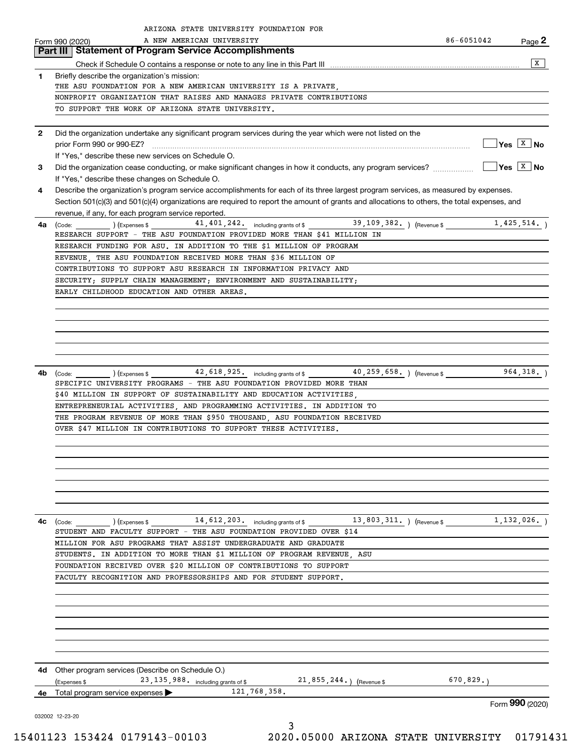ARIZONA STATE UNIVERSITY FOUNDATION FOR A NEW AMERICAN UNIVERSITY

Form 990 (2020) 86-6051042 Page 2

## Part III Statement of Program Service Accomplishments

Check if Schedule O contains a response or note to any line in this Part III ..... [X]

**1** Briefly describe the organization's mission:

THE ASU FOUNDATION FOR A NEW AMERICAN UNIVERSITY IS A PRIVATE, NONPROFIT ORGANIZATION THAT RAISES AND MANAGES PRIVATE CONTRIBUTIONS TO SUPPORT THE WORK OF ARIZONA STATE UNIVERSITY.

**2** Did the organization undertake any significant program services during the year which were not listed on the prior Form 990 or 990-EZ? ..... [ ] Yes [X] No

If "Yes," describe these new services on Schedule O.

**3** Did the organization cease conducting, or make significant changes in how it conducts, any program services? ..... [ ] Yes [X] No

If "Yes," describe these changes on Schedule O.

**4** Describe the organization's program service accomplishments for each of its three largest program services, as measured by expenses. Section 501(c)(3) and 501(c)(4) organizations are required to report the amount of grants and allocations to others, the total expenses, and revenue, if any, for each program service reported.

**4a** (Code: ) (Expenses $ 41,401,242. including grants of $ 39,109,382. ) (Revenue $ 1,425,514. )

RESEARCH SUPPORT - THE ASU FOUNDATION PROVIDED MORE THAN $41 MILLION IN RESEARCH FUNDING FOR ASU. IN ADDITION TO THE $1 MILLION OF PROGRAM REVENUE, THE ASU FOUNDATION RECEIVED MORE THAN $36 MILLION OF CONTRIBUTIONS TO SUPPORT ASU RESEARCH IN INFORMATION PRIVACY AND SECURITY; SUPPLY CHAIN MANAGEMENT; ENVIRONMENT AND SUSTAINABILITY; EARLY CHILDHOOD EDUCATION AND OTHER AREAS.

**4b** (Code: ) (Expenses $ 42,618,925. including grants of $ 40,259,658. ) (Revenue $ 964,318. )

SPECIFIC UNIVERSITY PROGRAMS - THE ASU FOUNDATION PROVIDED MORE THAN $40 MILLION IN SUPPORT OF SUSTAINABILITY AND EDUCATION ACTIVITIES, ENTREPRENEURIAL ACTIVITIES, AND PROGRAMMING ACTIVITIES. IN ADDITION TO THE PROGRAM REVENUE OF MORE THAN $950 THOUSAND, ASU FOUNDATION RECEIVED OVER $47 MILLION IN CONTRIBUTIONS TO SUPPORT THESE ACTIVITIES.

**4c** (Code: ) (Expenses $ 14,612,203. including grants of $ 13,803,311. ) (Revenue $ 1,132,026. )

STUDENT AND FACULTY SUPPORT - THE ASU FOUNDATION PROVIDED OVER $14 MILLION FOR ASU PROGRAMS THAT ASSIST UNDERGRADUATE AND GRADUATE STUDENTS. IN ADDITION TO MORE THAN $1 MILLION OF PROGRAM REVENUE, ASU FOUNDATION RECEIVED OVER $20 MILLION OF CONTRIBUTIONS TO SUPPORT FACULTY RECOGNITION AND PROFESSORSHIPS AND FOR STUDENT SUPPORT.

**4d** Other program services (Describe on Schedule O.)

(Expenses $ 23,135,988. including grants of $ 21,855,244. ) (Revenue $ 670,829. )

**4e** Total program service expenses ▶ 121,768,358.

Form **990** (2020)

032002 12-23-20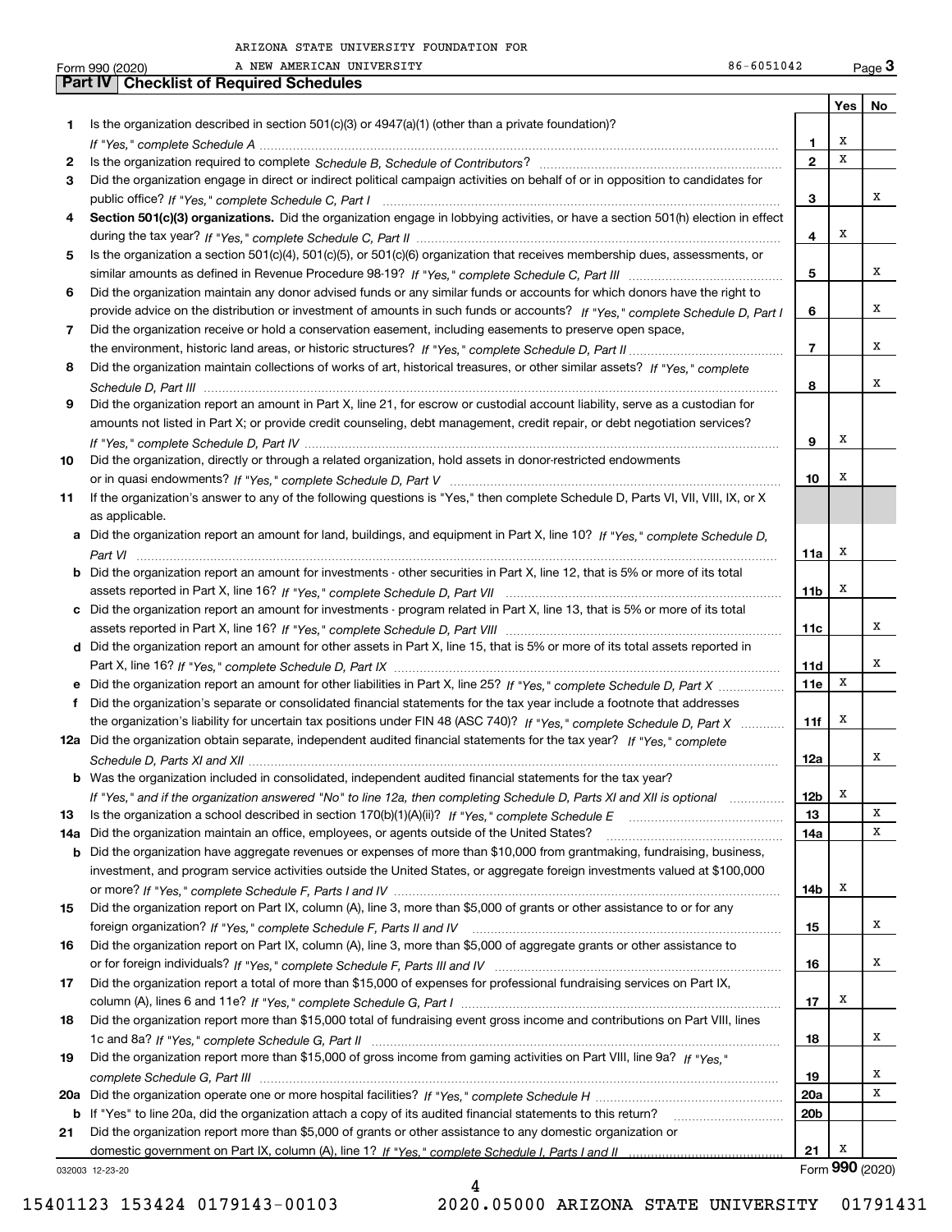ARIZONA STATE UNIVERSITY FOUNDATION FOR
A NEW AMERICAN UNIVERSITY 86-6051042

## Part IV Checklist of Required Schedules

| | | | Yes | No |
|---|---|---|---|---|
| 1 | Is the organization described in section 501(c)(3) or 4947(a)(1) (other than a private foundation)? *If "Yes," complete Schedule A* | 1 | X | |
| 2 | Is the organization required to complete *Schedule B, Schedule of Contributors*? | 2 | X | |
| 3 | Did the organization engage in direct or indirect political campaign activities on behalf of or in opposition to candidates for public office? *If "Yes," complete Schedule C, Part I* | 3 | | X |
| 4 | **Section 501(c)(3) organizations.** Did the organization engage in lobbying activities, or have a section 501(h) election in effect during the tax year? *If "Yes," complete Schedule C, Part II* | 4 | X | |
| 5 | Is the organization a section 501(c)(4), 501(c)(5), or 501(c)(6) organization that receives membership dues, assessments, or similar amounts as defined in Revenue Procedure 98-19? *If "Yes," complete Schedule C, Part III* | 5 | | X |
| 6 | Did the organization maintain any donor advised funds or any similar funds or accounts for which donors have the right to provide advice on the distribution or investment of amounts in such funds or accounts? *If "Yes," complete Schedule D, Part I* | 6 | | X |
| 7 | Did the organization receive or hold a conservation easement, including easements to preserve open space, the environment, historic land areas, or historic structures? *If "Yes," complete Schedule D, Part II* | 7 | | X |
| 8 | Did the organization maintain collections of works of art, historical treasures, or other similar assets? *If "Yes," complete Schedule D, Part III* | 8 | | X |
| 9 | Did the organization report an amount in Part X, line 21, for escrow or custodial account liability, serve as a custodian for amounts not listed in Part X; or provide credit counseling, debt management, credit repair, or debt negotiation services? *If "Yes," complete Schedule D, Part IV* | 9 | X | |
| 10 | Did the organization, directly or through a related organization, hold assets in donor-restricted endowments or in quasi endowments? *If "Yes," complete Schedule D, Part V* | 10 | X | |
| 11 | If the organization's answer to any of the following questions is "Yes," then complete Schedule D, Parts VI, VII, VIII, IX, or X as applicable. | | | |
| a | Did the organization report an amount for land, buildings, and equipment in Part X, line 10? *If "Yes," complete Schedule D, Part VI* | 11a | X | |
| b | Did the organization report an amount for investments - other securities in Part X, line 12, that is 5% or more of its total assets reported in Part X, line 16? *If "Yes," complete Schedule D, Part VII* | 11b | X | |
| c | Did the organization report an amount for investments - program related in Part X, line 13, that is 5% or more of its total assets reported in Part X, line 16? *If "Yes," complete Schedule D, Part VIII* | 11c | | X |
| d | Did the organization report an amount for other assets in Part X, line 15, that is 5% or more of its total assets reported in Part X, line 16? *If "Yes," complete Schedule D, Part IX* | 11d | | X |
| e | Did the organization report an amount for other liabilities in Part X, line 25? *If "Yes," complete Schedule D, Part X* | 11e | X | |
| f | Did the organization's separate or consolidated financial statements for the tax year include a footnote that addresses the organization's liability for uncertain tax positions under FIN 48 (ASC 740)? *If "Yes," complete Schedule D, Part X* | 11f | X | |
| 12a | Did the organization obtain separate, independent audited financial statements for the tax year? *If "Yes," complete Schedule D, Parts XI and XII* | 12a | | X |
| b | Was the organization included in consolidated, independent audited financial statements for the tax year? *If "Yes," and if the organization answered "No" to line 12a, then completing Schedule D, Parts XI and XII is optional* | 12b | X | |
| 13 | Is the organization a school described in section 170(b)(1)(A)(ii)? *If "Yes," complete Schedule E* | 13 | | X |
| 14a | Did the organization maintain an office, employees, or agents outside of the United States? | 14a | | X |
| b | Did the organization have aggregate revenues or expenses of more than $10,000 from grantmaking, fundraising, business, investment, and program service activities outside the United States, or aggregate foreign investments valued at $100,000 or more? *If "Yes," complete Schedule F, Parts I and IV* | 14b | X | |
| 15 | Did the organization report on Part IX, column (A), line 3, more than $5,000 of grants or other assistance to or for any foreign organization? *If "Yes," complete Schedule F, Parts II and IV* | 15 | | X |
| 16 | Did the organization report on Part IX, column (A), line 3, more than $5,000 of aggregate grants or other assistance to or for foreign individuals? *If "Yes," complete Schedule F, Parts III and IV* | 16 | | X |
| 17 | Did the organization report a total of more than $15,000 of expenses for professional fundraising services on Part IX, column (A), lines 6 and 11e? *If "Yes," complete Schedule G, Part I* | 17 | X | |
| 18 | Did the organization report more than $15,000 total of fundraising event gross income and contributions on Part VIII, lines 1c and 8a? *If "Yes," complete Schedule G, Part II* | 18 | | X |
| 19 | Did the organization report more than $15,000 of gross income from gaming activities on Part VIII, line 9a? *If "Yes," complete Schedule G, Part III* | 19 | | X |
| 20a | Did the organization operate one or more hospital facilities? *If "Yes," complete Schedule H* | 20a | | X |
| b | If "Yes" to line 20a, did the organization attach a copy of its audited financial statements to this return? | 20b | | |
| 21 | Did the organization report more than $5,000 of grants or other assistance to any domestic organization or domestic government on Part IX, column (A), line 1? *If "Yes," complete Schedule I, Parts I and II* | 21 | X | |

032003 12-23-20 Form **990** (2020)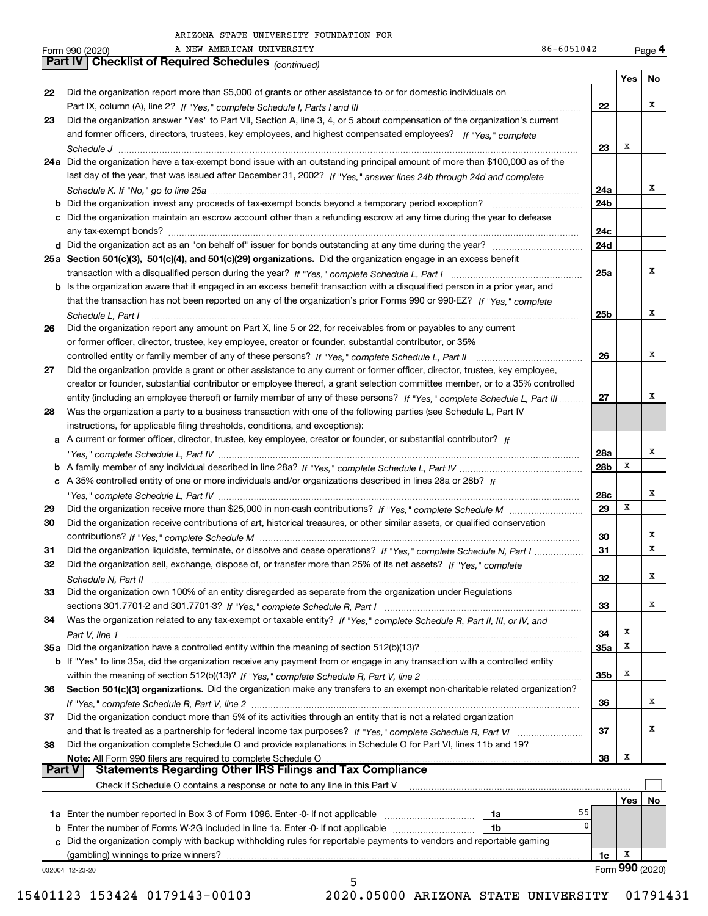Form 990 (2020) ARIZONA STATE UNIVERSITY FOUNDATION FOR A NEW AMERICAN UNIVERSITY 86-6051042 Page **4**

## Part IV Checklist of Required Schedules *(continued)*

| | | | Yes | No |
|---|---|---|---|---|
| 22 | Did the organization report more than $5,000 of grants or other assistance to or for domestic individuals on Part IX, column (A), line 2? *If "Yes," complete Schedule I, Parts I and III* | 22 | | X |
| 23 | Did the organization answer "Yes" to Part VII, Section A, line 3, 4, or 5 about compensation of the organization's current and former officers, directors, trustees, key employees, and highest compensated employees? *If "Yes," complete Schedule J* | 23 | X | |
| 24a | Did the organization have a tax-exempt bond issue with an outstanding principal amount of more than $100,000 as of the last day of the year, that was issued after December 31, 2002? *If "Yes," answer lines 24b through 24d and complete Schedule K. If "No," go to line 25a* | 24a | | X |
| b | Did the organization invest any proceeds of tax-exempt bonds beyond a temporary period exception? | 24b | | |
| c | Did the organization maintain an escrow account other than a refunding escrow at any time during the year to defease any tax-exempt bonds? | 24c | | |
| d | Did the organization act as an "on behalf of" issuer for bonds outstanding at any time during the year? | 24d | | |
| 25a | **Section 501(c)(3), 501(c)(4), and 501(c)(29) organizations.** Did the organization engage in an excess benefit transaction with a disqualified person during the year? *If "Yes," complete Schedule L, Part I* | 25a | | X |
| b | Is the organization aware that it engaged in an excess benefit transaction with a disqualified person in a prior year, and that the transaction has not been reported on any of the organization's prior Forms 990 or 990-EZ? *If "Yes," complete Schedule L, Part I* | 25b | | X |
| 26 | Did the organization report any amount on Part X, line 5 or 22, for receivables from or payables to any current or former officer, director, trustee, key employee, creator or founder, substantial contributor, or 35% controlled entity or family member of any of these persons? *If "Yes," complete Schedule L, Part II* | 26 | | X |
| 27 | Did the organization provide a grant or other assistance to any current or former officer, director, trustee, key employee, creator or founder, substantial contributor or employee thereof, a grant selection committee member, or to a 35% controlled entity (including an employee thereof) or family member of any of these persons? *If "Yes," complete Schedule L, Part III* | 27 | | X |
| 28 | Was the organization a party to a business transaction with one of the following parties (see Schedule L, Part IV instructions, for applicable filing thresholds, conditions, and exceptions): | | | |
| a | A current or former officer, director, trustee, key employee, creator or founder, or substantial contributor? *If "Yes," complete Schedule L, Part IV* | 28a | | X |
| b | A family member of any individual described in line 28a? *If "Yes," complete Schedule L, Part IV* | 28b | X | |
| c | A 35% controlled entity of one or more individuals and/or organizations described in lines 28a or 28b? *If "Yes," complete Schedule L, Part IV* | 28c | | X |
| 29 | Did the organization receive more than $25,000 in non-cash contributions? *If "Yes," complete Schedule M* | 29 | X | |
| 30 | Did the organization receive contributions of art, historical treasures, or other similar assets, or qualified conservation contributions? *If "Yes," complete Schedule M* | 30 | | X |
| 31 | Did the organization liquidate, terminate, or dissolve and cease operations? *If "Yes," complete Schedule N, Part I* | 31 | | X |
| 32 | Did the organization sell, exchange, dispose of, or transfer more than 25% of its net assets? *If "Yes," complete Schedule N, Part II* | 32 | | X |
| 33 | Did the organization own 100% of an entity disregarded as separate from the organization under Regulations sections 301.7701-2 and 301.7701-3? *If "Yes," complete Schedule R, Part I* | 33 | | X |
| 34 | Was the organization related to any tax-exempt or taxable entity? *If "Yes," complete Schedule R, Part II, III, or IV, and Part V, line 1* | 34 | X | |
| 35a | Did the organization have a controlled entity within the meaning of section 512(b)(13)? | 35a | X | |
| b | If "Yes" to line 35a, did the organization receive any payment from or engage in any transaction with a controlled entity within the meaning of section 512(b)(13)? *If "Yes," complete Schedule R, Part V, line 2* | 35b | X | |
| 36 | **Section 501(c)(3) organizations.** Did the organization make any transfers to an exempt non-charitable related organization? *If "Yes," complete Schedule R, Part V, line 2* | 36 | | X |
| 37 | Did the organization conduct more than 5% of its activities through an entity that is not a related organization and that is treated as a partnership for federal income tax purposes? *If "Yes," complete Schedule R, Part VI* | 37 | | X |
| 38 | Did the organization complete Schedule O and provide explanations in Schedule O for Part VI, lines 11b and 19? **Note:** All Form 990 filers are required to complete Schedule O | 38 | X | |

## Part V Statements Regarding Other IRS Filings and Tax Compliance

Check if Schedule O contains a response or note to any line in this Part V ☐

| | | | | | Yes | No |
|---|---|---|---|---|---|---|
| 1a | Enter the number reported in Box 3 of Form 1096. Enter -0- if not applicable | 1a | 55 | | | |
| b | Enter the number of Forms W-2G included in line 1a. Enter -0- if not applicable | 1b | 0 | | | |
| c | Did the organization comply with backup withholding rules for reportable payments to vendors and reportable gaming (gambling) winnings to prize winners? | | | 1c | X | |

032004 12-23-20 Form **990** (2020)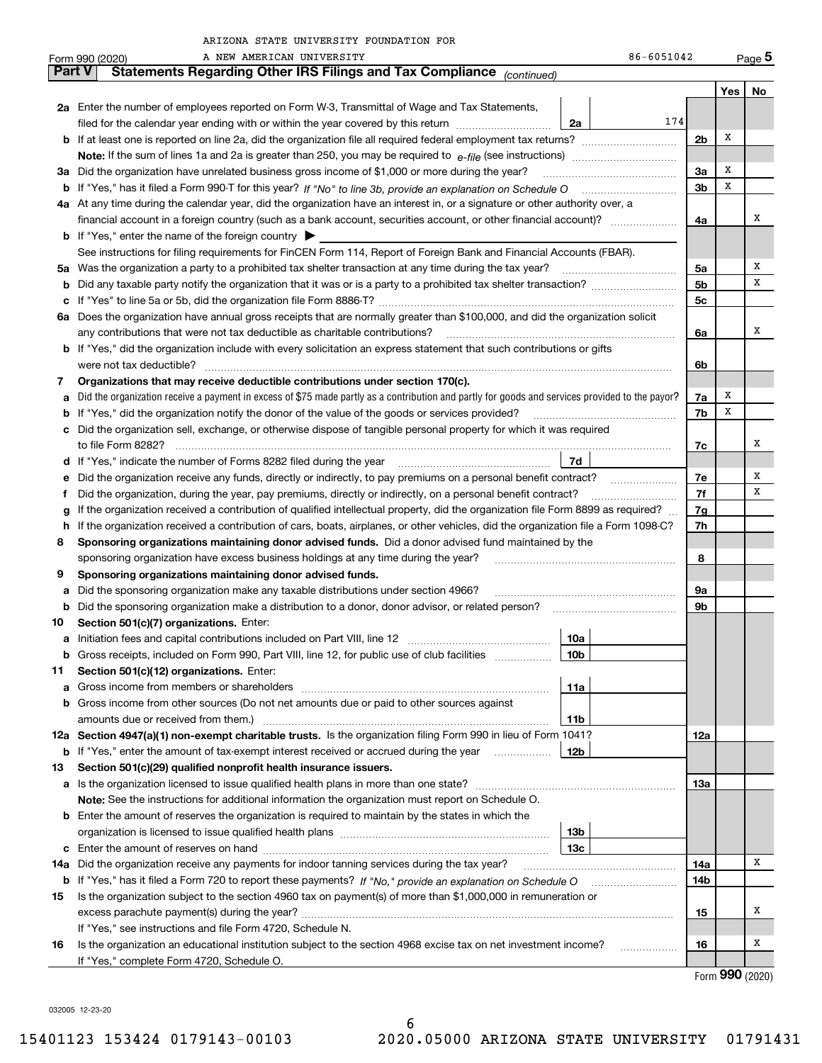ARIZONA STATE UNIVERSITY FOUNDATION FOR A NEW AMERICAN UNIVERSITY 86-6051042

Form 990 (2020)

## Part V Statements Regarding Other IRS Filings and Tax Compliance *(continued)*

| | | | | Yes | No |
|---|---|---|---|---|---|
| **2a** | Enter the number of employees reported on Form W-3, Transmittal of Wage and Tax Statements, filed for the calendar year ending with or within the year covered by this return | 2a | 174 | | |
| **b** | If at least one is reported on line 2a, did the organization file all required federal employment tax returns? | | 2b | X | |
| | **Note:** If the sum of lines 1a and 2a is greater than 250, you may be required to *e-file* (see instructions) | | | | |
| **3a** | Did the organization have unrelated business gross income of $1,000 or more during the year? | | 3a | X | |
| **b** | If "Yes," has it filed a Form 990-T for this year? *If "No" to line 3b, provide an explanation on Schedule O* | | 3b | X | |
| **4a** | At any time during the calendar year, did the organization have an interest in, or a signature or other authority over, a financial account in a foreign country (such as a bank account, securities account, or other financial account)? | | 4a | | X |
| **b** | If "Yes," enter the name of the foreign country ▶ | | | | |
| | See instructions for filing requirements for FinCEN Form 114, Report of Foreign Bank and Financial Accounts (FBAR). | | | | |
| **5a** | Was the organization a party to a prohibited tax shelter transaction at any time during the tax year? | | 5a | | X |
| **b** | Did any taxable party notify the organization that it was or is a party to a prohibited tax shelter transaction? | | 5b | | X |
| **c** | If "Yes" to line 5a or 5b, did the organization file Form 8886-T? | | 5c | | |
| **6a** | Does the organization have annual gross receipts that are normally greater than $100,000, and did the organization solicit any contributions that were not tax deductible as charitable contributions? | | 6a | | X |
| **b** | If "Yes," did the organization include with every solicitation an express statement that such contributions or gifts were not tax deductible? | | 6b | | |
| **7** | **Organizations that may receive deductible contributions under section 170(c).** | | | | |
| **a** | Did the organization receive a payment in excess of $75 made partly as a contribution and partly for goods and services provided to the payor? | | 7a | X | |
| **b** | If "Yes," did the organization notify the donor of the value of the goods or services provided? | | 7b | X | |
| **c** | Did the organization sell, exchange, or otherwise dispose of tangible personal property for which it was required to file Form 8282? | | 7c | | X |
| **d** | If "Yes," indicate the number of Forms 8282 filed during the year | 7d | | | |
| **e** | Did the organization receive any funds, directly or indirectly, to pay premiums on a personal benefit contract? | | 7e | | X |
| **f** | Did the organization, during the year, pay premiums, directly or indirectly, on a personal benefit contract? | | 7f | | X |
| **g** | If the organization received a contribution of qualified intellectual property, did the organization file Form 8899 as required? | | 7g | | |
| **h** | If the organization received a contribution of cars, boats, airplanes, or other vehicles, did the organization file a Form 1098-C? | | 7h | | |
| **8** | **Sponsoring organizations maintaining donor advised funds.** Did a donor advised fund maintained by the sponsoring organization have excess business holdings at any time during the year? | | 8 | | |
| **9** | **Sponsoring organizations maintaining donor advised funds.** | | | | |
| **a** | Did the sponsoring organization make any taxable distributions under section 4966? | | 9a | | |
| **b** | Did the sponsoring organization make a distribution to a donor, donor advisor, or related person? | | 9b | | |
| **10** | **Section 501(c)(7) organizations.** Enter: | | | | |
| **a** | Initiation fees and capital contributions included on Part VIII, line 12 | 10a | | | |
| **b** | Gross receipts, included on Form 990, Part VIII, line 12, for public use of club facilities | 10b | | | |
| **11** | **Section 501(c)(12) organizations.** Enter: | | | | |
| **a** | Gross income from members or shareholders | 11a | | | |
| **b** | Gross income from other sources (Do not net amounts due or paid to other sources against amounts due or received from them.) | 11b | | | |
| **12a** | **Section 4947(a)(1) non-exempt charitable trusts.** Is the organization filing Form 990 in lieu of Form 1041? | | 12a | | |
| **b** | If "Yes," enter the amount of tax-exempt interest received or accrued during the year | 12b | | | |
| **13** | **Section 501(c)(29) qualified nonprofit health insurance issuers.** | | | | |
| **a** | Is the organization licensed to issue qualified health plans in more than one state? | | 13a | | |
| | **Note:** See the instructions for additional information the organization must report on Schedule O. | | | | |
| **b** | Enter the amount of reserves the organization is required to maintain by the states in which the organization is licensed to issue qualified health plans | 13b | | | |
| **c** | Enter the amount of reserves on hand | 13c | | | |
| **14a** | Did the organization receive any payments for indoor tanning services during the tax year? | | 14a | | X |
| **b** | If "Yes," has it filed a Form 720 to report these payments? *If "No," provide an explanation on Schedule O* | | 14b | | |
| **15** | Is the organization subject to the section 4960 tax on payment(s) of more than $1,000,000 in remuneration or excess parachute payment(s) during the year? | | 15 | | X |
| | If "Yes," see instructions and file Form 4720, Schedule N. | | | | |
| **16** | Is the organization an educational institution subject to the section 4968 excise tax on net investment income? | | 16 | | X |
| | If "Yes," complete Form 4720, Schedule O. | | | | |

Form **990** (2020)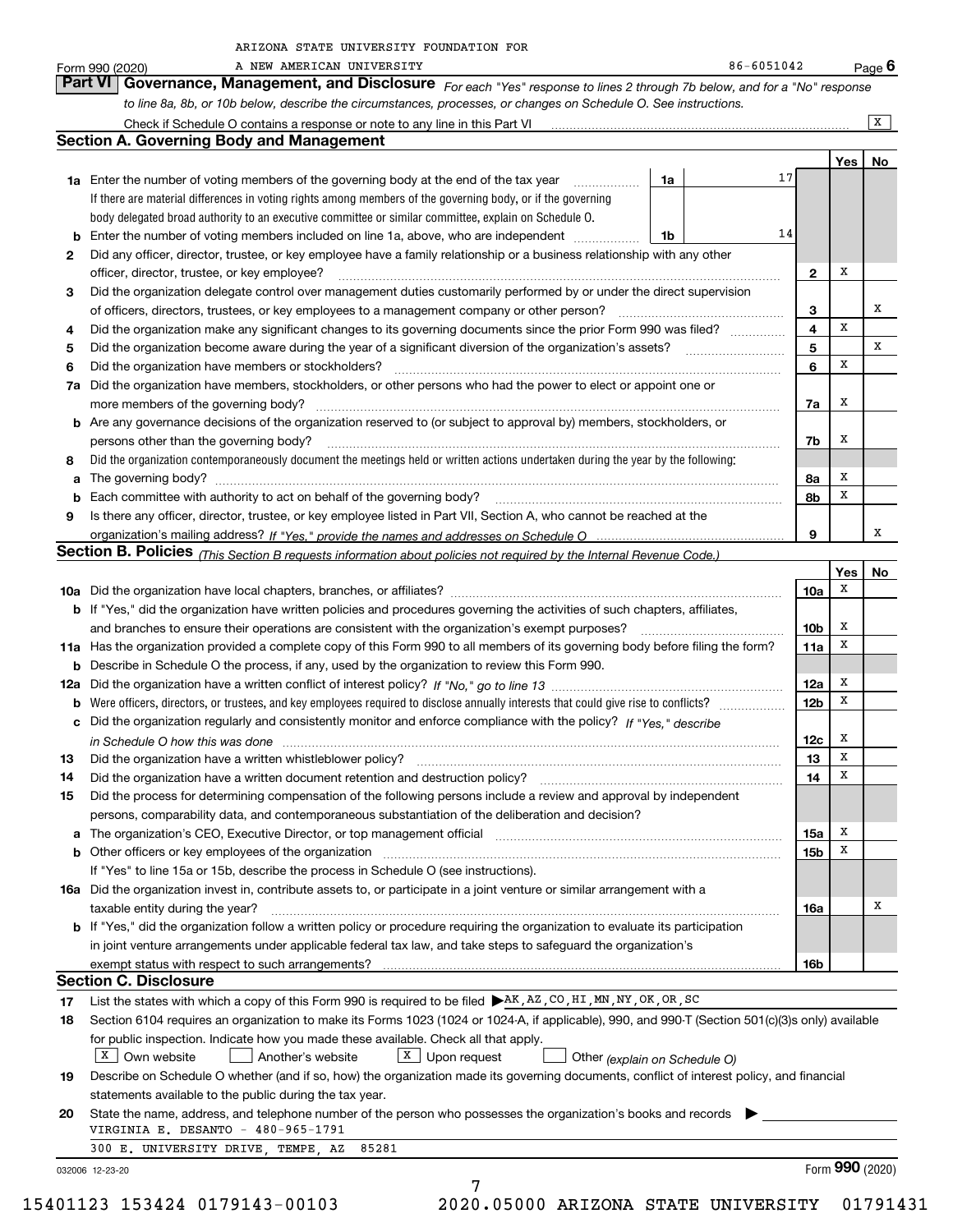ARIZONA STATE UNIVERSITY FOUNDATION FOR A NEW AMERICAN UNIVERSITY 86-6051042

Form 990 (2020) Page 6

## Part VI Governance, Management, and Disclosure

*For each "Yes" response to lines 2 through 7b below, and for a "No" response to line 8a, 8b, or 10b below, describe the circumstances, processes, or changes on Schedule O. See instructions.*

Check if Schedule O contains a response or note to any line in this Part VI [X]

### Section A. Governing Body and Management

| | | | | Yes | No |
|---|---|---|---|---|---|
| **1a** | Enter the number of voting members of the governing body at the end of the tax year. If there are material differences in voting rights among members of the governing body, or if the governing body delegated broad authority to an executive committee or similar committee, explain on Schedule O. | 1a | 17 | | |
| **b** | Enter the number of voting members included on line 1a, above, who are independent | 1b | 14 | | |
| **2** | Did any officer, director, trustee, or key employee have a family relationship or a business relationship with any other officer, director, trustee, or key employee? | | 2 | X | |
| **3** | Did the organization delegate control over management duties customarily performed by or under the direct supervision of officers, directors, trustees, or key employees to a management company or other person? | | 3 | | X |
| **4** | Did the organization make any significant changes to its governing documents since the prior Form 990 was filed? | | 4 | X | |
| **5** | Did the organization become aware during the year of a significant diversion of the organization's assets? | | 5 | | X |
| **6** | Did the organization have members or stockholders? | | 6 | X | |
| **7a** | Did the organization have members, stockholders, or other persons who had the power to elect or appoint one or more members of the governing body? | | 7a | X | |
| **b** | Are any governance decisions of the organization reserved to (or subject to approval by) members, stockholders, or persons other than the governing body? | | 7b | X | |
| **8** | Did the organization contemporaneously document the meetings held or written actions undertaken during the year by the following: | | | | |
| **a** | The governing body? | | 8a | X | |
| **b** | Each committee with authority to act on behalf of the governing body? | | 8b | X | |
| **9** | Is there any officer, director, trustee, or key employee listed in Part VII, Section A, who cannot be reached at the organization's mailing address? *If "Yes," provide the names and addresses on Schedule O* | | 9 | | X |

### Section B. Policies *(This Section B requests information about policies not required by the Internal Revenue Code.)*

| | | | Yes | No |
|---|---|---|---|---|
| **10a** | Did the organization have local chapters, branches, or affiliates? | 10a | X | |
| **b** | If "Yes," did the organization have written policies and procedures governing the activities of such chapters, affiliates, and branches to ensure their operations are consistent with the organization's exempt purposes? | 10b | X | |
| **11a** | Has the organization provided a complete copy of this Form 990 to all members of its governing body before filing the form? | 11a | X | |
| **b** | Describe in Schedule O the process, if any, used by the organization to review this Form 990. | | | |
| **12a** | Did the organization have a written conflict of interest policy? *If "No," go to line 13* | 12a | X | |
| **b** | Were officers, directors, or trustees, and key employees required to disclose annually interests that could give rise to conflicts? | 12b | X | |
| **c** | Did the organization regularly and consistently monitor and enforce compliance with the policy? *If "Yes," describe in Schedule O how this was done* | 12c | X | |
| **13** | Did the organization have a written whistleblower policy? | 13 | X | |
| **14** | Did the organization have a written document retention and destruction policy? | 14 | X | |
| **15** | Did the process for determining compensation of the following persons include a review and approval by independent persons, comparability data, and contemporaneous substantiation of the deliberation and decision? | | | |
| **a** | The organization's CEO, Executive Director, or top management official | 15a | X | |
| **b** | Other officers or key employees of the organization | 15b | X | |
| | If "Yes" to line 15a or 15b, describe the process in Schedule O (see instructions). | | | |
| **16a** | Did the organization invest in, contribute assets to, or participate in a joint venture or similar arrangement with a taxable entity during the year? | 16a | | X |
| **b** | If "Yes," did the organization follow a written policy or procedure requiring the organization to evaluate its participation in joint venture arrangements under applicable federal tax law, and take steps to safeguard the organization's exempt status with respect to such arrangements? | 16b | | |

### Section C. Disclosure

**17** List the states with which a copy of this Form 990 is required to be filed ▶ AK,AZ,CO,HI,MN,NY,OK,OR,SC

**18** Section 6104 requires an organization to make its Forms 1023 (1024 or 1024-A, if applicable), 990, and 990-T (Section 501(c)(3)s only) available for public inspection. Indicate how you made these available. Check all that apply.

[X] Own website [ ] Another's website [X] Upon request [ ] Other *(explain on Schedule O)*

**19** Describe on Schedule O whether (and if so, how) the organization made its governing documents, conflict of interest policy, and financial statements available to the public during the tax year.

**20** State the name, address, and telephone number of the person who possesses the organization's books and records ▶

VIRGINIA E. DESANTO - 480-965-1791

300 E. UNIVERSITY DRIVE, TEMPE, AZ 85281

032006 12-23-20 Form **990** (2020)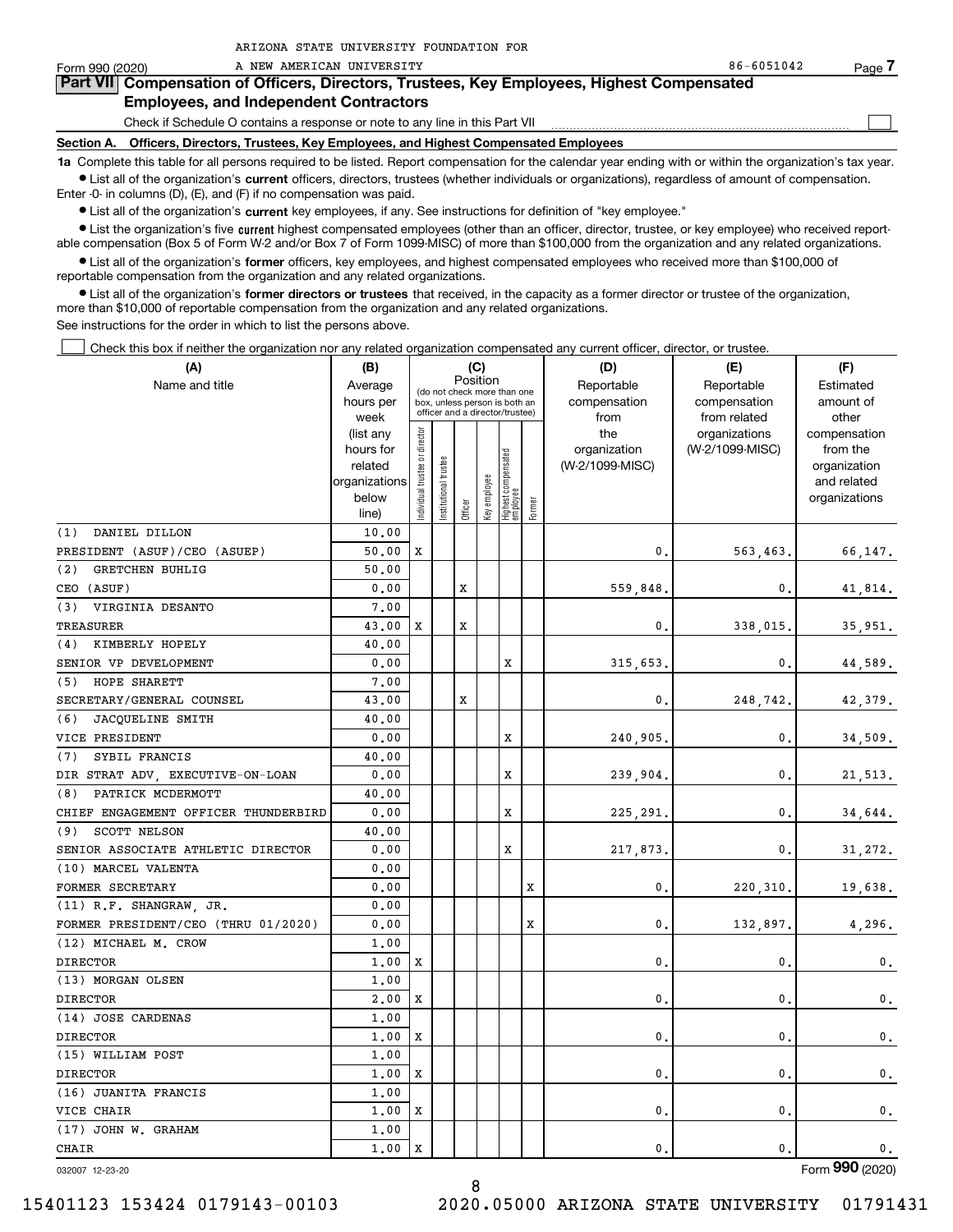ARIZONA STATE UNIVERSITY FOUNDATION FOR A NEW AMERICAN UNIVERSITY 86-6051042

Form 990 (2020) Page 7

## Part VII Compensation of Officers, Directors, Trustees, Key Employees, Highest Compensated Employees, and Independent Contractors

Check if Schedule O contains a response or note to any line in this Part VII ☐

### Section A. Officers, Directors, Trustees, Key Employees, and Highest Compensated Employees

**1a** Complete this table for all persons required to be listed. Report compensation for the calendar year ending with or within the organization's tax year.

- List all of the organization's **current** officers, directors, trustees (whether individuals or organizations), regardless of amount of compensation. Enter -0- in columns (D), (E), and (F) if no compensation was paid.
- List all of the organization's **current** key employees, if any. See instructions for definition of "key employee."
- List the organization's five **current** highest compensated employees (other than an officer, director, trustee, or key employee) who received reportable compensation (Box 5 of Form W-2 and/or Box 7 of Form 1099-MISC) of more than $100,000 from the organization and any related organizations.
- List all of the organization's **former** officers, key employees, and highest compensated employees who received more than $100,000 of reportable compensation from the organization and any related organizations.
- List all of the organization's **former directors or trustees** that received, in the capacity as a former director or trustee of the organization, more than $10,000 of reportable compensation from the organization and any related organizations.

See instructions for the order in which to list the persons above.

☐ Check this box if neither the organization nor any related organization compensated any current officer, director, or trustee.

| (A) Name and title | (B) Average hours per week (list any hours for related organizations below line) | (C) Position: Individual trustee or director | Institutional trustee | Officer | Key employee | Highest compensated employee | Former | (D) Reportable compensation from the organization (W-2/1099-MISC) | (E) Reportable compensation from related organizations (W-2/1099-MISC) | (F) Estimated amount of other compensation from the organization and related organizations |
|---|---|---|---|---|---|---|---|---|---|---|
| (1) DANIEL DILLON<br>PRESIDENT (ASUF)/CEO (ASUEP) | 10.00<br>50.00 | X | | | | | | 0. | 563,463. | 66,147. |
| (2) GRETCHEN BUHLIG<br>CEO (ASUF) | 50.00<br>0.00 | | | X | | | | 559,848. | 0. | 41,814. |
| (3) VIRGINIA DESANTO<br>TREASURER | 7.00<br>43.00 | X | | X | | | | 0. | 338,015. | 35,951. |
| (4) KIMBERLY HOPELY<br>SENIOR VP DEVELOPMENT | 40.00<br>0.00 | | | | | X | | 315,653. | 0. | 44,589. |
| (5) HOPE SHARETT<br>SECRETARY/GENERAL COUNSEL | 7.00<br>43.00 | | | X | | | | 0. | 248,742. | 42,379. |
| (6) JACQUELINE SMITH<br>VICE PRESIDENT | 40.00<br>0.00 | | | | | X | | 240,905. | 0. | 34,509. |
| (7) SYBIL FRANCIS<br>DIR STRAT ADV, EXECUTIVE-ON-LOAN | 40.00<br>0.00 | | | | | X | | 239,904. | 0. | 21,513. |
| (8) PATRICK MCDERMOTT<br>CHIEF ENGAGEMENT OFFICER THUNDERBIRD | 40.00<br>0.00 | | | | | X | | 225,291. | 0. | 34,644. |
| (9) SCOTT NELSON<br>SENIOR ASSOCIATE ATHLETIC DIRECTOR | 40.00<br>0.00 | | | | | X | | 217,873. | 0. | 31,272. |
| (10) MARCEL VALENTA<br>FORMER SECRETARY | 0.00<br>0.00 | | | | | | X | 0. | 220,310. | 19,638. |
| (11) R.F. SHANGRAW, JR.<br>FORMER PRESIDENT/CEO (THRU 01/2020) | 0.00<br>0.00 | | | | | | X | 0. | 132,897. | 4,296. |
| (12) MICHAEL M. CROW<br>DIRECTOR | 1.00<br>1.00 | X | | | | | | 0. | 0. | 0. |
| (13) MORGAN OLSEN<br>DIRECTOR | 1.00<br>2.00 | X | | | | | | 0. | 0. | 0. |
| (14) JOSE CARDENAS<br>DIRECTOR | 1.00<br>1.00 | X | | | | | | 0. | 0. | 0. |
| (15) WILLIAM POST<br>DIRECTOR | 1.00<br>1.00 | X | | | | | | 0. | 0. | 0. |
| (16) JUANITA FRANCIS<br>VICE CHAIR | 1.00<br>1.00 | X | | | | | | 0. | 0. | 0. |
| (17) JOHN W. GRAHAM<br>CHAIR | 1.00<br>1.00 | X | | | | | | 0. | 0. | 0. |

032007 12-23-20 Form **990** (2020)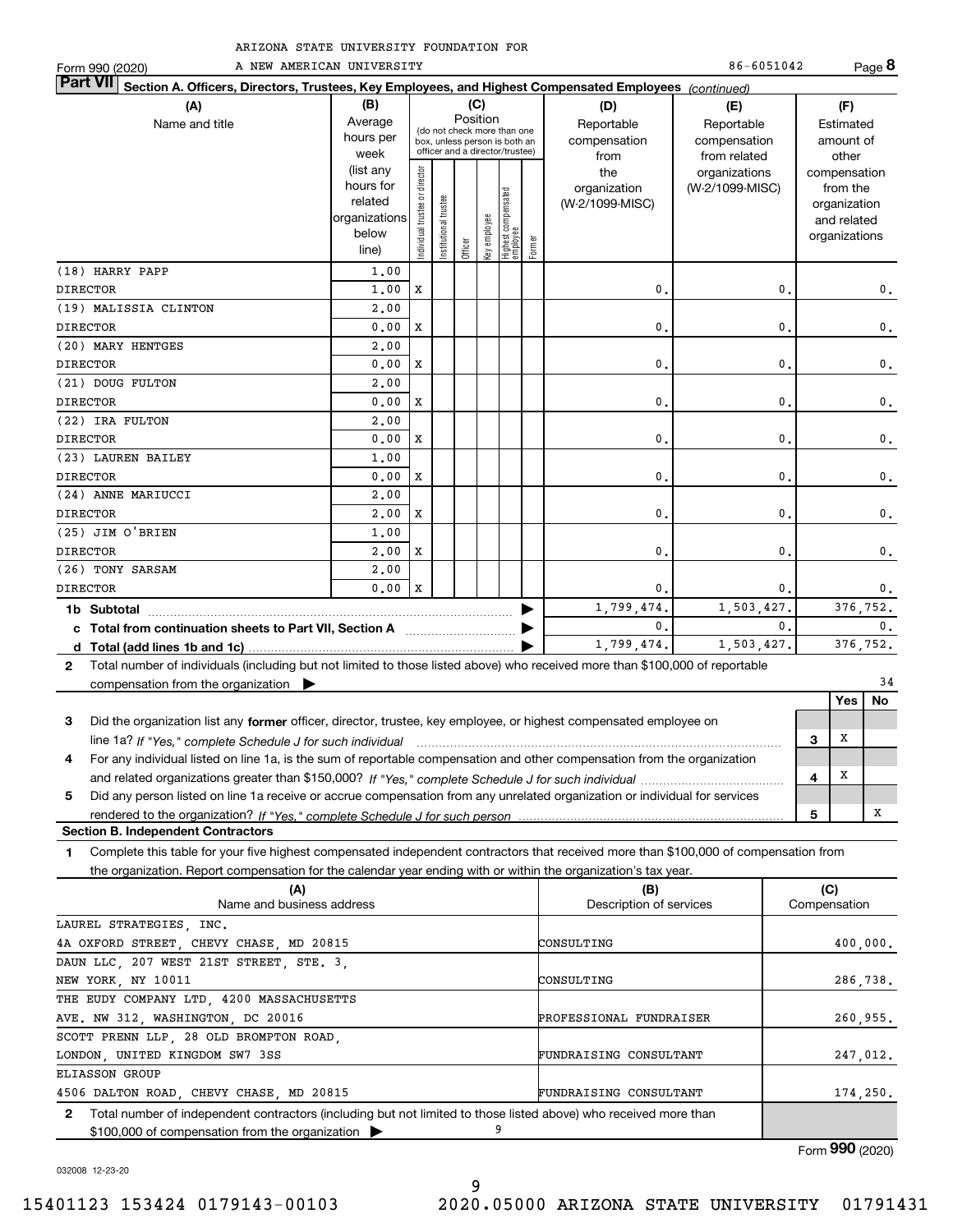ARIZONA STATE UNIVERSITY FOUNDATION FOR A NEW AMERICAN UNIVERSITY

Form 990 (2020) 86-6051042 Page **8**

**Part VII** **Section A. Officers, Directors, Trustees, Key Employees, and Highest Compensated Employees** *(continued)*

| (A) Name and title | (B) Average hours per week (list any hours for related organizations below line) | (C) Position: Individual trustee or director | Institutional trustee | Officer | Key employee | Highest compensated employee | Former | (D) Reportable compensation from the organization (W-2/1099-MISC) | (E) Reportable compensation from related organizations (W-2/1099-MISC) | (F) Estimated amount of other compensation from the organization and related organizations |
|---|---|---|---|---|---|---|---|---|---|---|
| (18) HARRY PAPP | 1.00 | | | | | | | | | |
| DIRECTOR | 1.00 | X | | | | | | 0. | 0. | 0. |
| (19) MALISSIA CLINTON | 2.00 | | | | | | | | | |
| DIRECTOR | 0.00 | X | | | | | | 0. | 0. | 0. |
| (20) MARY HENTGES | 2.00 | | | | | | | | | |
| DIRECTOR | 0.00 | X | | | | | | 0. | 0. | 0. |
| (21) DOUG FULTON | 2.00 | | | | | | | | | |
| DIRECTOR | 0.00 | X | | | | | | 0. | 0. | 0. |
| (22) IRA FULTON | 2.00 | | | | | | | | | |
| DIRECTOR | 0.00 | X | | | | | | 0. | 0. | 0. |
| (23) LAUREN BAILEY | 1.00 | | | | | | | | | |
| DIRECTOR | 0.00 | X | | | | | | 0. | 0. | 0. |
| (24) ANNE MARIUCCI | 2.00 | | | | | | | | | |
| DIRECTOR | 2.00 | X | | | | | | 0. | 0. | 0. |
| (25) JIM O'BRIEN | 1.00 | | | | | | | | | |
| DIRECTOR | 2.00 | X | | | | | | 0. | 0. | 0. |
| (26) TONY SARSAM | 2.00 | | | | | | | | | |
| DIRECTOR | 0.00 | X | | | | | | 0. | 0. | 0. |
| **1b Subtotal** | | | | | | | | 1,799,474. | 1,503,427. | 376,752. |
| **c Total from continuation sheets to Part VII, Section A** | | | | | | | | 0. | 0. | 0. |
| **d Total (add lines 1b and 1c)** | | | | | | | | 1,799,474. | 1,503,427. | 376,752. |

**2** Total number of individuals (including but not limited to those listed above) who received more than $100,000 of reportable compensation from the organization ▶ 34

| | | Yes | No |
|---|---|---|---|
| **3** Did the organization list any **former** officer, director, trustee, key employee, or highest compensated employee on line 1a? *If "Yes," complete Schedule J for such individual* | 3 | X | |
| **4** For any individual listed on line 1a, is the sum of reportable compensation and other compensation from the organization and related organizations greater than $150,000? *If "Yes," complete Schedule J for such individual* | 4 | X | |
| **5** Did any person listed on line 1a receive or accrue compensation from any unrelated organization or individual for services rendered to the organization? *If "Yes," complete Schedule J for such person* | 5 | | X |

**Section B. Independent Contractors**

**1** Complete this table for your five highest compensated independent contractors that received more than $100,000 of compensation from the organization. Report compensation for the calendar year ending with or within the organization's tax year.

| (A) Name and business address | (B) Description of services | (C) Compensation |
|---|---|---|
| LAUREL STRATEGIES, INC. 4A OXFORD STREET, CHEVY CHASE, MD 20815 | CONSULTING | 400,000. |
| DAUN LLC, 207 WEST 21ST STREET, STE. 3, NEW YORK, NY 10011 | CONSULTING | 286,738. |
| THE EUDY COMPANY LTD, 4200 MASSACHUSETTS AVE. NW 312, WASHINGTON, DC 20016 | PROFESSIONAL FUNDRAISER | 260,955. |
| SCOTT PRENN LLP, 28 OLD BROMPTON ROAD, LONDON, UNITED KINGDOM SW7 3SS | FUNDRAISING CONSULTANT | 247,012. |
| ELIASSON GROUP 4506 DALTON ROAD, CHEVY CHASE, MD 20815 | FUNDRAISING CONSULTANT | 174,250. |

**2** Total number of independent contractors (including but not limited to those listed above) who received more than $100,000 of compensation from the organization ▶ 9

Form **990** (2020)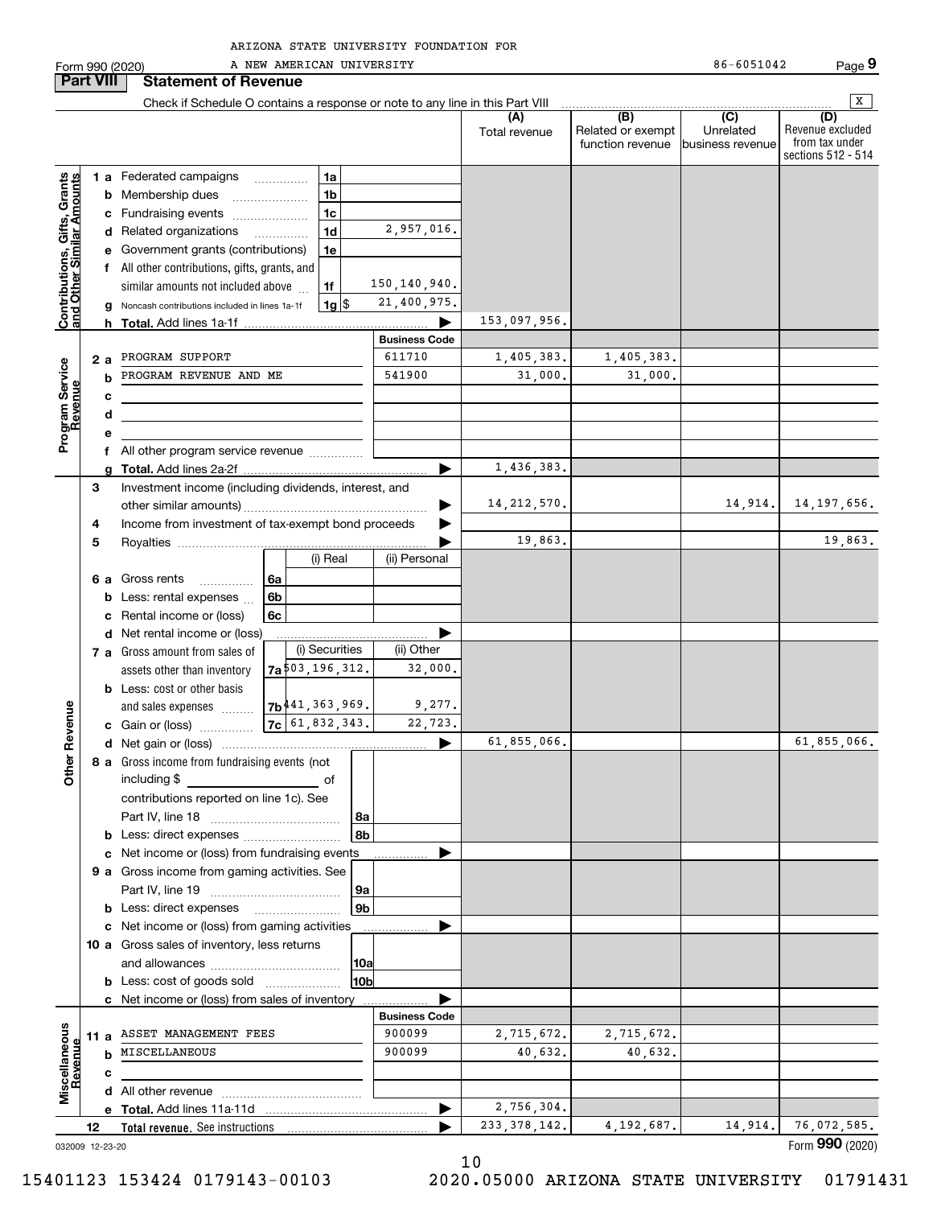ARIZONA STATE UNIVERSITY FOUNDATION FOR A NEW AMERICAN UNIVERSITY 86-6051042

Form 990 (2020)

## Part VIII Statement of Revenue

Check if Schedule O contains a response or note to any line in this Part VIII [X]

| | | | (A) Total revenue | (B) Related or exempt function revenue | (C) Unrelated business revenue | (D) Revenue excluded from tax under sections 512 - 514 |
|---|---|---|---|---|---|---|
| **Contributions, Gifts, Grants and Other Similar Amounts** | | | | | | |
| 1 a Federated campaigns | 1a | | | | | |
| b Membership dues | 1b | | | | | |
| c Fundraising events | 1c | | | | | |
| d Related organizations | 1d | 2,957,016. | | | | |
| e Government grants (contributions) | 1e | | | | | |
| f All other contributions, gifts, grants, and similar amounts not included above | 1f | 150,140,940. | | | | |
| g Noncash contributions included in lines 1a-1f | 1g $ | 21,400,975. | | | | |
| h Total. Add lines 1a-1f | | | 153,097,956. | | | |
| **Program Service Revenue** | | Business Code | | | | |
| 2 a PROGRAM SUPPORT | | 611710 | 1,405,383. | 1,405,383. | | |
| b PROGRAM REVENUE AND ME | | 541900 | 31,000. | 31,000. | | |
| c | | | | | | |
| d | | | | | | |
| e | | | | | | |
| f All other program service revenue | | | | | | |
| g Total. Add lines 2a-2f | | | 1,436,383. | | | |
| **Other Revenue** | | | | | | |
| 3 Investment income (including dividends, interest, and other similar amounts) | | | 14,212,570. | | 14,914. | 14,197,656. |
| 4 Income from investment of tax-exempt bond proceeds | | | | | | |
| 5 Royalties | | | 19,863. | | | 19,863. |
| | (i) Real | (ii) Personal | | | | |
| 6 a Gross rents (6a) | | | | | | |
| b Less: rental expenses (6b) | | | | | | |
| c Rental income or (loss) (6c) | | | | | | |
| d Net rental income or (loss) | | | | | | |
| | (i) Securities | (ii) Other | | | | |
| 7 a Gross amount from sales of assets other than inventory (7a) | 503,196,312. | 32,000. | | | | |
| b Less: cost or other basis and sales expenses (7b) | 441,363,969. | 9,277. | | | | |
| c Gain or (loss) (7c) | 61,832,343. | 22,723. | | | | |
| d Net gain or (loss) | | | 61,855,066. | | | 61,855,066. |
| 8 a Gross income from fundraising events (not including $ of contributions reported on line 1c). See Part IV, line 18 | 8a | | | | | |
| b Less: direct expenses | 8b | | | | | |
| c Net income or (loss) from fundraising events | | | | | | |
| 9 a Gross income from gaming activities. See Part IV, line 19 | 9a | | | | | |
| b Less: direct expenses | 9b | | | | | |
| c Net income or (loss) from gaming activities | | | | | | |
| 10 a Gross sales of inventory, less returns and allowances | 10a | | | | | |
| b Less: cost of goods sold | 10b | | | | | |
| c Net income or (loss) from sales of inventory | | | | | | |
| **Miscellaneous Revenue** | | Business Code | | | | |
| 11 a ASSET MANAGEMENT FEES | | 900099 | 2,715,672. | 2,715,672. | | |
| b MISCELLANEOUS | | 900099 | 40,632. | 40,632. | | |
| c | | | | | | |
| d All other revenue | | | | | | |
| e Total. Add lines 11a-11d | | | 2,756,304. | | | |
| 12 Total revenue. See instructions | | | 233,378,142. | 4,192,687. | 14,914. | 76,072,585. |

032009 12-23-20

Form 990 (2020)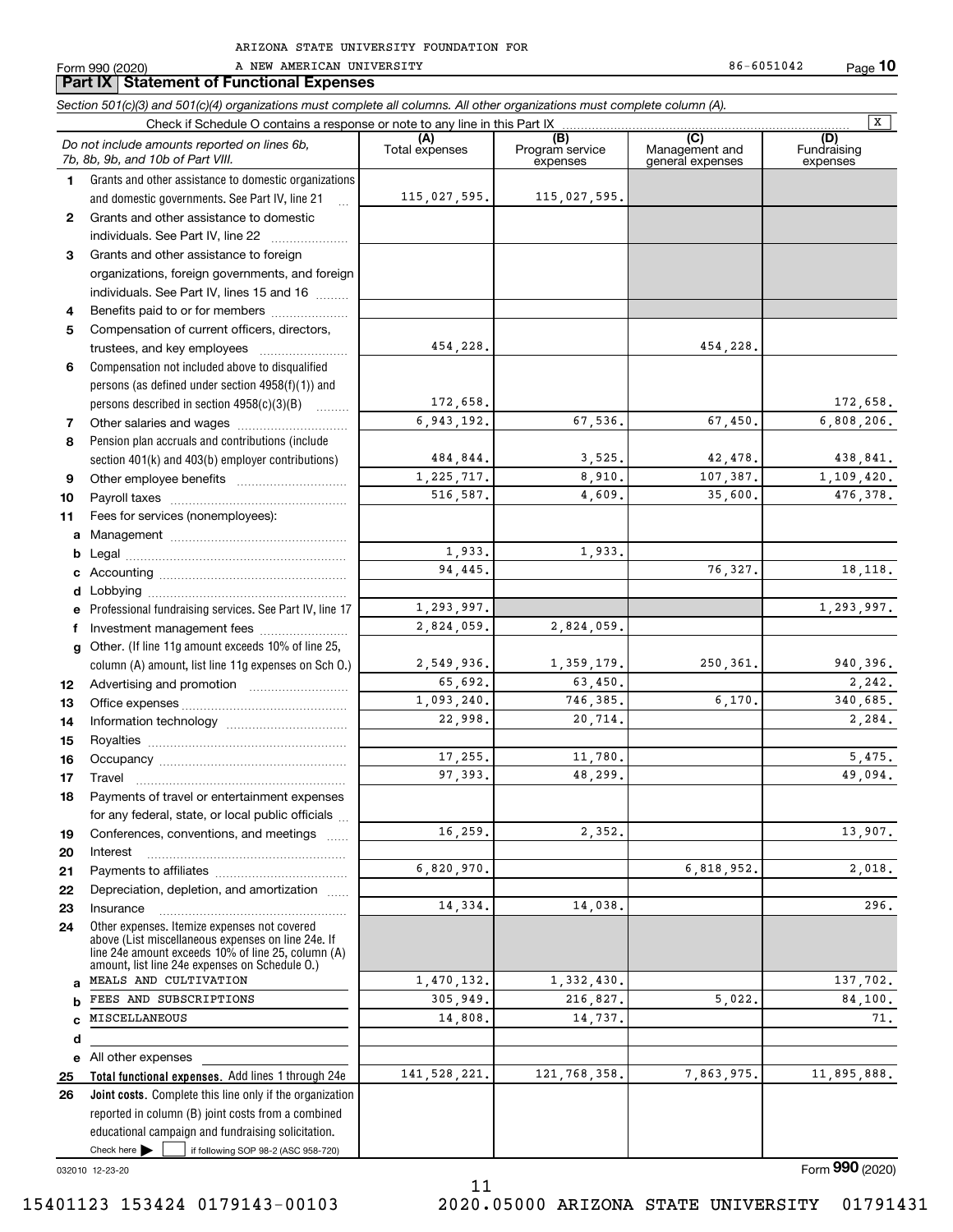ARIZONA STATE UNIVERSITY FOUNDATION FOR A NEW AMERICAN UNIVERSITY 86-6051042

Form 990 (2020)

## Part IX Statement of Functional Expenses

*Section 501(c)(3) and 501(c)(4) organizations must complete all columns. All other organizations must complete column (A).*

Check if Schedule O contains a response or note to any line in this Part IX [X]

| | *Do not include amounts reported on lines 6b, 7b, 8b, 9b, and 10b of Part VIII.* | (A) Total expenses | (B) Program service expenses | (C) Management and general expenses | (D) Fundraising expenses |
|---|---|---|---|---|---|
| 1 | Grants and other assistance to domestic organizations and domestic governments. See Part IV, line 21 | 115,027,595. | 115,027,595. | | |
| 2 | Grants and other assistance to domestic individuals. See Part IV, line 22 | | | | |
| 3 | Grants and other assistance to foreign organizations, foreign governments, and foreign individuals. See Part IV, lines 15 and 16 | | | | |
| 4 | Benefits paid to or for members | | | | |
| 5 | Compensation of current officers, directors, trustees, and key employees | 454,228. | | 454,228. | |
| 6 | Compensation not included above to disqualified persons (as defined under section 4958(f)(1)) and persons described in section 4958(c)(3)(B) | 172,658. | | | 172,658. |
| 7 | Other salaries and wages | 6,943,192. | 67,536. | 67,450. | 6,808,206. |
| 8 | Pension plan accruals and contributions (include section 401(k) and 403(b) employer contributions) | 484,844. | 3,525. | 42,478. | 438,841. |
| 9 | Other employee benefits | 1,225,717. | 8,910. | 107,387. | 1,109,420. |
| 10 | Payroll taxes | 516,587. | 4,609. | 35,600. | 476,378. |
| 11 | Fees for services (nonemployees): | | | | |
| a | Management | | | | |
| b | Legal | 1,933. | 1,933. | | |
| c | Accounting | 94,445. | | 76,327. | 18,118. |
| d | Lobbying | | | | |
| e | Professional fundraising services. See Part IV, line 17 | 1,293,997. | | | 1,293,997. |
| f | Investment management fees | 2,824,059. | 2,824,059. | | |
| g | Other. (If line 11g amount exceeds 10% of line 25, column (A) amount, list line 11g expenses on Sch O.) | 2,549,936. | 1,359,179. | 250,361. | 940,396. |
| 12 | Advertising and promotion | 65,692. | 63,450. | | 2,242. |
| 13 | Office expenses | 1,093,240. | 746,385. | 6,170. | 340,685. |
| 14 | Information technology | 22,998. | 20,714. | | 2,284. |
| 15 | Royalties | | | | |
| 16 | Occupancy | 17,255. | 11,780. | | 5,475. |
| 17 | Travel | 97,393. | 48,299. | | 49,094. |
| 18 | Payments of travel or entertainment expenses for any federal, state, or local public officials | | | | |
| 19 | Conferences, conventions, and meetings | 16,259. | 2,352. | | 13,907. |
| 20 | Interest | | | | |
| 21 | Payments to affiliates | 6,820,970. | | 6,818,952. | 2,018. |
| 22 | Depreciation, depletion, and amortization | | | | |
| 23 | Insurance | 14,334. | 14,038. | | 296. |
| 24 | Other expenses. Itemize expenses not covered above (List miscellaneous expenses on line 24e. If line 24e amount exceeds 10% of line 25, column (A) amount, list line 24e expenses on Schedule O.) | | | | |
| a | MEALS AND CULTIVATION | 1,470,132. | 1,332,430. | | 137,702. |
| b | FEES AND SUBSCRIPTIONS | 305,949. | 216,827. | 5,022. | 84,100. |
| c | MISCELLANEOUS | 14,808. | 14,737. | | 71. |
| d | | | | | |
| e | All other expenses | | | | |
| 25 | **Total functional expenses.** Add lines 1 through 24e | 141,528,221. | 121,768,358. | 7,863,975. | 11,895,888. |
| 26 | **Joint costs.** Complete this line only if the organization reported in column (B) joint costs from a combined educational campaign and fundraising solicitation. Check here [ ] if following SOP 98-2 (ASC 958-720) | | | | |

032010 12-23-20

Form **990** (2020)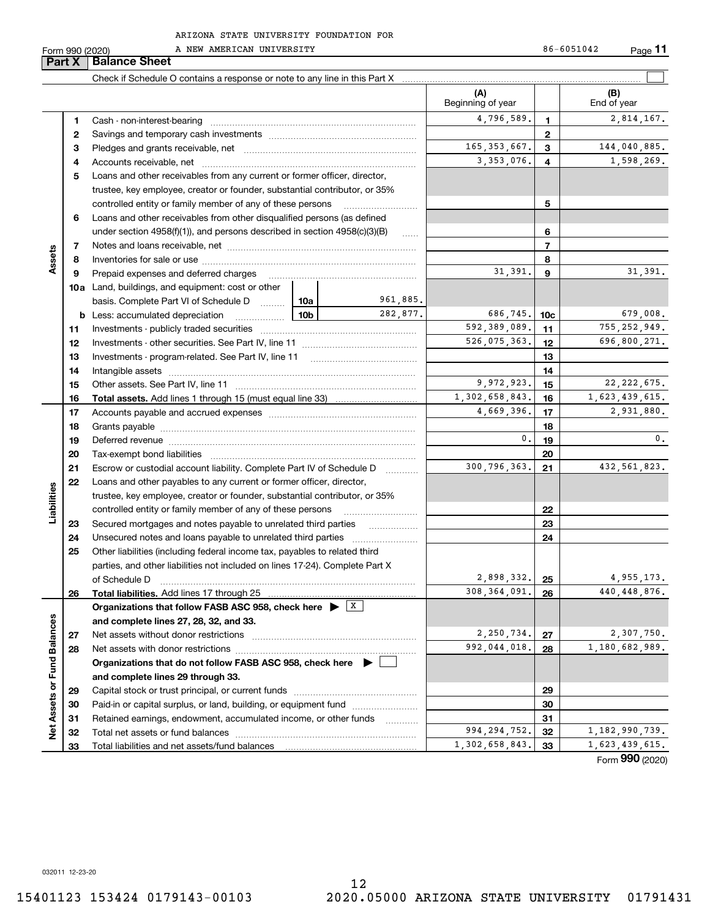ARIZONA STATE UNIVERSITY FOUNDATION FOR A NEW AMERICAN UNIVERSITY 86-6051042

Form 990 (2020)

## Part X Balance Sheet

Check if Schedule O contains a response or note to any line in this Part X ☐

| Section | Line | Description | (A) Beginning of year | | (B) End of year |
|---|---|---|---|---|---|
| Assets | 1 | Cash - non-interest-bearing | 4,796,589. | 1 | 2,814,167. |
| | 2 | Savings and temporary cash investments | | 2 | |
| | 3 | Pledges and grants receivable, net | 165,353,667. | 3 | 144,040,885. |
| | 4 | Accounts receivable, net | 3,353,076. | 4 | 1,598,269. |
| | 5 | Loans and other receivables from any current or former officer, director, trustee, key employee, creator or founder, substantial contributor, or 35% controlled entity or family member of any of these persons | | 5 | |
| | 6 | Loans and other receivables from other disqualified persons (as defined under section 4958(f)(1)), and persons described in section 4958(c)(3)(B) | | 6 | |
| | 7 | Notes and loans receivable, net | | 7 | |
| | 8 | Inventories for sale or use | | 8 | |
| | 9 | Prepaid expenses and deferred charges | 31,391. | 9 | 31,391. |
| | 10a | Land, buildings, and equipment: cost or other basis. Complete Part VI of Schedule D — 10a: 961,885. | | | |
| | b | Less: accumulated depreciation — 10b: 282,877. | 686,745. | 10c | 679,008. |
| | 11 | Investments - publicly traded securities | 592,389,089. | 11 | 755,252,949. |
| | 12 | Investments - other securities. See Part IV, line 11 | 526,075,363. | 12 | 696,800,271. |
| | 13 | Investments - program-related. See Part IV, line 11 | | 13 | |
| | 14 | Intangible assets | | 14 | |
| | 15 | Other assets. See Part IV, line 11 | 9,972,923. | 15 | 22,222,675. |
| | 16 | **Total assets.** Add lines 1 through 15 (must equal line 33) | 1,302,658,843. | 16 | 1,623,439,615. |
| Liabilities | 17 | Accounts payable and accrued expenses | 4,669,396. | 17 | 2,931,880. |
| | 18 | Grants payable | | 18 | |
| | 19 | Deferred revenue | 0. | 19 | 0. |
| | 20 | Tax-exempt bond liabilities | | 20 | |
| | 21 | Escrow or custodial account liability. Complete Part IV of Schedule D | 300,796,363. | 21 | 432,561,823. |
| | 22 | Loans and other payables to any current or former officer, director, trustee, key employee, creator or founder, substantial contributor, or 35% controlled entity or family member of any of these persons | | 22 | |
| | 23 | Secured mortgages and notes payable to unrelated third parties | | 23 | |
| | 24 | Unsecured notes and loans payable to unrelated third parties | | 24 | |
| | 25 | Other liabilities (including federal income tax, payables to related third parties, and other liabilities not included on lines 17-24). Complete Part X of Schedule D | 2,898,332. | 25 | 4,955,173. |
| | 26 | **Total liabilities.** Add lines 17 through 25 | 308,364,091. | 26 | 440,448,876. |
| Net Assets or Fund Balances | | **Organizations that follow FASB ASC 958, check here ▶ ☒ and complete lines 27, 28, 32, and 33.** | | | |
| | 27 | Net assets without donor restrictions | 2,250,734. | 27 | 2,307,750. |
| | 28 | Net assets with donor restrictions | 992,044,018. | 28 | 1,180,682,989. |
| | | **Organizations that do not follow FASB ASC 958, check here ▶ ☐ and complete lines 29 through 33.** | | | |
| | 29 | Capital stock or trust principal, or current funds | | 29 | |
| | 30 | Paid-in or capital surplus, or land, building, or equipment fund | | 30 | |
| | 31 | Retained earnings, endowment, accumulated income, or other funds | | 31 | |
| | 32 | Total net assets or fund balances | 994,294,752. | 32 | 1,182,990,739. |
| | 33 | Total liabilities and net assets/fund balances | 1,302,658,843. | 33 | 1,623,439,615. |

Form **990** (2020)

032011 12-23-20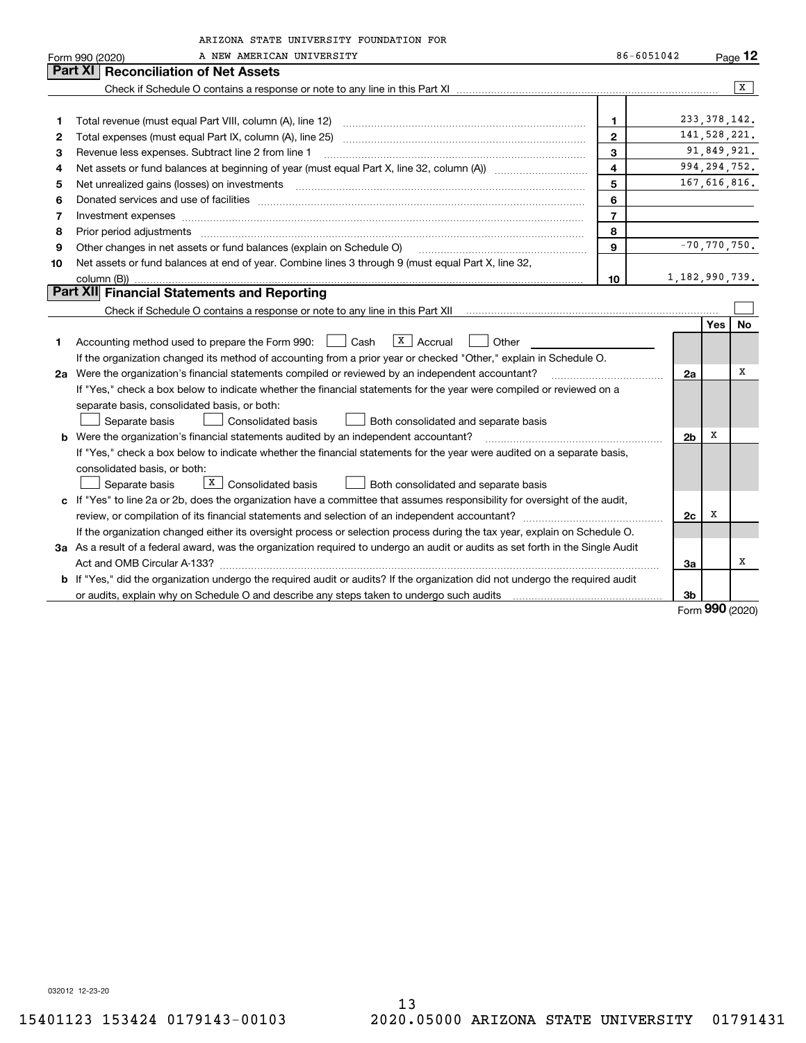ARIZONA STATE UNIVERSITY FOUNDATION FOR
A NEW AMERICAN UNIVERSITY

Form 990 (2020) 86-6051042 Page 12

## Part XI Reconciliation of Net Assets

Check if Schedule O contains a response or note to any line in this Part XI .......... [X]

| | | | |
|---|---|---|---|
| 1 | Total revenue (must equal Part VIII, column (A), line 12) | 1 | 233,378,142. |
| 2 | Total expenses (must equal Part IX, column (A), line 25) | 2 | 141,528,221. |
| 3 | Revenue less expenses. Subtract line 2 from line 1 | 3 | 91,849,921. |
| 4 | Net assets or fund balances at beginning of year (must equal Part X, line 32, column (A)) | 4 | 994,294,752. |
| 5 | Net unrealized gains (losses) on investments | 5 | 167,616,816. |
| 6 | Donated services and use of facilities | 6 | |
| 7 | Investment expenses | 7 | |
| 8 | Prior period adjustments | 8 | |
| 9 | Other changes in net assets or fund balances (explain on Schedule O) | 9 | -70,770,750. |
| 10 | Net assets or fund balances at end of year. Combine lines 3 through 9 (must equal Part X, line 32, column (B)) | 10 | 1,182,990,739. |

## Part XII Financial Statements and Reporting

Check if Schedule O contains a response or note to any line in this Part XII .......... [ ]

| | | | Yes | No |
|---|---|---|---|---|
| 1 | Accounting method used to prepare the Form 990: [ ] Cash [X] Accrual [ ] Other<br>If the organization changed its method of accounting from a prior year or checked "Other," explain in Schedule O. | | | |
| 2a | Were the organization's financial statements compiled or reviewed by an independent accountant?<br>If "Yes," check a box below to indicate whether the financial statements for the year were compiled or reviewed on a separate basis, consolidated basis, or both:<br>[ ] Separate basis [ ] Consolidated basis [ ] Both consolidated and separate basis | 2a | | X |
| b | Were the organization's financial statements audited by an independent accountant?<br>If "Yes," check a box below to indicate whether the financial statements for the year were audited on a separate basis, consolidated basis, or both:<br>[ ] Separate basis [X] Consolidated basis [ ] Both consolidated and separate basis | 2b | X | |
| c | If "Yes" to line 2a or 2b, does the organization have a committee that assumes responsibility for oversight of the audit, review, or compilation of its financial statements and selection of an independent accountant?<br>If the organization changed either its oversight process or selection process during the tax year, explain on Schedule O. | 2c | X | |
| 3a | As a result of a federal award, was the organization required to undergo an audit or audits as set forth in the Single Audit Act and OMB Circular A-133? | 3a | | X |
| b | If "Yes," did the organization undergo the required audit or audits? If the organization did not undergo the required audit or audits, explain why on Schedule O and describe any steps taken to undergo such audits | 3b | | |

Form 990 (2020)

032012 12-23-20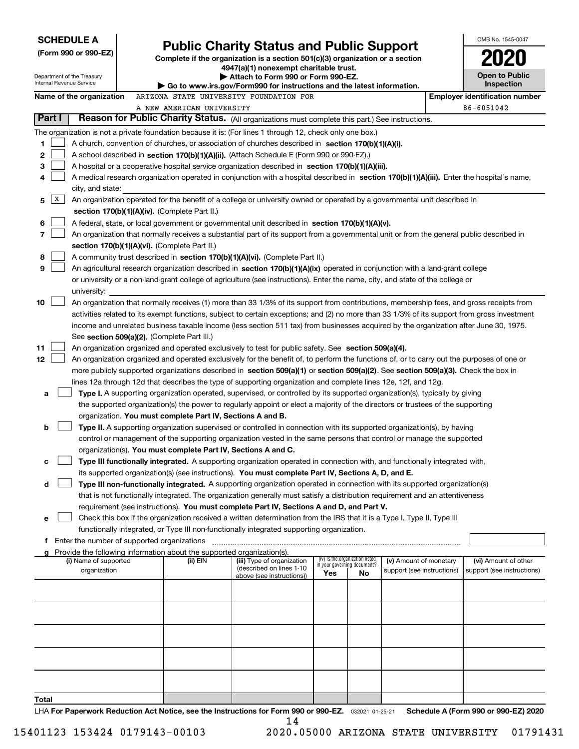**SCHEDULE A**
**(Form 990 or 990-EZ)**

Department of the Treasury
Internal Revenue Service

# Public Charity Status and Public Support

**Complete if the organization is a section 501(c)(3) organization or a section 4947(a)(1) nonexempt charitable trust.**
**▶ Attach to Form 990 or Form 990-EZ.**
**▶ Go to www.irs.gov/Form990 for instructions and the latest information.**

OMB No. 1545-0047
**2020**
**Open to Public Inspection**

**Name of the organization** ARIZONA STATE UNIVERSITY FOUNDATION FOR A NEW AMERICAN UNIVERSITY

**Employer identification number** 86-6051042

## Part I Reason for Public Charity Status. (All organizations must complete this part.) See instructions.

The organization is not a private foundation because it is: (For lines 1 through 12, check only one box.)

1 [ ] A church, convention of churches, or association of churches described in **section 170(b)(1)(A)(i).**

2 [ ] A school described in **section 170(b)(1)(A)(ii).** (Attach Schedule E (Form 990 or 990-EZ).)

3 [ ] A hospital or a cooperative hospital service organization described in **section 170(b)(1)(A)(iii).**

4 [ ] A medical research organization operated in conjunction with a hospital described in **section 170(b)(1)(A)(iii).** Enter the hospital's name, city, and state:

5 [X] An organization operated for the benefit of a college or university owned or operated by a governmental unit described in **section 170(b)(1)(A)(iv).** (Complete Part II.)

6 [ ] A federal, state, or local government or governmental unit described in **section 170(b)(1)(A)(v).**

7 [ ] An organization that normally receives a substantial part of its support from a governmental unit or from the general public described in **section 170(b)(1)(A)(vi).** (Complete Part II.)

8 [ ] A community trust described in **section 170(b)(1)(A)(vi).** (Complete Part II.)

9 [ ] An agricultural research organization described in **section 170(b)(1)(A)(ix)** operated in conjunction with a land-grant college or university or a non-land-grant college of agriculture (see instructions). Enter the name, city, and state of the college or university:

10 [ ] An organization that normally receives (1) more than 33 1/3% of its support from contributions, membership fees, and gross receipts from activities related to its exempt functions, subject to certain exceptions; and (2) no more than 33 1/3% of its support from gross investment income and unrelated business taxable income (less section 511 tax) from businesses acquired by the organization after June 30, 1975. See **section 509(a)(2).** (Complete Part III.)

11 [ ] An organization organized and operated exclusively to test for public safety. See **section 509(a)(4).**

12 [ ] An organization organized and operated exclusively for the benefit of, to perform the functions of, or to carry out the purposes of one or more publicly supported organizations described in **section 509(a)(1)** or **section 509(a)(2)**. See **section 509(a)(3).** Check the box in lines 12a through 12d that describes the type of supporting organization and complete lines 12e, 12f, and 12g.

a [ ] **Type I.** A supporting organization operated, supervised, or controlled by its supported organization(s), typically by giving the supported organization(s) the power to regularly appoint or elect a majority of the directors or trustees of the supporting organization. **You must complete Part IV, Sections A and B.**

b [ ] **Type II.** A supporting organization supervised or controlled in connection with its supported organization(s), by having control or management of the supporting organization vested in the same persons that control or manage the supported organization(s). **You must complete Part IV, Sections A and C.**

c [ ] **Type III functionally integrated.** A supporting organization operated in connection with, and functionally integrated with, its supported organization(s) (see instructions). **You must complete Part IV, Sections A, D, and E.**

d [ ] **Type III non-functionally integrated.** A supporting organization operated in connection with its supported organization(s) that is not functionally integrated. The organization generally must satisfy a distribution requirement and an attentiveness requirement (see instructions). **You must complete Part IV, Sections A and D, and Part V.**

e [ ] Check this box if the organization received a written determination from the IRS that it is a Type I, Type II, Type III functionally integrated, or Type III non-functionally integrated supporting organization.

f Enter the number of supported organizations

g Provide the following information about the supported organization(s).

| (i) Name of supported organization | (ii) EIN | (iii) Type of organization (described on lines 1-10 above (see instructions)) | (iv) Is the organization listed in your governing document? Yes | No | (v) Amount of monetary support (see instructions) | (vi) Amount of other support (see instructions) |
|---|---|---|---|---|---|---|
| | | | | | | |
| | | | | | | |
| | | | | | | |
| | | | | | | |
| | | | | | | |
| **Total** | | | | | | |

LHA **For Paperwork Reduction Act Notice, see the Instructions for Form 990 or 990-EZ.** 032021 01-25-21 **Schedule A (Form 990 or 990-EZ) 2020**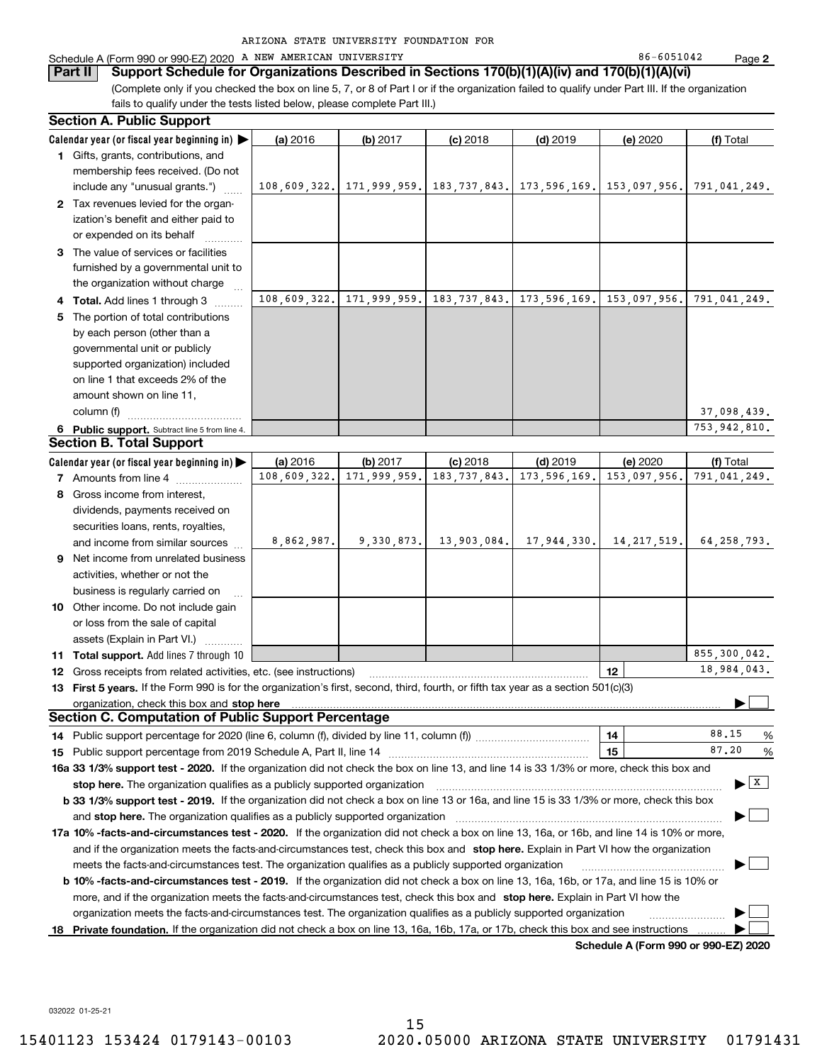ARIZONA STATE UNIVERSITY FOUNDATION FOR

Schedule A (Form 990 or 990-EZ) 2020 A NEW AMERICAN UNIVERSITY 86-6051042 Page **2**

## Part II Support Schedule for Organizations Described in Sections 170(b)(1)(A)(iv) and 170(b)(1)(A)(vi)

(Complete only if you checked the box on line 5, 7, or 8 of Part I or if the organization failed to qualify under Part III. If the organization fails to qualify under the tests listed below, please complete Part III.)

### Section A. Public Support

| Calendar year (or fiscal year beginning in) ▶ | (a) 2016 | (b) 2017 | (c) 2018 | (d) 2019 | (e) 2020 | (f) Total |
|---|---|---|---|---|---|---|
| **1** Gifts, grants, contributions, and membership fees received. (Do not include any "unusual grants.") | 108,609,322. | 171,999,959. | 183,737,843. | 173,596,169. | 153,097,956. | 791,041,249. |
| **2** Tax revenues levied for the organization's benefit and either paid to or expended on its behalf | | | | | | |
| **3** The value of services or facilities furnished by a governmental unit to the organization without charge | | | | | | |
| **4 Total.** Add lines 1 through 3 | 108,609,322. | 171,999,959. | 183,737,843. | 173,596,169. | 153,097,956. | 791,041,249. |
| **5** The portion of total contributions by each person (other than a governmental unit or publicly supported organization) included on line 1 that exceeds 2% of the amount shown on line 11, column (f) | | | | | | 37,098,439. |
| **6 Public support.** Subtract line 5 from line 4. | | | | | | 753,942,810. |

### Section B. Total Support

| Calendar year (or fiscal year beginning in) ▶ | (a) 2016 | (b) 2017 | (c) 2018 | (d) 2019 | (e) 2020 | (f) Total |
|---|---|---|---|---|---|---|
| **7** Amounts from line 4 | 108,609,322. | 171,999,959. | 183,737,843. | 173,596,169. | 153,097,956. | 791,041,249. |
| **8** Gross income from interest, dividends, payments received on securities loans, rents, royalties, and income from similar sources | 8,862,987. | 9,330,873. | 13,903,084. | 17,944,330. | 14,217,519. | 64,258,793. |
| **9** Net income from unrelated business activities, whether or not the business is regularly carried on | | | | | | |
| **10** Other income. Do not include gain or loss from the sale of capital assets (Explain in Part VI.) | | | | | | |
| **11 Total support.** Add lines 7 through 10 | | | | | | 855,300,042. |

**12** Gross receipts from related activities, etc. (see instructions) | **12** | 18,984,043.

**13 First 5 years.** If the Form 990 is for the organization's first, second, third, fourth, or fifth tax year as a section 501(c)(3) organization, check this box and **stop here** ▶ ☐

### Section C. Computation of Public Support Percentage

**14** Public support percentage for 2020 (line 6, column (f), divided by line 11, column (f)) | **14** | 88.15 %

**15** Public support percentage from 2019 Schedule A, Part II, line 14 | **15** | 87.20 %

**16a 33 1/3% support test - 2020.** If the organization did not check the box on line 13, and line 14 is 33 1/3% or more, check this box and **stop here.** The organization qualifies as a publicly supported organization ▶ ☒

**b 33 1/3% support test - 2019.** If the organization did not check a box on line 13 or 16a, and line 15 is 33 1/3% or more, check this box and **stop here.** The organization qualifies as a publicly supported organization ▶ ☐

**17a 10% -facts-and-circumstances test - 2020.** If the organization did not check a box on line 13, 16a, or 16b, and line 14 is 10% or more, and if the organization meets the facts-and-circumstances test, check this box and **stop here.** Explain in Part VI how the organization meets the facts-and-circumstances test. The organization qualifies as a publicly supported organization ▶ ☐

**b 10% -facts-and-circumstances test - 2019.** If the organization did not check a box on line 13, 16a, 16b, or 17a, and line 15 is 10% or more, and if the organization meets the facts-and-circumstances test, check this box and **stop here.** Explain in Part VI how the organization meets the facts-and-circumstances test. The organization qualifies as a publicly supported organization ▶ ☐

**18 Private foundation.** If the organization did not check a box on line 13, 16a, 16b, 17a, or 17b, check this box and see instructions ▶ ☐

**Schedule A (Form 990 or 990-EZ) 2020**

032022 01-25-21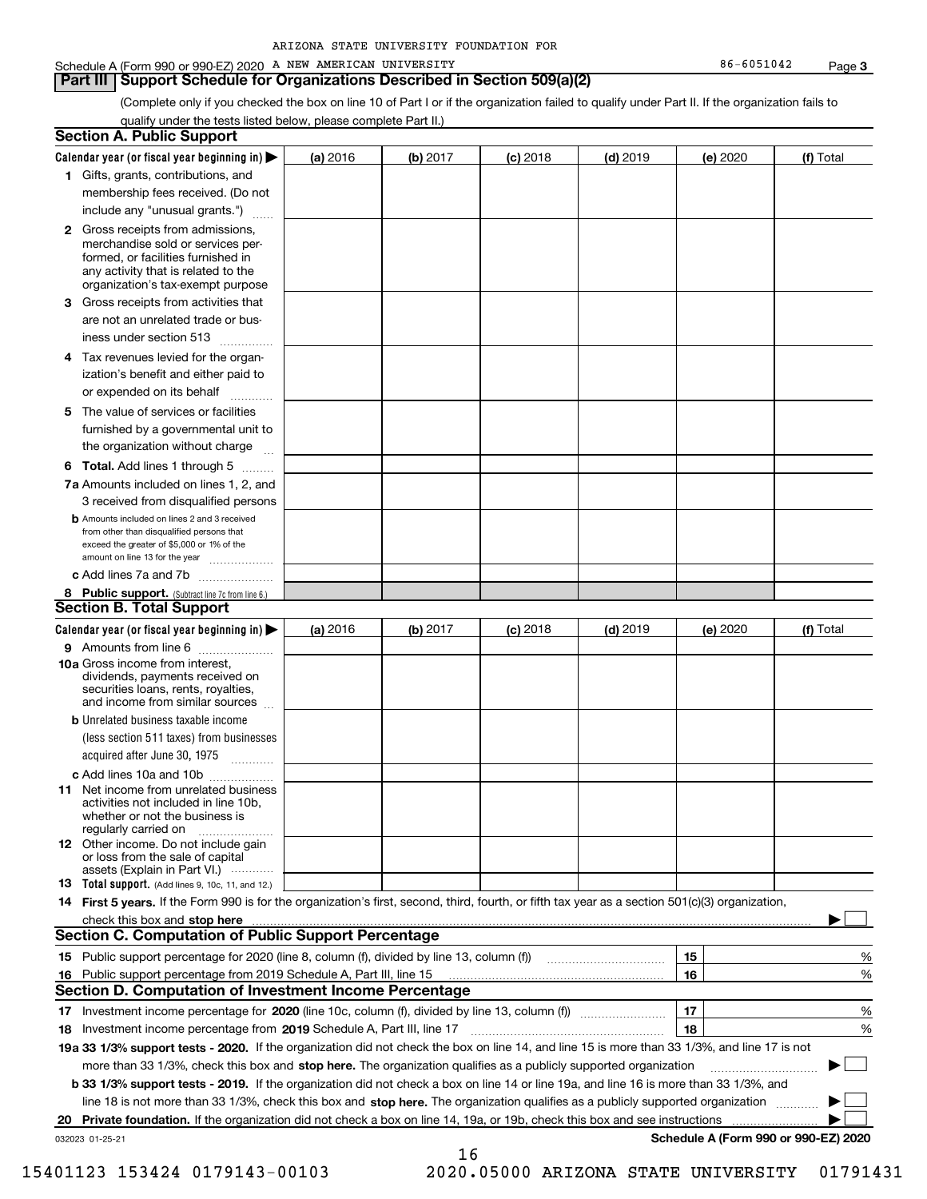Schedule A (Form 990 or 990-EZ) 2020 ARIZONA STATE UNIVERSITY FOUNDATION FOR A NEW AMERICAN UNIVERSITY 86-6051042

## Part III Support Schedule for Organizations Described in Section 509(a)(2)

(Complete only if you checked the box on line 10 of Part I or if the organization failed to qualify under Part II. If the organization fails to qualify under the tests listed below, please complete Part II.)

### Section A. Public Support

| Calendar year (or fiscal year beginning in) ▶ | (a) 2016 | (b) 2017 | (c) 2018 | (d) 2019 | (e) 2020 | (f) Total |
|---|---|---|---|---|---|---|
| 1 Gifts, grants, contributions, and membership fees received. (Do not include any "unusual grants.") | | | | | | |
| 2 Gross receipts from admissions, merchandise sold or services performed, or facilities furnished in any activity that is related to the organization's tax-exempt purpose | | | | | | |
| 3 Gross receipts from activities that are not an unrelated trade or business under section 513 | | | | | | |
| 4 Tax revenues levied for the organization's benefit and either paid to or expended on its behalf | | | | | | |
| 5 The value of services or facilities furnished by a governmental unit to the organization without charge | | | | | | |
| 6 **Total.** Add lines 1 through 5 | | | | | | |
| 7a Amounts included on lines 1, 2, and 3 received from disqualified persons | | | | | | |
| b Amounts included on lines 2 and 3 received from other than disqualified persons that exceed the greater of $5,000 or 1% of the amount on line 13 for the year | | | | | | |
| c Add lines 7a and 7b | | | | | | |
| 8 **Public support.** (Subtract line 7c from line 6.) | | | | | | |

### Section B. Total Support

| Calendar year (or fiscal year beginning in) ▶ | (a) 2016 | (b) 2017 | (c) 2018 | (d) 2019 | (e) 2020 | (f) Total |
|---|---|---|---|---|---|---|
| 9 Amounts from line 6 | | | | | | |
| 10a Gross income from interest, dividends, payments received on securities loans, rents, royalties, and income from similar sources | | | | | | |
| b Unrelated business taxable income (less section 511 taxes) from businesses acquired after June 30, 1975 | | | | | | |
| c Add lines 10a and 10b | | | | | | |
| 11 Net income from unrelated business activities not included in line 10b, whether or not the business is regularly carried on | | | | | | |
| 12 Other income. Do not include gain or loss from the sale of capital assets (Explain in Part VI.) | | | | | | |
| 13 **Total support.** (Add lines 9, 10c, 11, and 12.) | | | | | | |

**14 First 5 years.** If the Form 990 is for the organization's first, second, third, fourth, or fifth tax year as a section 501(c)(3) organization, check this box and **stop here** ▶ ☐

### Section C. Computation of Public Support Percentage

| | | | |
|---|---|---|---|
| 15 | Public support percentage for 2020 (line 8, column (f), divided by line 13, column (f)) | 15 | % |
| 16 | Public support percentage from 2019 Schedule A, Part III, line 15 | 16 | % |

### Section D. Computation of Investment Income Percentage

| | | | |
|---|---|---|---|
| 17 | Investment income percentage for **2020** (line 10c, column (f), divided by line 13, column (f)) | 17 | % |
| 18 | Investment income percentage from **2019** Schedule A, Part III, line 17 | 18 | % |

**19a 33 1/3% support tests - 2020.** If the organization did not check the box on line 14, and line 15 is more than 33 1/3%, and line 17 is not more than 33 1/3%, check this box and **stop here.** The organization qualifies as a publicly supported organization ▶ ☐

**b 33 1/3% support tests - 2019.** If the organization did not check a box on line 14 or line 19a, and line 16 is more than 33 1/3%, and line 18 is not more than 33 1/3%, check this box and **stop here.** The organization qualifies as a publicly supported organization ▶ ☐

**20 Private foundation.** If the organization did not check a box on line 14, 19a, or 19b, check this box and see instructions ▶ ☐

032023 01-25-21 **Schedule A (Form 990 or 990-EZ) 2020**

15401123 153424 0179143-00103 2020.05000 ARIZONA STATE UNIVERSITY 01791431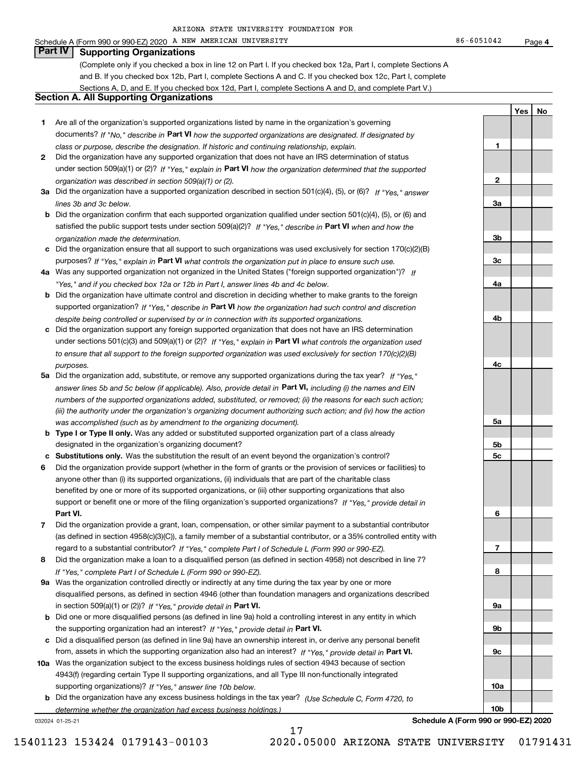ARIZONA STATE UNIVERSITY FOUNDATION FOR

Schedule A (Form 990 or 990-EZ) 2020 A NEW AMERICAN UNIVERSITY 86-6051042 Page 4

## Part IV Supporting Organizations

(Complete only if you checked a box in line 12 on Part I. If you checked box 12a, Part I, complete Sections A and B. If you checked box 12b, Part I, complete Sections A and C. If you checked box 12c, Part I, complete Sections A, D, and E. If you checked box 12d, Part I, complete Sections A and D, and complete Part V.)

### Section A. All Supporting Organizations

| | | | Yes | No |
|---|---|---|---|---|
| **1** | Are all of the organization's supported organizations listed by name in the organization's governing documents? *If "No," describe in* **Part VI** *how the supported organizations are designated. If designated by class or purpose, describe the designation. If historic and continuing relationship, explain.* | 1 | | |
| **2** | Did the organization have any supported organization that does not have an IRS determination of status under section 509(a)(1) or (2)? *If "Yes," explain in* **Part VI** *how the organization determined that the supported organization was described in section 509(a)(1) or (2).* | 2 | | |
| **3a** | Did the organization have a supported organization described in section 501(c)(4), (5), or (6)? *If "Yes," answer lines 3b and 3c below.* | 3a | | |
| **b** | Did the organization confirm that each supported organization qualified under section 501(c)(4), (5), or (6) and satisfied the public support tests under section 509(a)(2)? *If "Yes," describe in* **Part VI** *when and how the organization made the determination.* | 3b | | |
| **c** | Did the organization ensure that all support to such organizations was used exclusively for section 170(c)(2)(B) purposes? *If "Yes," explain in* **Part VI** *what controls the organization put in place to ensure such use.* | 3c | | |
| **4a** | Was any supported organization not organized in the United States ("foreign supported organization")? *If "Yes," and if you checked box 12a or 12b in Part I, answer lines 4b and 4c below.* | 4a | | |
| **b** | Did the organization have ultimate control and discretion in deciding whether to make grants to the foreign supported organization? *If "Yes," describe in* **Part VI** *how the organization had such control and discretion despite being controlled or supervised by or in connection with its supported organizations.* | 4b | | |
| **c** | Did the organization support any foreign supported organization that does not have an IRS determination under sections 501(c)(3) and 509(a)(1) or (2)? *If "Yes," explain in* **Part VI** *what controls the organization used to ensure that all support to the foreign supported organization was used exclusively for section 170(c)(2)(B) purposes.* | 4c | | |
| **5a** | Did the organization add, substitute, or remove any supported organizations during the tax year? *If "Yes," answer lines 5b and 5c below (if applicable). Also, provide detail in* **Part VI,** *including (i) the names and EIN numbers of the supported organizations added, substituted, or removed; (ii) the reasons for each such action; (iii) the authority under the organization's organizing document authorizing such action; and (iv) how the action was accomplished (such as by amendment to the organizing document).* | 5a | | |
| **b** | **Type I or Type II only.** Was any added or substituted supported organization part of a class already designated in the organization's organizing document? | 5b | | |
| **c** | **Substitutions only.** Was the substitution the result of an event beyond the organization's control? | 5c | | |
| **6** | Did the organization provide support (whether in the form of grants or the provision of services or facilities) to anyone other than (i) its supported organizations, (ii) individuals that are part of the charitable class benefited by one or more of its supported organizations, or (iii) other supporting organizations that also support or benefit one or more of the filing organization's supported organizations? *If "Yes," provide detail in* **Part VI.** | 6 | | |
| **7** | Did the organization provide a grant, loan, compensation, or other similar payment to a substantial contributor (as defined in section 4958(c)(3)(C)), a family member of a substantial contributor, or a 35% controlled entity with regard to a substantial contributor? *If "Yes," complete Part I of Schedule L (Form 990 or 990-EZ).* | 7 | | |
| **8** | Did the organization make a loan to a disqualified person (as defined in section 4958) not described in line 7? *If "Yes," complete Part I of Schedule L (Form 990 or 990-EZ).* | 8 | | |
| **9a** | Was the organization controlled directly or indirectly at any time during the tax year by one or more disqualified persons, as defined in section 4946 (other than foundation managers and organizations described in section 509(a)(1) or (2))? *If "Yes," provide detail in* **Part VI.** | 9a | | |
| **b** | Did one or more disqualified persons (as defined in line 9a) hold a controlling interest in any entity in which the supporting organization had an interest? *If "Yes," provide detail in* **Part VI.** | 9b | | |
| **c** | Did a disqualified person (as defined in line 9a) have an ownership interest in, or derive any personal benefit from, assets in which the supporting organization also had an interest? *If "Yes," provide detail in* **Part VI.** | 9c | | |
| **10a** | Was the organization subject to the excess business holdings rules of section 4943 because of section 4943(f) (regarding certain Type II supporting organizations, and all Type III non-functionally integrated supporting organizations)? *If "Yes," answer line 10b below.* | 10a | | |
| **b** | Did the organization have any excess business holdings in the tax year? *(Use Schedule C, Form 4720, to determine whether the organization had excess business holdings.)* | 10b | | |

032024 01-25-21 **Schedule A (Form 990 or 990-EZ) 2020**

15401123 153424 0179143-00103 2020.05000 ARIZONA STATE UNIVERSITY 01791431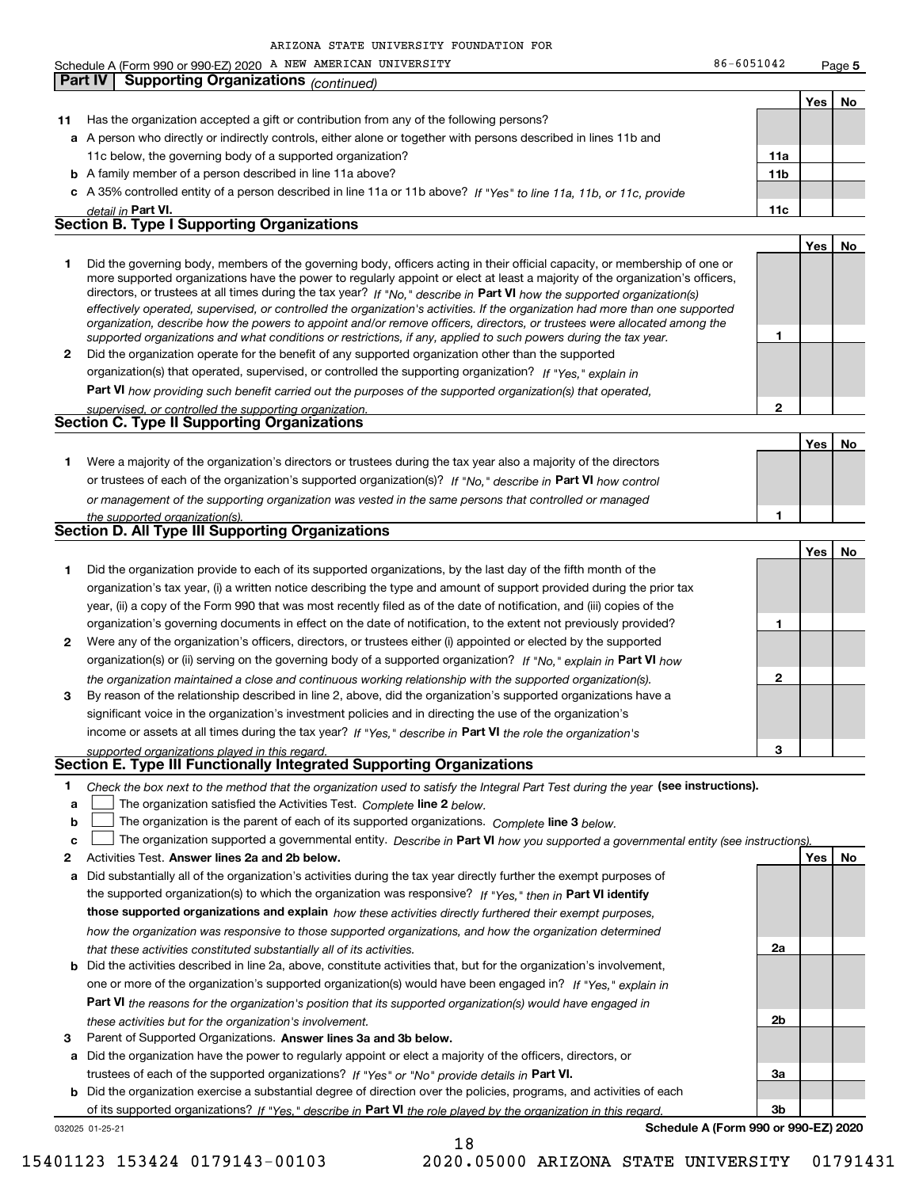ARIZONA STATE UNIVERSITY FOUNDATION FOR

Schedule A (Form 990 or 990-EZ) 2020 A NEW AMERICAN UNIVERSITY 86-6051042 Page 5

## Part IV Supporting Organizations *(continued)*

| | | | Yes | No |
|---|---|---|---|---|
| **11** | Has the organization accepted a gift or contribution from any of the following persons? | | | |
| **a** | A person who directly or indirectly controls, either alone or together with persons described in lines 11b and 11c below, the governing body of a supported organization? | **11a** | | |
| **b** | A family member of a person described in line 11a above? | **11b** | | |
| **c** | A 35% controlled entity of a person described in line 11a or 11b above? *If "Yes" to line 11a, 11b, or 11c, provide detail in* **Part VI.** | **11c** | | |

### Section B. Type I Supporting Organizations

| | | | Yes | No |
|---|---|---|---|---|
| **1** | Did the governing body, members of the governing body, officers acting in their official capacity, or membership of one or more supported organizations have the power to regularly appoint or elect at least a majority of the organization's officers, directors, or trustees at all times during the tax year? *If "No," describe in* **Part VI** *how the supported organization(s) effectively operated, supervised, or controlled the organization's activities. If the organization had more than one supported organization, describe how the powers to appoint and/or remove officers, directors, or trustees were allocated among the supported organizations and what conditions or restrictions, if any, applied to such powers during the tax year.* | **1** | | |
| **2** | Did the organization operate for the benefit of any supported organization other than the supported organization(s) that operated, supervised, or controlled the supporting organization? *If "Yes," explain in* **Part VI** *how providing such benefit carried out the purposes of the supported organization(s) that operated, supervised, or controlled the supporting organization.* | **2** | | |

### Section C. Type II Supporting Organizations

| | | | Yes | No |
|---|---|---|---|---|
| **1** | Were a majority of the organization's directors or trustees during the tax year also a majority of the directors or trustees of each of the organization's supported organization(s)? *If "No," describe in* **Part VI** *how control or management of the supporting organization was vested in the same persons that controlled or managed the supported organization(s).* | **1** | | |

### Section D. All Type III Supporting Organizations

| | | | Yes | No |
|---|---|---|---|---|
| **1** | Did the organization provide to each of its supported organizations, by the last day of the fifth month of the organization's tax year, (i) a written notice describing the type and amount of support provided during the prior tax year, (ii) a copy of the Form 990 that was most recently filed as of the date of notification, and (iii) copies of the organization's governing documents in effect on the date of notification, to the extent not previously provided? | **1** | | |
| **2** | Were any of the organization's officers, directors, or trustees either (i) appointed or elected by the supported organization(s) or (ii) serving on the governing body of a supported organization? *If "No," explain in* **Part VI** *how the organization maintained a close and continuous working relationship with the supported organization(s).* | **2** | | |
| **3** | By reason of the relationship described in line 2, above, did the organization's supported organizations have a significant voice in the organization's investment policies and in directing the use of the organization's income or assets at all times during the tax year? *If "Yes," describe in* **Part VI** *the role the organization's supported organizations played in this regard.* | **3** | | |

### Section E. Type III Functionally Integrated Supporting Organizations

**1** *Check the box next to the method that the organization used to satisfy the Integral Part Test during the year* **(see instructions).**

- **a** ☐ The organization satisfied the Activities Test. *Complete* **line 2** *below.*
- **b** ☐ The organization is the parent of each of its supported organizations. *Complete* **line 3** *below.*
- **c** ☐ The organization supported a governmental entity. *Describe in* **Part VI** *how you supported a governmental entity (see instructions).*

| | | | Yes | No |
|---|---|---|---|---|
| **2** | Activities Test. **Answer lines 2a and 2b below.** | | | |
| **a** | Did substantially all of the organization's activities during the tax year directly further the exempt purposes of the supported organization(s) to which the organization was responsive? *If "Yes," then in* **Part VI identify those supported organizations and explain** *how these activities directly furthered their exempt purposes, how the organization was responsive to those supported organizations, and how the organization determined that these activities constituted substantially all of its activities.* | **2a** | | |
| **b** | Did the activities described in line 2a, above, constitute activities that, but for the organization's involvement, one or more of the organization's supported organization(s) would have been engaged in? *If "Yes," explain in* **Part VI** *the reasons for the organization's position that its supported organization(s) would have engaged in these activities but for the organization's involvement.* | **2b** | | |
| **3** | Parent of Supported Organizations. **Answer lines 3a and 3b below.** | | | |
| **a** | Did the organization have the power to regularly appoint or elect a majority of the officers, directors, or trustees of each of the supported organizations? *If "Yes" or "No" provide details in* **Part VI.** | **3a** | | |
| **b** | Did the organization exercise a substantial degree of direction over the policies, programs, and activities of each of its supported organizations? *If "Yes," describe in* **Part VI** *the role played by the organization in this regard.* | **3b** | | |

032025 01-25-21 **Schedule A (Form 990 or 990-EZ) 2020**

15401123 153424 0179143-00103 2020.05000 ARIZONA STATE UNIVERSITY 01791431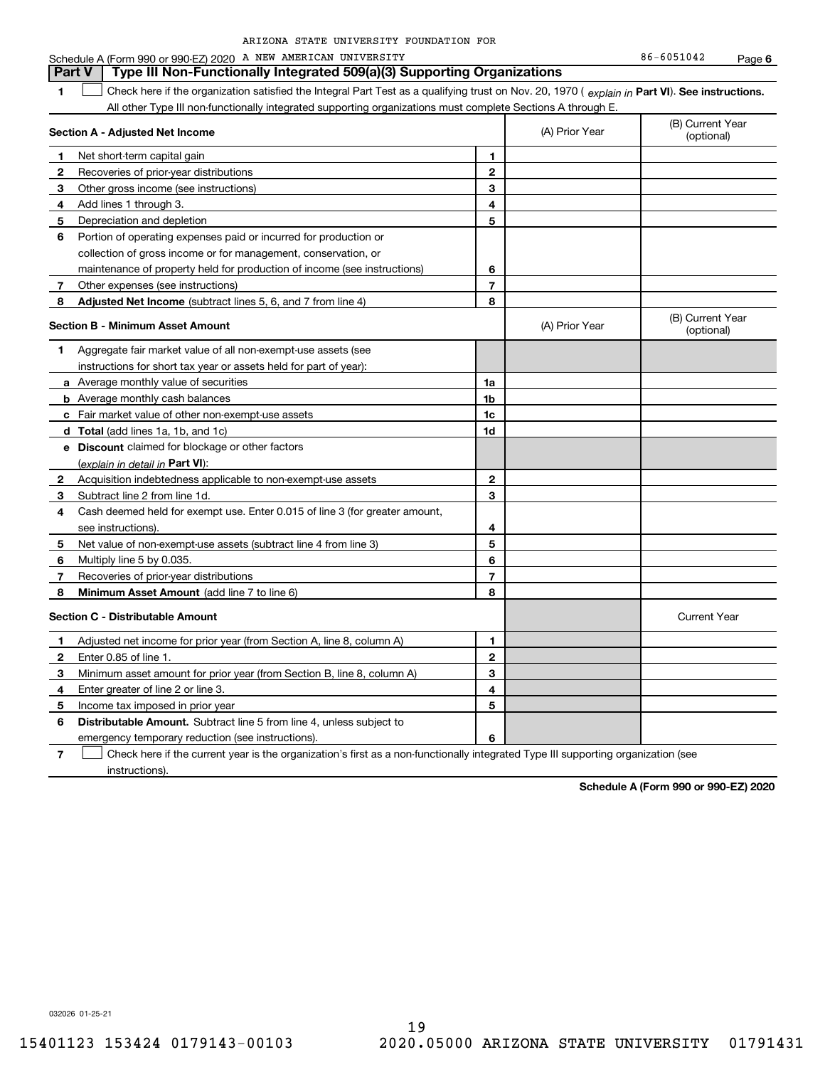ARIZONA STATE UNIVERSITY FOUNDATION FOR

Schedule A (Form 990 or 990-EZ) 2020 A NEW AMERICAN UNIVERSITY 86-6051042 Page **6**

## Part V | Type III Non-Functionally Integrated 509(a)(3) Supporting Organizations

**1** ☐ Check here if the organization satisfied the Integral Part Test as a qualifying trust on Nov. 20, 1970 ( *explain in* **Part VI**). **See instructions.** All other Type III non-functionally integrated supporting organizations must complete Sections A through E.

| **Section A - Adjusted Net Income** | | | (A) Prior Year | (B) Current Year (optional) |
|---|---|---|---|---|
| **1** | Net short-term capital gain | **1** | | |
| **2** | Recoveries of prior-year distributions | **2** | | |
| **3** | Other gross income (see instructions) | **3** | | |
| **4** | Add lines 1 through 3. | **4** | | |
| **5** | Depreciation and depletion | **5** | | |
| **6** | Portion of operating expenses paid or incurred for production or collection of gross income or for management, conservation, or maintenance of property held for production of income (see instructions) | **6** | | |
| **7** | Other expenses (see instructions) | **7** | | |
| **8** | **Adjusted Net Income** (subtract lines 5, 6, and 7 from line 4) | **8** | | |

| **Section B - Minimum Asset Amount** | | | (A) Prior Year | (B) Current Year (optional) |
|---|---|---|---|---|
| **1** | Aggregate fair market value of all non-exempt-use assets (see instructions for short tax year or assets held for part of year): | | | |
| **a** | Average monthly value of securities | **1a** | | |
| **b** | Average monthly cash balances | **1b** | | |
| **c** | Fair market value of other non-exempt-use assets | **1c** | | |
| **d** | **Total** (add lines 1a, 1b, and 1c) | **1d** | | |
| **e** | **Discount** claimed for blockage or other factors (*explain in detail in* **Part VI**): | | | |
| **2** | Acquisition indebtedness applicable to non-exempt-use assets | **2** | | |
| **3** | Subtract line 2 from line 1d. | **3** | | |
| **4** | Cash deemed held for exempt use. Enter 0.015 of line 3 (for greater amount, see instructions). | **4** | | |
| **5** | Net value of non-exempt-use assets (subtract line 4 from line 3) | **5** | | |
| **6** | Multiply line 5 by 0.035. | **6** | | |
| **7** | Recoveries of prior-year distributions | **7** | | |
| **8** | **Minimum Asset Amount** (add line 7 to line 6) | **8** | | |

| **Section C - Distributable Amount** | | | | Current Year |
|---|---|---|---|---|
| **1** | Adjusted net income for prior year (from Section A, line 8, column A) | **1** | | |
| **2** | Enter 0.85 of line 1. | **2** | | |
| **3** | Minimum asset amount for prior year (from Section B, line 8, column A) | **3** | | |
| **4** | Enter greater of line 2 or line 3. | **4** | | |
| **5** | Income tax imposed in prior year | **5** | | |
| **6** | **Distributable Amount.** Subtract line 5 from line 4, unless subject to emergency temporary reduction (see instructions). | **6** | | |

**7** ☐ Check here if the current year is the organization's first as a non-functionally integrated Type III supporting organization (see instructions).

**Schedule A (Form 990 or 990-EZ) 2020**

032026 01-25-21

15401123 153424 0179143-00103 2020.05000 ARIZONA STATE UNIVERSITY 01791431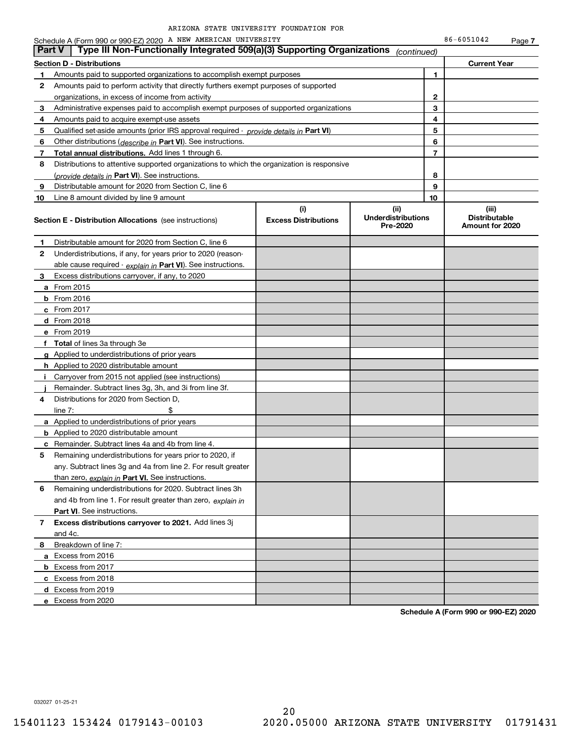ARIZONA STATE UNIVERSITY FOUNDATION FOR

Schedule A (Form 990 or 990-EZ) 2020 A NEW AMERICAN UNIVERSITY 86-6051042 Page 7

## Part V Type III Non-Functionally Integrated 509(a)(3) Supporting Organizations *(continued)*

| Section D - Distributions | | | Current Year |
|---|---|---|---|
| 1 | Amounts paid to supported organizations to accomplish exempt purposes | 1 | |
| 2 | Amounts paid to perform activity that directly furthers exempt purposes of supported organizations, in excess of income from activity | 2 | |
| 3 | Administrative expenses paid to accomplish exempt purposes of supported organizations | 3 | |
| 4 | Amounts paid to acquire exempt-use assets | 4 | |
| 5 | Qualified set-aside amounts (prior IRS approval required - *provide details in* **Part VI**) | 5 | |
| 6 | Other distributions (*describe in* **Part VI**). See instructions. | 6 | |
| 7 | **Total annual distributions.** Add lines 1 through 6. | 7 | |
| 8 | Distributions to attentive supported organizations to which the organization is responsive (*provide details in* **Part VI**). See instructions. | 8 | |
| 9 | Distributable amount for 2020 from Section C, line 6 | 9 | |
| 10 | Line 8 amount divided by line 9 amount | 10 | |

| Section E - Distribution Allocations (see instructions) | (i) Excess Distributions | (ii) Underdistributions Pre-2020 | (iii) Distributable Amount for 2020 |
|---|---|---|---|
| **1** Distributable amount for 2020 from Section C, line 6 | | | |
| **2** Underdistributions, if any, for years prior to 2020 (reasonable cause required - *explain in* **Part VI**). See instructions. | | | |
| **3** Excess distributions carryover, if any, to 2020 | | | |
| **a** From 2015 | | | |
| **b** From 2016 | | | |
| **c** From 2017 | | | |
| **d** From 2018 | | | |
| **e** From 2019 | | | |
| **f** **Total** of lines 3a through 3e | | | |
| **g** Applied to underdistributions of prior years | | | |
| **h** Applied to 2020 distributable amount | | | |
| **i** Carryover from 2015 not applied (see instructions) | | | |
| **j** Remainder. Subtract lines 3g, 3h, and 3i from line 3f. | | | |
| **4** Distributions for 2020 from Section D, line 7: $ | | | |
| **a** Applied to underdistributions of prior years | | | |
| **b** Applied to 2020 distributable amount | | | |
| **c** Remainder. Subtract lines 4a and 4b from line 4. | | | |
| **5** Remaining underdistributions for years prior to 2020, if any. Subtract lines 3g and 4a from line 2. For result greater than zero, *explain in* **Part VI.** See instructions. | | | |
| **6** Remaining underdistributions for 2020. Subtract lines 3h and 4b from line 1. For result greater than zero, *explain in* **Part VI**. See instructions. | | | |
| **7** **Excess distributions carryover to 2021.** Add lines 3j and 4c. | | | |
| **8** Breakdown of line 7: | | | |
| **a** Excess from 2016 | | | |
| **b** Excess from 2017 | | | |
| **c** Excess from 2018 | | | |
| **d** Excess from 2019 | | | |
| **e** Excess from 2020 | | | |

**Schedule A (Form 990 or 990-EZ) 2020**

032027 01-25-21

15401123 153424 0179143-00103 2020.05000 ARIZONA STATE UNIVERSITY 01791431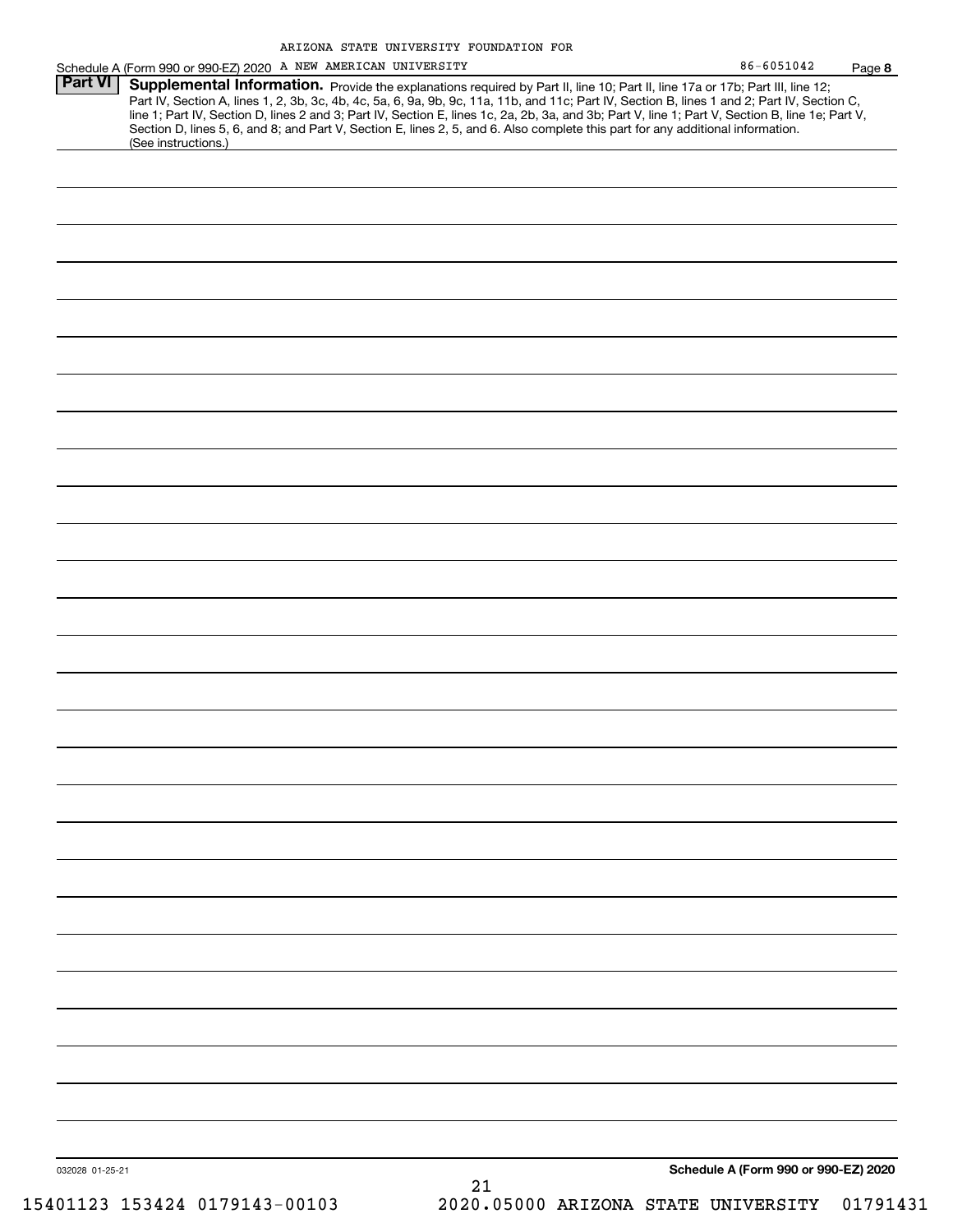ARIZONA STATE UNIVERSITY FOUNDATION FOR

Schedule A (Form 990 or 990-EZ) 2020 A NEW AMERICAN UNIVERSITY 86-6051042 Page **8**

## Part VI Supplemental Information.

Provide the explanations required by Part II, line 10; Part II, line 17a or 17b; Part III, line 12; Part IV, Section A, lines 1, 2, 3b, 3c, 4b, 4c, 5a, 6, 9a, 9b, 9c, 11a, 11b, and 11c; Part IV, Section B, lines 1 and 2; Part IV, Section C, line 1; Part IV, Section D, lines 2 and 3; Part IV, Section E, lines 1c, 2a, 2b, 3a, and 3b; Part V, line 1; Part V, Section B, line 1e; Part V, Section D, lines 5, 6, and 8; and Part V, Section E, lines 2, 5, and 6. Also complete this part for any additional information. (See instructions.)

032028 01-25-21

**Schedule A (Form 990 or 990-EZ) 2020**

15401123 153424 0179143-00103 2020.05000 ARIZONA STATE UNIVERSITY 01791431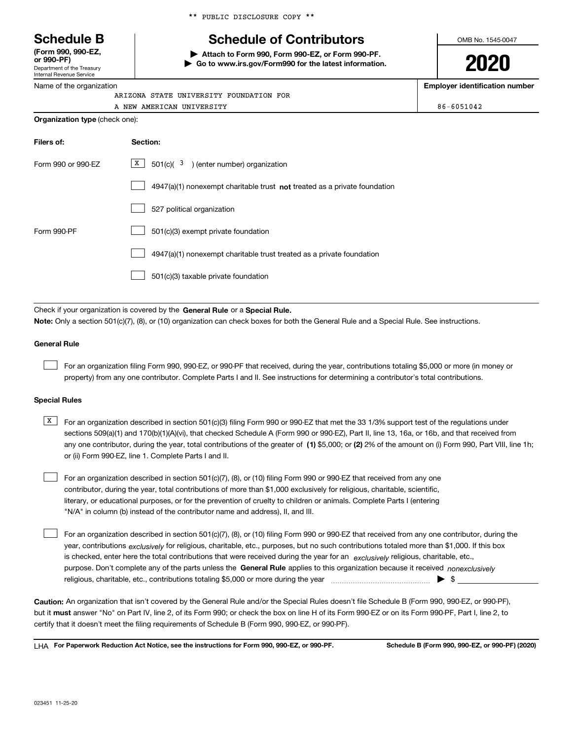** PUBLIC DISCLOSURE COPY **

# Schedule B

**(Form 990, 990-EZ, or 990-PF)**
Department of the Treasury
Internal Revenue Service

## Schedule of Contributors

**▶ Attach to Form 990, Form 990-EZ, or Form 990-PF.**
**▶ Go to www.irs.gov/Form990 for the latest information.**

OMB No. 1545-0047

**2020**

Name of the organization: ARIZONA STATE UNIVERSITY FOUNDATION FOR A NEW AMERICAN UNIVERSITY

**Employer identification number:** 86-6051042

**Organization type** (check one):

| **Filers of:** | **Section:** |
|---|---|
| Form 990 or 990-EZ | [X] 501(c)( 3 ) (enter number) organization |
| | [ ] 4947(a)(1) nonexempt charitable trust **not** treated as a private foundation |
| | [ ] 527 political organization |
| Form 990-PF | [ ] 501(c)(3) exempt private foundation |
| | [ ] 4947(a)(1) nonexempt charitable trust treated as a private foundation |
| | [ ] 501(c)(3) taxable private foundation |

Check if your organization is covered by the **General Rule** or a **Special Rule.**

**Note:** Only a section 501(c)(7), (8), or (10) organization can check boxes for both the General Rule and a Special Rule. See instructions.

### General Rule

[ ] For an organization filing Form 990, 990-EZ, or 990-PF that received, during the year, contributions totaling $5,000 or more (in money or property) from any one contributor. Complete Parts I and II. See instructions for determining a contributor's total contributions.

### Special Rules

[X] For an organization described in section 501(c)(3) filing Form 990 or 990-EZ that met the 33 1/3% support test of the regulations under sections 509(a)(1) and 170(b)(1)(A)(vi), that checked Schedule A (Form 990 or 990-EZ), Part II, line 13, 16a, or 16b, and that received from any one contributor, during the year, total contributions of the greater of **(1)** $5,000; or **(2)** 2% of the amount on (i) Form 990, Part VIII, line 1h; or (ii) Form 990-EZ, line 1. Complete Parts I and II.

[ ] For an organization described in section 501(c)(7), (8), or (10) filing Form 990 or 990-EZ that received from any one contributor, during the year, total contributions of more than $1,000 exclusively for religious, charitable, scientific, literary, or educational purposes, or for the prevention of cruelty to children or animals. Complete Parts I (entering "N/A" in column (b) instead of the contributor name and address), II, and III.

[ ] For an organization described in section 501(c)(7), (8), or (10) filing Form 990 or 990-EZ that received from any one contributor, during the year, contributions *exclusively* for religious, charitable, etc., purposes, but no such contributions totaled more than $1,000. If this box is checked, enter here the total contributions that were received during the year for an *exclusively* religious, charitable, etc., purpose. Don't complete any of the parts unless the **General Rule** applies to this organization because it received *nonexclusively* religious, charitable, etc., contributions totaling $5,000 or more during the year ▶ $

**Caution:** An organization that isn't covered by the General Rule and/or the Special Rules doesn't file Schedule B (Form 990, 990-EZ, or 990-PF), but it **must** answer "No" on Part IV, line 2, of its Form 990; or check the box on line H of its Form 990-EZ or on its Form 990-PF, Part I, line 2, to certify that it doesn't meet the filing requirements of Schedule B (Form 990, 990-EZ, or 990-PF).

LHA **For Paperwork Reduction Act Notice, see the instructions for Form 990, 990-EZ, or 990-PF.** **Schedule B (Form 990, 990-EZ, or 990-PF) (2020)**

023451 11-25-20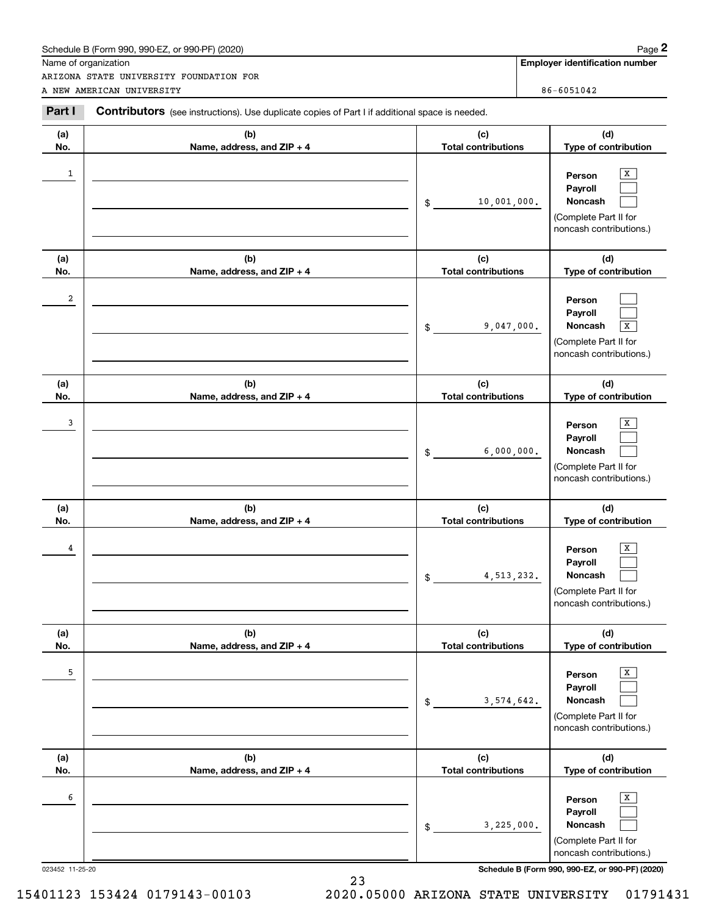Schedule B (Form 990, 990-EZ, or 990-PF) (2020)

Name of organization: ARIZONA STATE UNIVERSITY FOUNDATION FOR A NEW AMERICAN UNIVERSITY

Employer identification number: 86-6051042

## Part I Contributors (see instructions). Use duplicate copies of Part I if additional space is needed.

| (a) No. | (b) Name, address, and ZIP + 4 | (c) Total contributions | (d) Type of contribution |
|---|---|---|---|
| 1 | | $ 10,001,000. | Person [X] Payroll [ ] Noncash [ ] (Complete Part II for noncash contributions.) |
| 2 | | $ 9,047,000. | Person [ ] Payroll [ ] Noncash [X] (Complete Part II for noncash contributions.) |
| 3 | | $ 6,000,000. | Person [X] Payroll [ ] Noncash [ ] (Complete Part II for noncash contributions.) |
| 4 | | $ 4,513,232. | Person [X] Payroll [ ] Noncash [ ] (Complete Part II for noncash contributions.) |
| 5 | | $ 3,574,642. | Person [X] Payroll [ ] Noncash [ ] (Complete Part II for noncash contributions.) |
| 6 | | $ 3,225,000. | Person [X] Payroll [ ] Noncash [ ] (Complete Part II for noncash contributions.) |

023452 11-25-20

Schedule B (Form 990, 990-EZ, or 990-PF) (2020)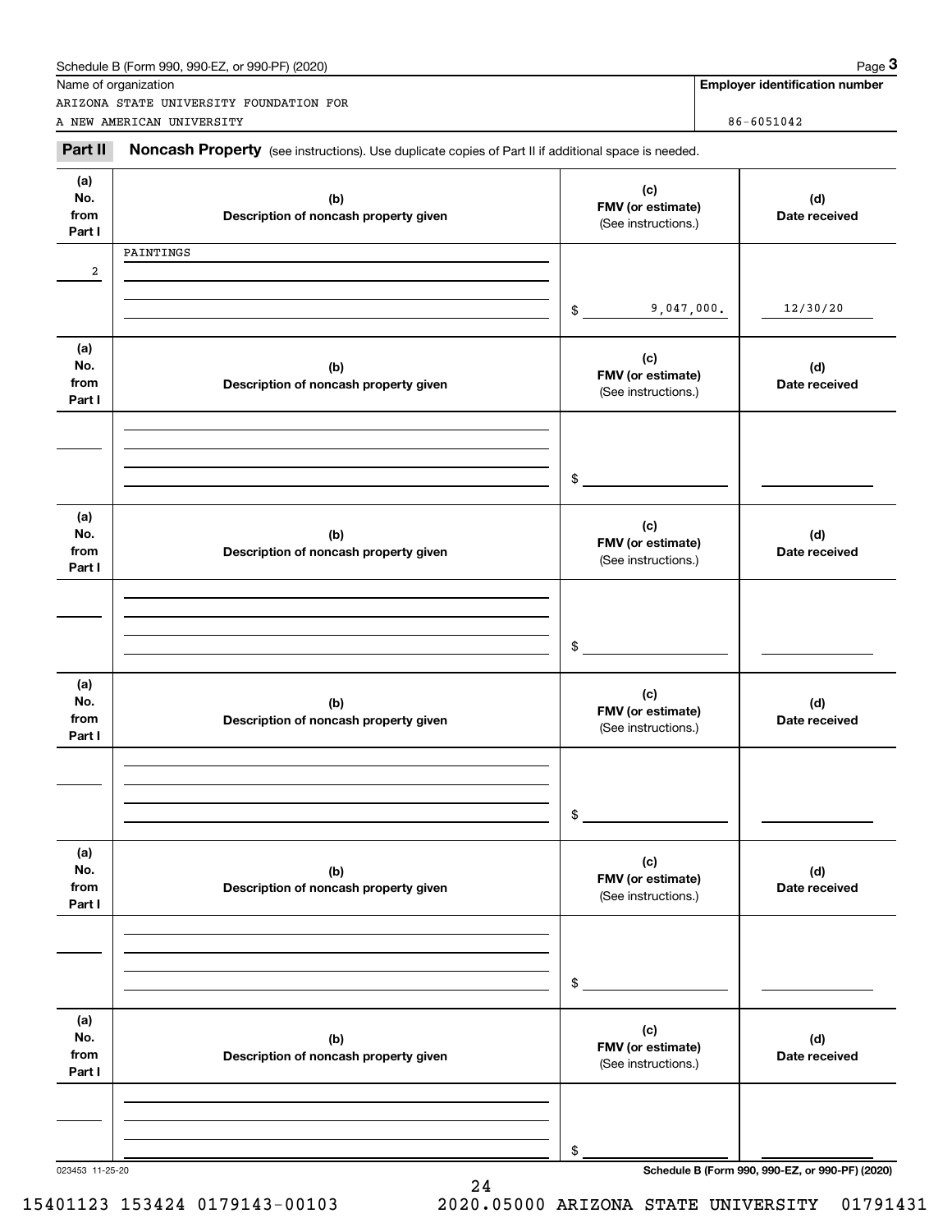Schedule B (Form 990, 990-EZ, or 990-PF) (2020)

Name of organization: ARIZONA STATE UNIVERSITY FOUNDATION FOR A NEW AMERICAN UNIVERSITY

Employer identification number: 86-6051042

## Part II Noncash Property

(see instructions). Use duplicate copies of Part II if additional space is needed.

| (a) No. from Part I | (b) Description of noncash property given | (c) FMV (or estimate) (See instructions.) | (d) Date received |
|---|---|---|---|
| 2 | PAINTINGS | $ 9,047,000. | 12/30/20 |
| | | $ | |
| | | $ | |
| | | $ | |
| | | $ | |
| | | $ | |

023453 11-25-20

Schedule B (Form 990, 990-EZ, or 990-PF) (2020)

15401123 153424 0179143-00103 2020.05000 ARIZONA STATE UNIVERSITY 01791431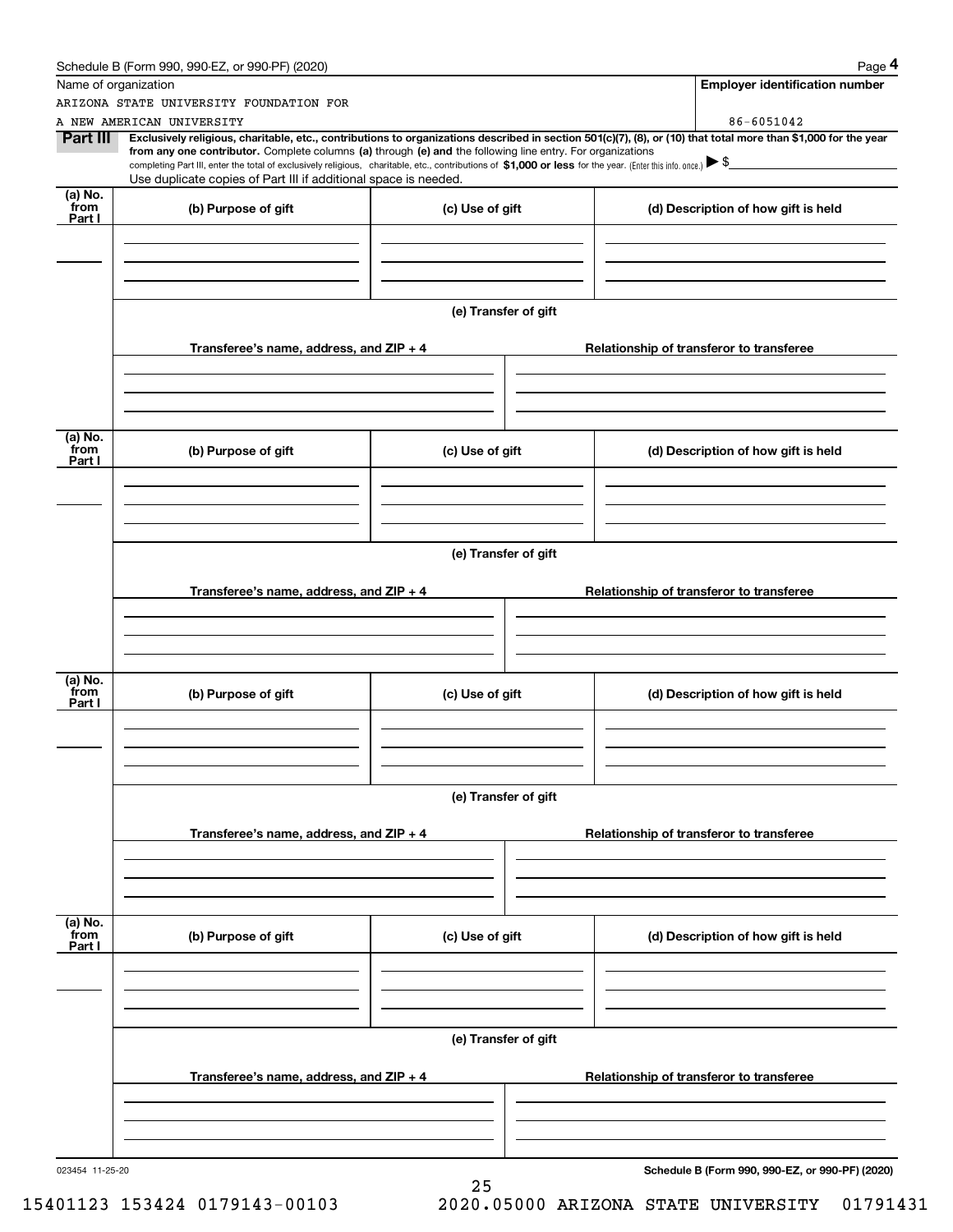Schedule B (Form 990, 990-EZ, or 990-PF) (2020)

Name of organization: ARIZONA STATE UNIVERSITY FOUNDATION FOR A NEW AMERICAN UNIVERSITY

Employer identification number: 86-6051042

**Part III** **Exclusively religious, charitable, etc., contributions to organizations described in section 501(c)(7), (8), or (10) that total more than $1,000 for the year from any one contributor.** Complete columns **(a)** through **(e) and** the following line entry. For organizations completing Part III, enter the total of exclusively religious, charitable, etc., contributions of **$1,000 or less** for the year. (Enter this info. once.) ▶ $

Use duplicate copies of Part III if additional space is needed.

| (a) No. from Part I | (b) Purpose of gift | (c) Use of gift | (d) Description of how gift is held |
|---|---|---|---|
| | | | |

(e) Transfer of gift

| Transferee's name, address, and ZIP + 4 | Relationship of transferor to transferee |
|---|---|
| | |

| (a) No. from Part I | (b) Purpose of gift | (c) Use of gift | (d) Description of how gift is held |
|---|---|---|---|
| | | | |

(e) Transfer of gift

| Transferee's name, address, and ZIP + 4 | Relationship of transferor to transferee |
|---|---|
| | |

| (a) No. from Part I | (b) Purpose of gift | (c) Use of gift | (d) Description of how gift is held |
|---|---|---|---|
| | | | |

(e) Transfer of gift

| Transferee's name, address, and ZIP + 4 | Relationship of transferor to transferee |
|---|---|
| | |

| (a) No. from Part I | (b) Purpose of gift | (c) Use of gift | (d) Description of how gift is held |
|---|---|---|---|
| | | | |

(e) Transfer of gift

| Transferee's name, address, and ZIP + 4 | Relationship of transferor to transferee |
|---|---|
| | |

023454 11-25-20

**Schedule B (Form 990, 990-EZ, or 990-PF) (2020)**

15401123 153424 0179143-00103 2020.05000 ARIZONA STATE UNIVERSITY 01791431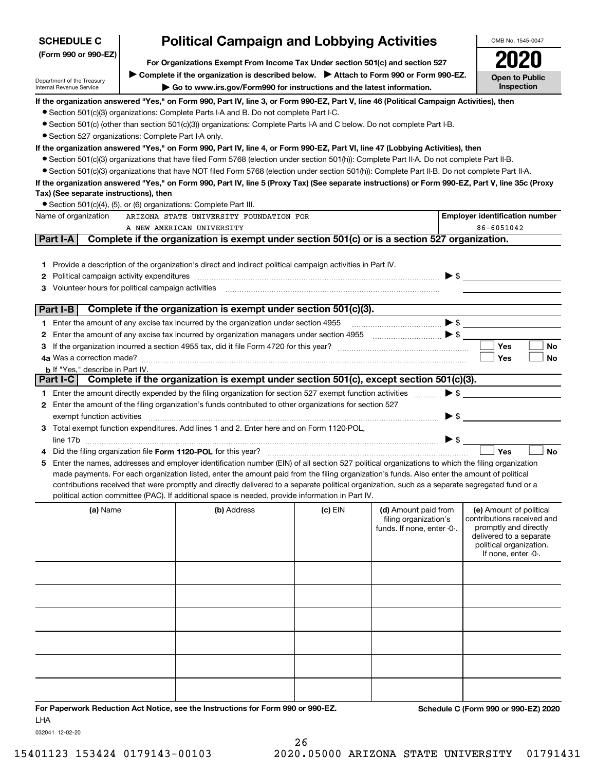**SCHEDULE C**
**(Form 990 or 990-EZ)**

Department of the Treasury
Internal Revenue Service

# Political Campaign and Lobbying Activities

**For Organizations Exempt From Income Tax Under section 501(c) and section 527**

▶ **Complete if the organization is described below.** ▶ **Attach to Form 990 or Form 990-EZ.**

▶ **Go to www.irs.gov/Form990 for instructions and the latest information.**

OMB No. 1545-0047

**2020**

**Open to Public Inspection**

**If the organization answered "Yes," on Form 990, Part IV, line 3, or Form 990-EZ, Part V, line 46 (Political Campaign Activities), then**

- Section 501(c)(3) organizations: Complete Parts I-A and B. Do not complete Part I-C.
- Section 501(c) (other than section 501(c)(3)) organizations: Complete Parts I-A and C below. Do not complete Part I-B.
- Section 527 organizations: Complete Part I-A only.

**If the organization answered "Yes," on Form 990, Part IV, line 4, or Form 990-EZ, Part VI, line 47 (Lobbying Activities), then**

- Section 501(c)(3) organizations that have filed Form 5768 (election under section 501(h)): Complete Part II-A. Do not complete Part II-B.
- Section 501(c)(3) organizations that have NOT filed Form 5768 (election under section 501(h)): Complete Part II-B. Do not complete Part II-A.

**If the organization answered "Yes," on Form 990, Part IV, line 5 (Proxy Tax) (See separate instructions) or Form 990-EZ, Part V, line 35c (Proxy Tax) (See separate instructions), then**

- Section 501(c)(4), (5), or (6) organizations: Complete Part III.

| Name of organization | Employer identification number |
|---|---|
| ARIZONA STATE UNIVERSITY FOUNDATION FOR A NEW AMERICAN UNIVERSITY | 86-6051042 |

## Part I-A Complete if the organization is exempt under section 501(c) or is a section 527 organization.

1. Provide a description of the organization's direct and indirect political campaign activities in Part IV.
2. Political campaign activity expenditures ▶ $
3. Volunteer hours for political campaign activities

## Part I-B Complete if the organization is exempt under section 501(c)(3).

1. Enter the amount of any excise tax incurred by the organization under section 4955 ▶ $
2. Enter the amount of any excise tax incurred by organization managers under section 4955 ▶ $
3. If the organization incurred a section 4955 tax, did it file Form 4720 for this year? ☐ Yes ☐ No
4. a Was a correction made? ☐ Yes ☐ No
   b If "Yes," describe in Part IV.

## Part I-C Complete if the organization is exempt under section 501(c), except section 501(c)(3).

1. Enter the amount directly expended by the filing organization for section 527 exempt function activities ▶ $
2. Enter the amount of the filing organization's funds contributed to other organizations for section 527 exempt function activities ▶ $
3. Total exempt function expenditures. Add lines 1 and 2. Enter here and on Form 1120-POL, line 17b ▶ $
4. Did the filing organization file **Form 1120-POL** for this year? ☐ Yes ☐ No
5. Enter the names, addresses and employer identification number (EIN) of all section 527 political organizations to which the filing organization made payments. For each organization listed, enter the amount paid from the filing organization's funds. Also enter the amount of political contributions received that were promptly and directly delivered to a separate political organization, such as a separate segregated fund or a political action committee (PAC). If additional space is needed, provide information in Part IV.

| (a) Name | (b) Address | (c) EIN | (d) Amount paid from filing organization's funds. If none, enter -0-. | (e) Amount of political contributions received and promptly and directly delivered to a separate political organization. If none, enter -0-. |
|---|---|---|---|---|
| | | | | |
| | | | | |
| | | | | |
| | | | | |
| | | | | |
| | | | | |

**For Paperwork Reduction Act Notice, see the Instructions for Form 990 or 990-EZ.**

LHA

032041 12-02-20

**Schedule C (Form 990 or 990-EZ) 2020**

15401123 153424 0179143-00103 2020.05000 ARIZONA STATE UNIVERSITY 01791431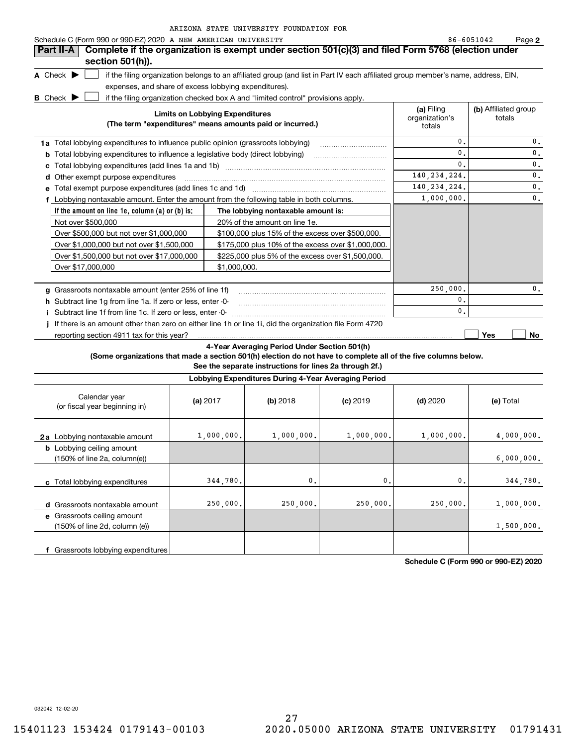ARIZONA STATE UNIVERSITY FOUNDATION FOR

Schedule C (Form 990 or 990-EZ) 2020 A NEW AMERICAN UNIVERSITY 86-6051042 Page **2**

## Part II-A Complete if the organization is exempt under section 501(c)(3) and filed Form 5768 (election under section 501(h)).

**A** Check ▶ ☐ if the filing organization belongs to an affiliated group (and list in Part IV each affiliated group member's name, address, EIN, expenses, and share of excess lobbying expenditures).

**B** Check ▶ ☐ if the filing organization checked box A and "limited control" provisions apply.

| Limits on Lobbying Expenditures (The term "expenditures" means amounts paid or incurred.) | (a) Filing organization's totals | (b) Affiliated group totals |
|---|---|---|
| **1a** Total lobbying expenditures to influence public opinion (grassroots lobbying) | 0. | 0. |
| **b** Total lobbying expenditures to influence a legislative body (direct lobbying) | 0. | 0. |
| **c** Total lobbying expenditures (add lines 1a and 1b) | 0. | 0. |
| **d** Other exempt purpose expenditures | 140,234,224. | 0. |
| **e** Total exempt purpose expenditures (add lines 1c and 1d) | 140,234,224. | 0. |
| **f** Lobbying nontaxable amount. Enter the amount from the following table in both columns. | 1,000,000. | 0. |

| If the amount on line 1e, column (a) or (b) is: | The lobbying nontaxable amount is: |
|---|---|
| Not over $500,000 | 20% of the amount on line 1e. |
| Over $500,000 but not over $1,000,000 | $100,000 plus 15% of the excess over $500,000. |
| Over $1,000,000 but not over $1,500,000 | $175,000 plus 10% of the excess over $1,000,000. |
| Over $1,500,000 but not over $17,000,000 | $225,000 plus 5% of the excess over $1,500,000. |
| Over $17,000,000 | $1,000,000. |

| | (a) | (b) |
|---|---|---|
| **g** Grassroots nontaxable amount (enter 25% of line 1f) | 250,000. | 0. |
| **h** Subtract line 1g from line 1a. If zero or less, enter -0- | 0. | |
| **i** Subtract line 1f from line 1c. If zero or less, enter -0- | 0. | |
| **j** If there is an amount other than zero on either line 1h or line 1i, did the organization file Form 4720 reporting section 4911 tax for this year? | ☐ Yes | ☐ No |

### 4-Year Averaging Period Under Section 501(h)

**(Some organizations that made a section 501(h) election do not have to complete all of the five columns below. See the separate instructions for lines 2a through 2f.)**

**Lobbying Expenditures During 4-Year Averaging Period**

| Calendar year (or fiscal year beginning in) | (a) 2017 | (b) 2018 | (c) 2019 | (d) 2020 | (e) Total |
|---|---|---|---|---|---|
| **2a** Lobbying nontaxable amount | 1,000,000. | 1,000,000. | 1,000,000. | 1,000,000. | 4,000,000. |
| **b** Lobbying ceiling amount (150% of line 2a, column(e)) | | | | | 6,000,000. |
| **c** Total lobbying expenditures | 344,780. | 0. | 0. | 0. | 344,780. |
| **d** Grassroots nontaxable amount | 250,000. | 250,000. | 250,000. | 250,000. | 1,000,000. |
| **e** Grassroots ceiling amount (150% of line 2d, column (e)) | | | | | 1,500,000. |
| **f** Grassroots lobbying expenditures | | | | | |

**Schedule C (Form 990 or 990-EZ) 2020**

032042 12-02-20

15401123 153424 0179143-00103 2020.05000 ARIZONA STATE UNIVERSITY 01791431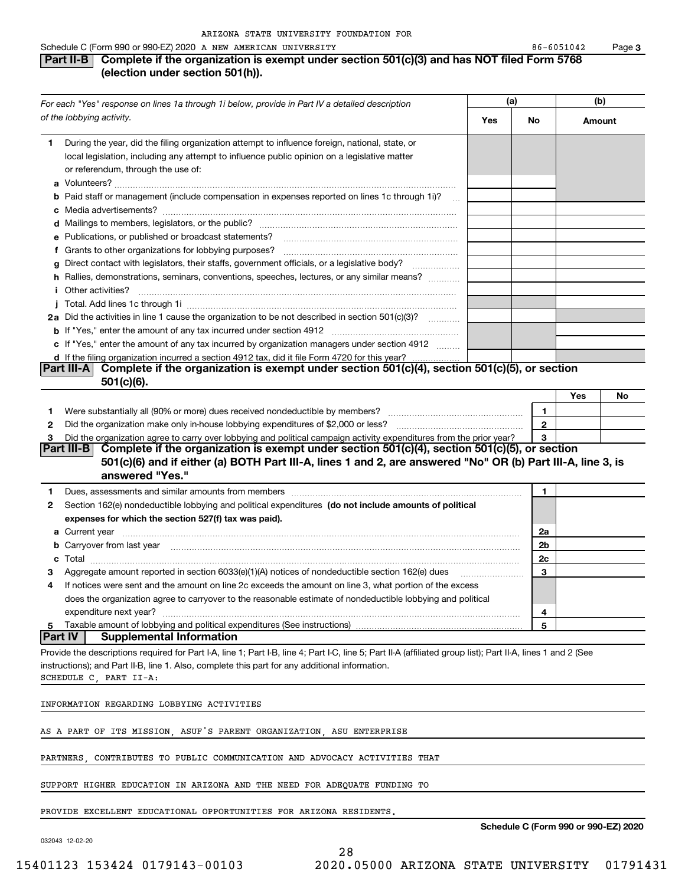ARIZONA STATE UNIVERSITY FOUNDATION FOR

Schedule C (Form 990 or 990-EZ) 2020 A NEW AMERICAN UNIVERSITY 86-6051042 Page 3

## Part II-B Complete if the organization is exempt under section 501(c)(3) and has NOT filed Form 5768 (election under section 501(h)).

| *For each "Yes" response on lines 1a through 1i below, provide in Part IV a detailed description of the lobbying activity.* | (a) Yes | (a) No | (b) Amount |
|---|---|---|---|
| **1** During the year, did the filing organization attempt to influence foreign, national, state, or local legislation, including any attempt to influence public opinion on a legislative matter or referendum, through the use of: | | | |
| **a** Volunteers? | | | |
| **b** Paid staff or management (include compensation in expenses reported on lines 1c through 1i)? | | | |
| **c** Media advertisements? | | | |
| **d** Mailings to members, legislators, or the public? | | | |
| **e** Publications, or published or broadcast statements? | | | |
| **f** Grants to other organizations for lobbying purposes? | | | |
| **g** Direct contact with legislators, their staffs, government officials, or a legislative body? | | | |
| **h** Rallies, demonstrations, seminars, conventions, speeches, lectures, or any similar means? | | | |
| **i** Other activities? | | | |
| **j** Total. Add lines 1c through 1i | | | |
| **2a** Did the activities in line 1 cause the organization to be not described in section 501(c)(3)? | | | |
| **b** If "Yes," enter the amount of any tax incurred under section 4912 | | | |
| **c** If "Yes," enter the amount of any tax incurred by organization managers under section 4912 | | | |
| **d** If the filing organization incurred a section 4912 tax, did it file Form 4720 for this year? | | | |

## Part III-A Complete if the organization is exempt under section 501(c)(4), section 501(c)(5), or section 501(c)(6).

| | | Yes | No |
|---|---|---|---|
| **1** Were substantially all (90% or more) dues received nondeductible by members? | 1 | | |
| **2** Did the organization make only in-house lobbying expenditures of $2,000 or less? | 2 | | |
| **3** Did the organization agree to carry over lobbying and political campaign activity expenditures from the prior year? | 3 | | |

## Part III-B Complete if the organization is exempt under section 501(c)(4), section 501(c)(5), or section 501(c)(6) and if either (a) BOTH Part III-A, lines 1 and 2, are answered "No" OR (b) Part III-A, line 3, is answered "Yes."

| | | |
|---|---|---|
| **1** Dues, assessments and similar amounts from members | 1 | |
| **2** Section 162(e) nondeductible lobbying and political expenditures **(do not include amounts of political expenses for which the section 527(f) tax was paid).** | | |
| **a** Current year | 2a | |
| **b** Carryover from last year | 2b | |
| **c** Total | 2c | |
| **3** Aggregate amount reported in section 6033(e)(1)(A) notices of nondeductible section 162(e) dues | 3 | |
| **4** If notices were sent and the amount on line 2c exceeds the amount on line 3, what portion of the excess does the organization agree to carryover to the reasonable estimate of nondeductible lobbying and political expenditure next year? | 4 | |
| **5** Taxable amount of lobbying and political expenditures (See instructions) | 5 | |

## Part IV Supplemental Information

Provide the descriptions required for Part I-A, line 1; Part I-B, line 4; Part I-C, line 5; Part II-A (affiliated group list); Part II-A, lines 1 and 2 (See instructions); and Part II-B, line 1. Also, complete this part for any additional information.

SCHEDULE C, PART II-A:

INFORMATION REGARDING LOBBYING ACTIVITIES

AS A PART OF ITS MISSION, ASUF'S PARENT ORGANIZATION, ASU ENTERPRISE PARTNERS, CONTRIBUTES TO PUBLIC COMMUNICATION AND ADVOCACY ACTIVITIES THAT SUPPORT HIGHER EDUCATION IN ARIZONA AND THE NEED FOR ADEQUATE FUNDING TO PROVIDE EXCELLENT EDUCATIONAL OPPORTUNITIES FOR ARIZONA RESIDENTS.

**Schedule C (Form 990 or 990-EZ) 2020**

032043 12-02-20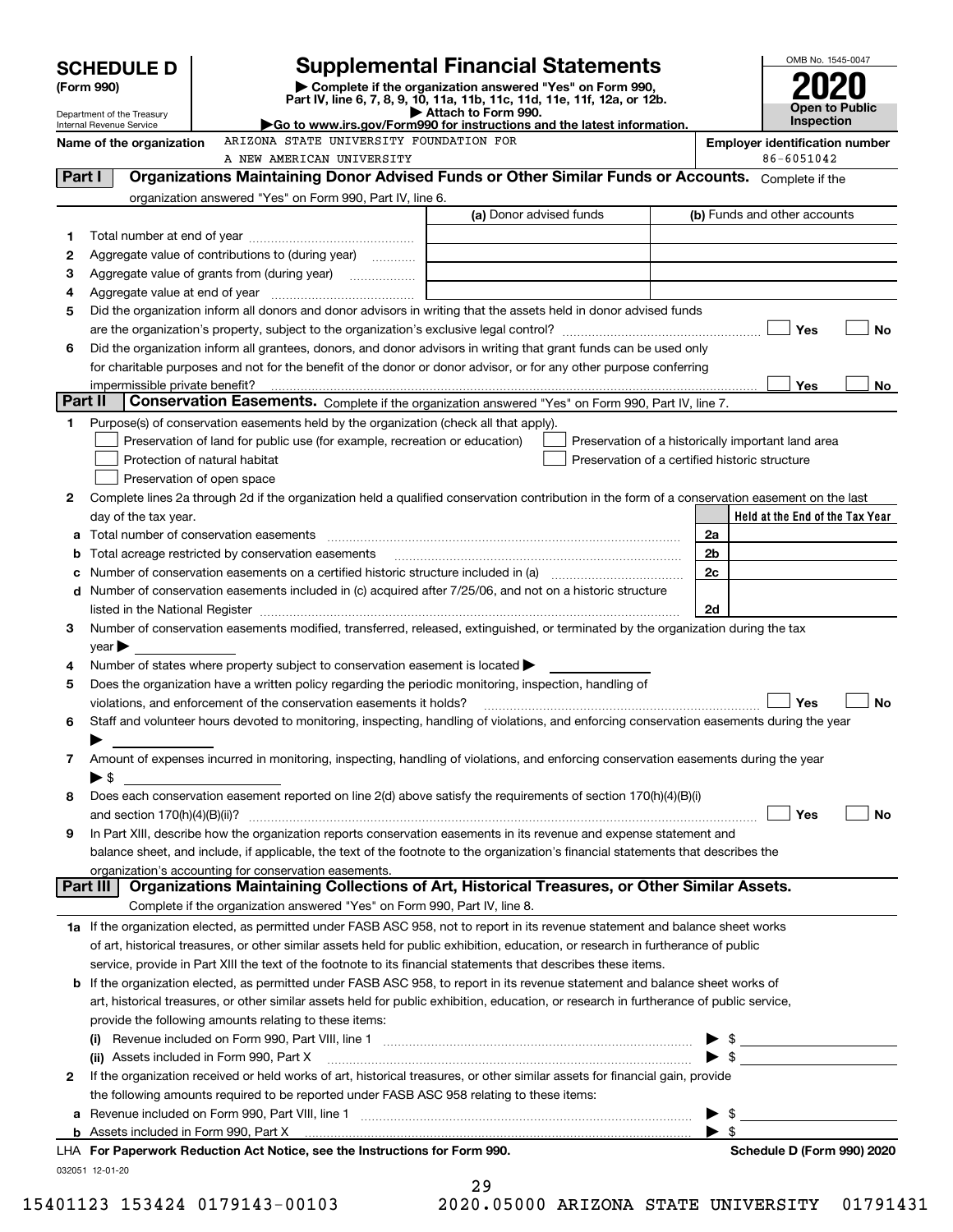# SCHEDULE D (Form 990)

Department of the Treasury
Internal Revenue Service

## Supplemental Financial Statements

▶ Complete if the organization answered "Yes" on Form 990, Part IV, line 6, 7, 8, 9, 10, 11a, 11b, 11c, 11d, 11e, 11f, 12a, or 12b.
▶ Attach to Form 990.
▶Go to www.irs.gov/Form990 for instructions and the latest information.

OMB No. 1545-0047

**2020**

**Open to Public Inspection**

**Name of the organization** ARIZONA STATE UNIVERSITY FOUNDATION FOR A NEW AMERICAN UNIVERSITY

**Employer identification number** 86-6051042

## Part I Organizations Maintaining Donor Advised Funds or Other Similar Funds or Accounts.

Complete if the organization answered "Yes" on Form 990, Part IV, line 6.

| | | (a) Donor advised funds | (b) Funds and other accounts |
|---|---|---|---|
| 1 | Total number at end of year | | |
| 2 | Aggregate value of contributions to (during year) | | |
| 3 | Aggregate value of grants from (during year) | | |
| 4 | Aggregate value at end of year | | |

5 Did the organization inform all donors and donor advisors in writing that the assets held in donor advised funds are the organization's property, subject to the organization's exclusive legal control? ☐ Yes ☐ No

6 Did the organization inform all grantees, donors, and donor advisors in writing that grant funds can be used only for charitable purposes and not for the benefit of the donor or donor advisor, or for any other purpose conferring impermissible private benefit? ☐ Yes ☐ No

## Part II Conservation Easements.

Complete if the organization answered "Yes" on Form 990, Part IV, line 7.

1 Purpose(s) of conservation easements held by the organization (check all that apply).

- ☐ Preservation of land for public use (for example, recreation or education)
- ☐ Protection of natural habitat
- ☐ Preservation of open space
- ☐ Preservation of a historically important land area
- ☐ Preservation of a certified historic structure

2 Complete lines 2a through 2d if the organization held a qualified conservation contribution in the form of a conservation easement on the last day of the tax year.

| | | | Held at the End of the Tax Year |
|---|---|---|---|
| a | Total number of conservation easements | 2a | |
| b | Total acreage restricted by conservation easements | 2b | |
| c | Number of conservation easements on a certified historic structure included in (a) | 2c | |
| d | Number of conservation easements included in (c) acquired after 7/25/06, and not on a historic structure listed in the National Register | 2d | |

3 Number of conservation easements modified, transferred, released, extinguished, or terminated by the organization during the tax year ▶

4 Number of states where property subject to conservation easement is located ▶

5 Does the organization have a written policy regarding the periodic monitoring, inspection, handling of violations, and enforcement of the conservation easements it holds? ☐ Yes ☐ No

6 Staff and volunteer hours devoted to monitoring, inspecting, handling of violations, and enforcing conservation easements during the year ▶

7 Amount of expenses incurred in monitoring, inspecting, handling of violations, and enforcing conservation easements during the year ▶ $

8 Does each conservation easement reported on line 2(d) above satisfy the requirements of section 170(h)(4)(B)(i) and section 170(h)(4)(B)(ii)? ☐ Yes ☐ No

9 In Part XIII, describe how the organization reports conservation easements in its revenue and expense statement and balance sheet, and include, if applicable, the text of the footnote to the organization's financial statements that describes the organization's accounting for conservation easements.

## Part III Organizations Maintaining Collections of Art, Historical Treasures, or Other Similar Assets.

Complete if the organization answered "Yes" on Form 990, Part IV, line 8.

1a If the organization elected, as permitted under FASB ASC 958, not to report in its revenue statement and balance sheet works of art, historical treasures, or other similar assets held for public exhibition, education, or research in furtherance of public service, provide in Part XIII the text of the footnote to its financial statements that describes these items.

b If the organization elected, as permitted under FASB ASC 958, to report in its revenue statement and balance sheet works of art, historical treasures, or other similar assets held for public exhibition, education, or research in furtherance of public service, provide the following amounts relating to these items:

(i) Revenue included on Form 990, Part VIII, line 1 ▶ $

(ii) Assets included in Form 990, Part X ▶ $

2 If the organization received or held works of art, historical treasures, or other similar assets for financial gain, provide the following amounts required to be reported under FASB ASC 958 relating to these items:

a Revenue included on Form 990, Part VIII, line 1 ▶ $

b Assets included in Form 990, Part X ▶ $

LHA For Paperwork Reduction Act Notice, see the Instructions for Form 990. Schedule D (Form 990) 2020

032051 12-01-20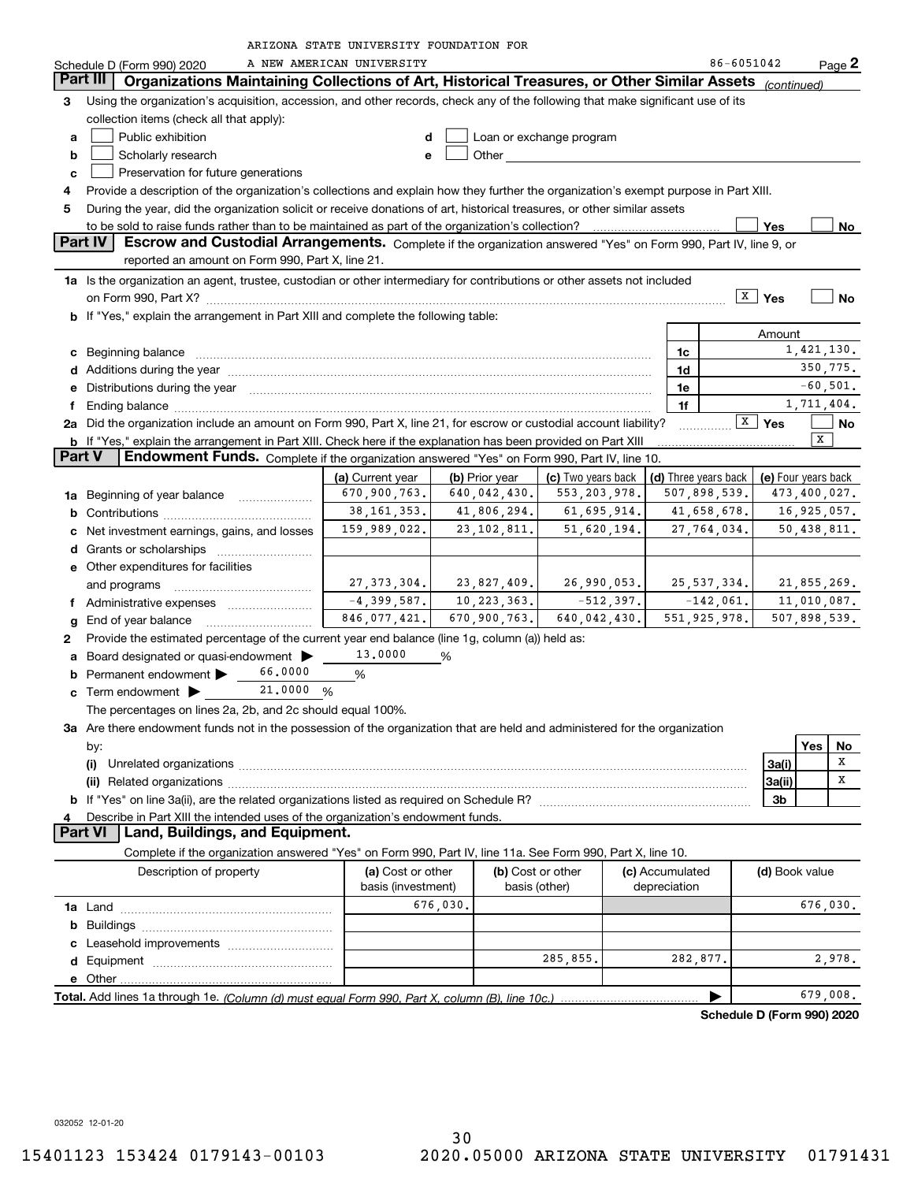ARIZONA STATE UNIVERSITY FOUNDATION FOR A NEW AMERICAN UNIVERSITY 86-6051042

Schedule D (Form 990) 2020 Page 2

## Part III Organizations Maintaining Collections of Art, Historical Treasures, or Other Similar Assets *(continued)*

**3** Using the organization's acquisition, accession, and other records, check any of the following that make significant use of its collection items (check all that apply):

- **a** ☐ Public exhibition
- **b** ☐ Scholarly research
- **c** ☐ Preservation for future generations
- **d** ☐ Loan or exchange program
- **e** ☐ Other

**4** Provide a description of the organization's collections and explain how they further the organization's exempt purpose in Part XIII.

**5** During the year, did the organization solicit or receive donations of art, historical treasures, or other similar assets to be sold to raise funds rather than to be maintained as part of the organization's collection? ☐ Yes ☐ No

## Part IV Escrow and Custodial Arrangements.

Complete if the organization answered "Yes" on Form 990, Part IV, line 9, or reported an amount on Form 990, Part X, line 21.

**1a** Is the organization an agent, trustee, custodian or other intermediary for contributions or other assets not included on Form 990, Part X? ☒ Yes ☐ No

**b** If "Yes," explain the arrangement in Part XIII and complete the following table:

| | | | Amount |
|---|---|---|---|
| **c** | Beginning balance | 1c | 1,421,130. |
| **d** | Additions during the year | 1d | 350,775. |
| **e** | Distributions during the year | 1e | -60,501. |
| **f** | Ending balance | 1f | 1,711,404. |

**2a** Did the organization include an amount on Form 990, Part X, line 21, for escrow or custodial account liability? ☒ Yes ☐ No

**b** If "Yes," explain the arrangement in Part XIII. Check here if the explanation has been provided on Part XIII ☒

## Part V Endowment Funds.

Complete if the organization answered "Yes" on Form 990, Part IV, line 10.

| | | (a) Current year | (b) Prior year | (c) Two years back | (d) Three years back | (e) Four years back |
|---|---|---|---|---|---|---|
| **1a** | Beginning of year balance | 670,900,763. | 640,042,430. | 553,203,978. | 507,898,539. | 473,400,027. |
| **b** | Contributions | 38,161,353. | 41,806,294. | 61,695,914. | 41,658,678. | 16,925,057. |
| **c** | Net investment earnings, gains, and losses | 159,989,022. | 23,102,811. | 51,620,194. | 27,764,034. | 50,438,811. |
| **d** | Grants or scholarships | | | | | |
| **e** | Other expenditures for facilities and programs | 27,373,304. | 23,827,409. | 26,990,053. | 25,537,334. | 21,855,269. |
| **f** | Administrative expenses | -4,399,587. | 10,223,363. | -512,397. | -142,061. | 11,010,087. |
| **g** | End of year balance | 846,077,421. | 670,900,763. | 640,042,430. | 551,925,978. | 507,898,539. |

**2** Provide the estimated percentage of the current year end balance (line 1g, column (a)) held as:

- **a** Board designated or quasi-endowment ▶ 13.0000 %
- **b** Permanent endowment ▶ 66.0000 %
- **c** Term endowment ▶ 21.0000 %

The percentages on lines 2a, 2b, and 2c should equal 100%.

**3a** Are there endowment funds not in the possession of the organization that are held and administered for the organization by:

| | | | Yes | No |
|---|---|---|---|---|
| **(i)** | Unrelated organizations | 3a(i) | | X |
| **(ii)** | Related organizations | 3a(ii) | | X |
| **b** | If "Yes" on line 3a(ii), are the related organizations listed as required on Schedule R? | 3b | | |

**4** Describe in Part XIII the intended uses of the organization's endowment funds.

## Part VI Land, Buildings, and Equipment.

Complete if the organization answered "Yes" on Form 990, Part IV, line 11a. See Form 990, Part X, line 10.

| Description of property | (a) Cost or other basis (investment) | (b) Cost or other basis (other) | (c) Accumulated depreciation | (d) Book value |
|---|---|---|---|---|
| **1a** Land | 676,030. | | | 676,030. |
| **b** Buildings | | | | |
| **c** Leasehold improvements | | | | |
| **d** Equipment | | 285,855. | 282,877. | 2,978. |
| **e** Other | | | | |
| **Total.** Add lines 1a through 1e. *(Column (d) must equal Form 990, Part X, column (B), line 10c.)* | | | ▶ | 679,008. |

**Schedule D (Form 990) 2020**

032052 12-01-20

15401123 153424 0179143-00103 2020.05000 ARIZONA STATE UNIVERSITY 01791431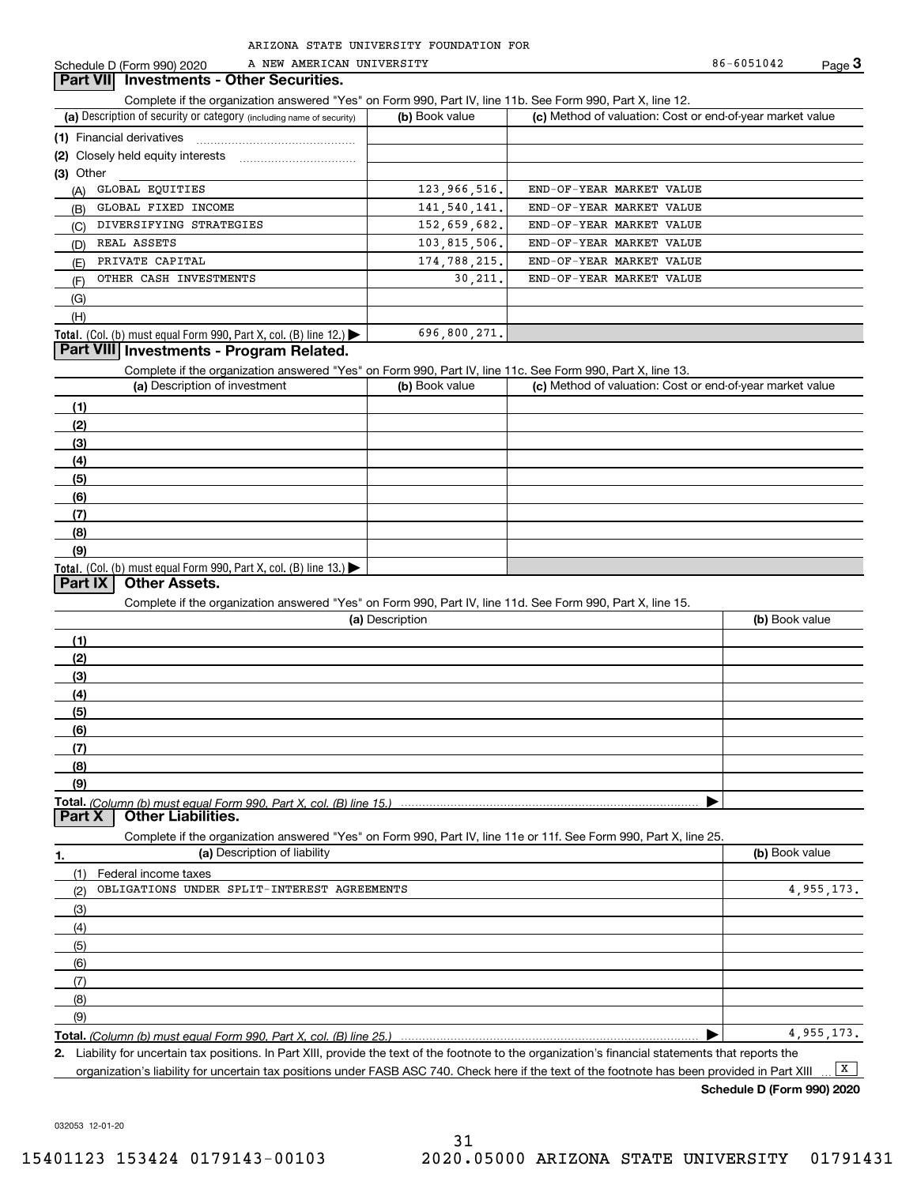ARIZONA STATE UNIVERSITY FOUNDATION FOR A NEW AMERICAN UNIVERSITY 86-6051042

Schedule D (Form 990) 2020

## Part VII Investments - Other Securities.

Complete if the organization answered "Yes" on Form 990, Part IV, line 11b. See Form 990, Part X, line 12.

| (a) Description of security or category (including name of security) | (b) Book value | (c) Method of valuation: Cost or end-of-year market value |
|---|---|---|
| (1) Financial derivatives | | |
| (2) Closely held equity interests | | |
| (3) Other | | |
| (A) GLOBAL EQUITIES | 123,966,516. | END-OF-YEAR MARKET VALUE |
| (B) GLOBAL FIXED INCOME | 141,540,141. | END-OF-YEAR MARKET VALUE |
| (C) DIVERSIFYING STRATEGIES | 152,659,682. | END-OF-YEAR MARKET VALUE |
| (D) REAL ASSETS | 103,815,506. | END-OF-YEAR MARKET VALUE |
| (E) PRIVATE CAPITAL | 174,788,215. | END-OF-YEAR MARKET VALUE |
| (F) OTHER CASH INVESTMENTS | 30,211. | END-OF-YEAR MARKET VALUE |
| (G) | | |
| (H) | | |
| **Total.** (Col. (b) must equal Form 990, Part X, col. (B) line 12.) | 696,800,271. | |

## Part VIII Investments - Program Related.

Complete if the organization answered "Yes" on Form 990, Part IV, line 11c. See Form 990, Part X, line 13.

| (a) Description of investment | (b) Book value | (c) Method of valuation: Cost or end-of-year market value |
|---|---|---|
| (1) | | |
| (2) | | |
| (3) | | |
| (4) | | |
| (5) | | |
| (6) | | |
| (7) | | |
| (8) | | |
| (9) | | |
| **Total.** (Col. (b) must equal Form 990, Part X, col. (B) line 13.) | | |

## Part IX Other Assets.

Complete if the organization answered "Yes" on Form 990, Part IV, line 11d. See Form 990, Part X, line 15.

| (a) Description | (b) Book value |
|---|---|
| (1) | |
| (2) | |
| (3) | |
| (4) | |
| (5) | |
| (6) | |
| (7) | |
| (8) | |
| (9) | |
| **Total.** *(Column (b) must equal Form 990, Part X, col. (B) line 15.)* | |

## Part X Other Liabilities.

Complete if the organization answered "Yes" on Form 990, Part IV, line 11e or 11f. See Form 990, Part X, line 25.

| 1. (a) Description of liability | (b) Book value |
|---|---|
| (1) Federal income taxes | |
| (2) OBLIGATIONS UNDER SPLIT-INTEREST AGREEMENTS | 4,955,173. |
| (3) | |
| (4) | |
| (5) | |
| (6) | |
| (7) | |
| (8) | |
| (9) | |
| **Total.** *(Column (b) must equal Form 990, Part X, col. (B) line 25.)* | 4,955,173. |

2. Liability for uncertain tax positions. In Part XIII, provide the text of the footnote to the organization's financial statements that reports the organization's liability for uncertain tax positions under FASB ASC 740. Check here if the text of the footnote has been provided in Part XIII [X]

**Schedule D (Form 990) 2020**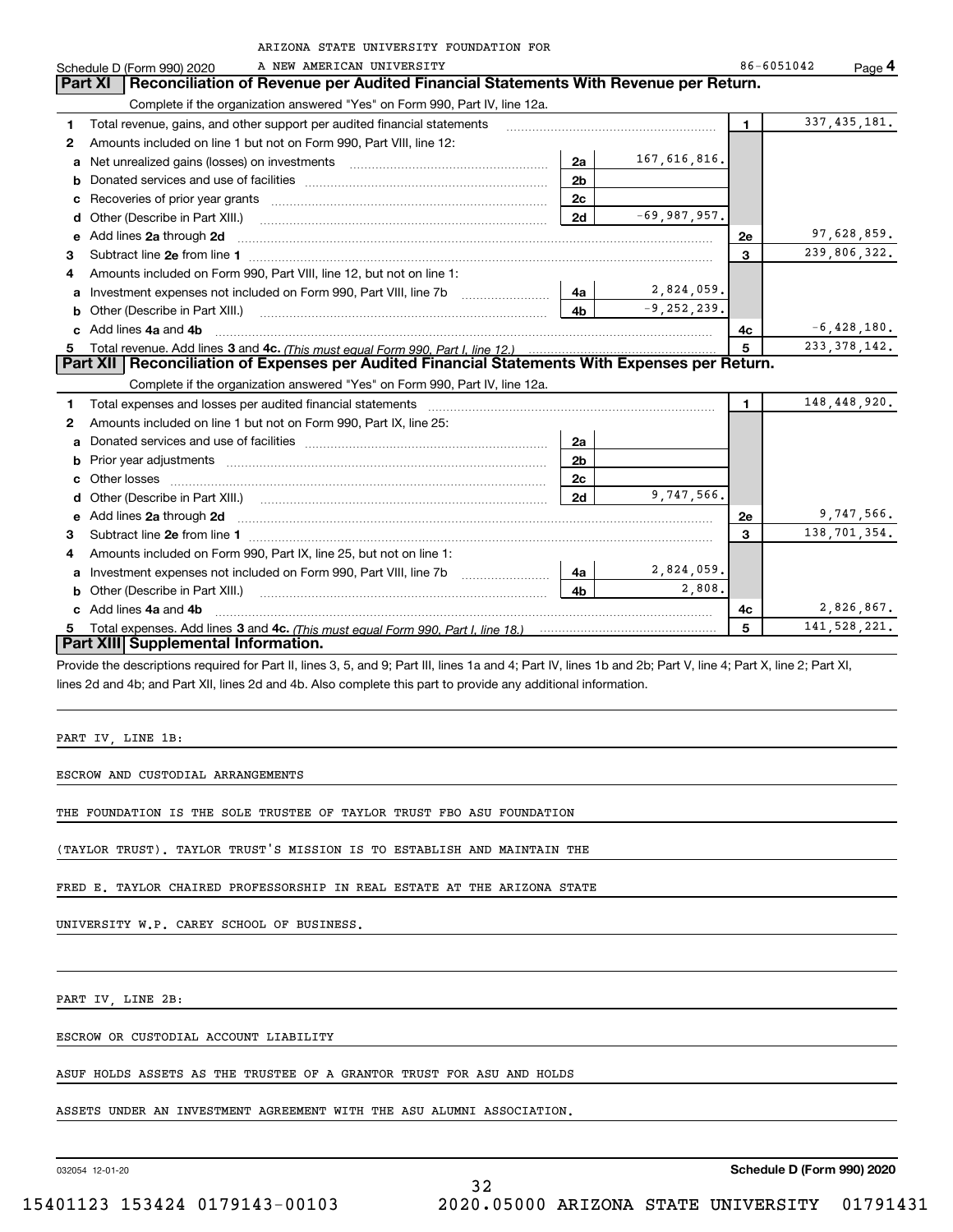ARIZONA STATE UNIVERSITY FOUNDATION FOR A NEW AMERICAN UNIVERSITY 86-6051042

Schedule D (Form 990) 2020 Page 4

## Part XI Reconciliation of Revenue per Audited Financial Statements With Revenue per Return.

Complete if the organization answered "Yes" on Form 990, Part IV, line 12a.

| | | | | | |
|---|---|---|---|---|---|
| **1** | Total revenue, gains, and other support per audited financial statements | | | 1 | 337,435,181. |
| **2** | Amounts included on line 1 but not on Form 990, Part VIII, line 12: | | | | |
| a | Net unrealized gains (losses) on investments | 2a | 167,616,816. | | |
| b | Donated services and use of facilities | 2b | | | |
| c | Recoveries of prior year grants | 2c | | | |
| d | Other (Describe in Part XIII.) | 2d | -69,987,957. | | |
| e | Add lines **2a** through **2d** | | | 2e | 97,628,859. |
| **3** | Subtract line **2e** from line **1** | | | 3 | 239,806,322. |
| **4** | Amounts included on Form 990, Part VIII, line 12, but not on line 1: | | | | |
| a | Investment expenses not included on Form 990, Part VIII, line 7b | 4a | 2,824,059. | | |
| b | Other (Describe in Part XIII.) | 4b | -9,252,239. | | |
| c | Add lines **4a** and **4b** | | | 4c | -6,428,180. |
| **5** | Total revenue. Add lines **3** and **4c.** *(This must equal Form 990, Part I, line 12.)* | | | 5 | 233,378,142. |

## Part XII Reconciliation of Expenses per Audited Financial Statements With Expenses per Return.

Complete if the organization answered "Yes" on Form 990, Part IV, line 12a.

| | | | | | |
|---|---|---|---|---|---|
| **1** | Total expenses and losses per audited financial statements | | | 1 | 148,448,920. |
| **2** | Amounts included on line 1 but not on Form 990, Part IX, line 25: | | | | |
| a | Donated services and use of facilities | 2a | | | |
| b | Prior year adjustments | 2b | | | |
| c | Other losses | 2c | | | |
| d | Other (Describe in Part XIII.) | 2d | 9,747,566. | | |
| e | Add lines **2a** through **2d** | | | 2e | 9,747,566. |
| **3** | Subtract line **2e** from line **1** | | | 3 | 138,701,354. |
| **4** | Amounts included on Form 990, Part IX, line 25, but not on line 1: | | | | |
| a | Investment expenses not included on Form 990, Part VIII, line 7b | 4a | 2,824,059. | | |
| b | Other (Describe in Part XIII.) | 4b | 2,808. | | |
| c | Add lines **4a** and **4b** | | | 4c | 2,826,867. |
| **5** | Total expenses. Add lines **3** and **4c.** *(This must equal Form 990, Part I, line 18.)* | | | 5 | 141,528,221. |

## Part XIII Supplemental Information.

Provide the descriptions required for Part II, lines 3, 5, and 9; Part III, lines 1a and 4; Part IV, lines 1b and 2b; Part V, line 4; Part X, line 2; Part XI, lines 2d and 4b; and Part XII, lines 2d and 4b. Also complete this part to provide any additional information.

PART IV, LINE 1B:

ESCROW AND CUSTODIAL ARRANGEMENTS

THE FOUNDATION IS THE SOLE TRUSTEE OF TAYLOR TRUST FBO ASU FOUNDATION (TAYLOR TRUST). TAYLOR TRUST'S MISSION IS TO ESTABLISH AND MAINTAIN THE FRED E. TAYLOR CHAIRED PROFESSORSHIP IN REAL ESTATE AT THE ARIZONA STATE UNIVERSITY W.P. CAREY SCHOOL OF BUSINESS.

PART IV, LINE 2B:

ESCROW OR CUSTODIAL ACCOUNT LIABILITY

ASUF HOLDS ASSETS AS THE TRUSTEE OF A GRANTOR TRUST FOR ASU AND HOLDS ASSETS UNDER AN INVESTMENT AGREEMENT WITH THE ASU ALUMNI ASSOCIATION.

032054 12-01-20 **Schedule D (Form 990) 2020**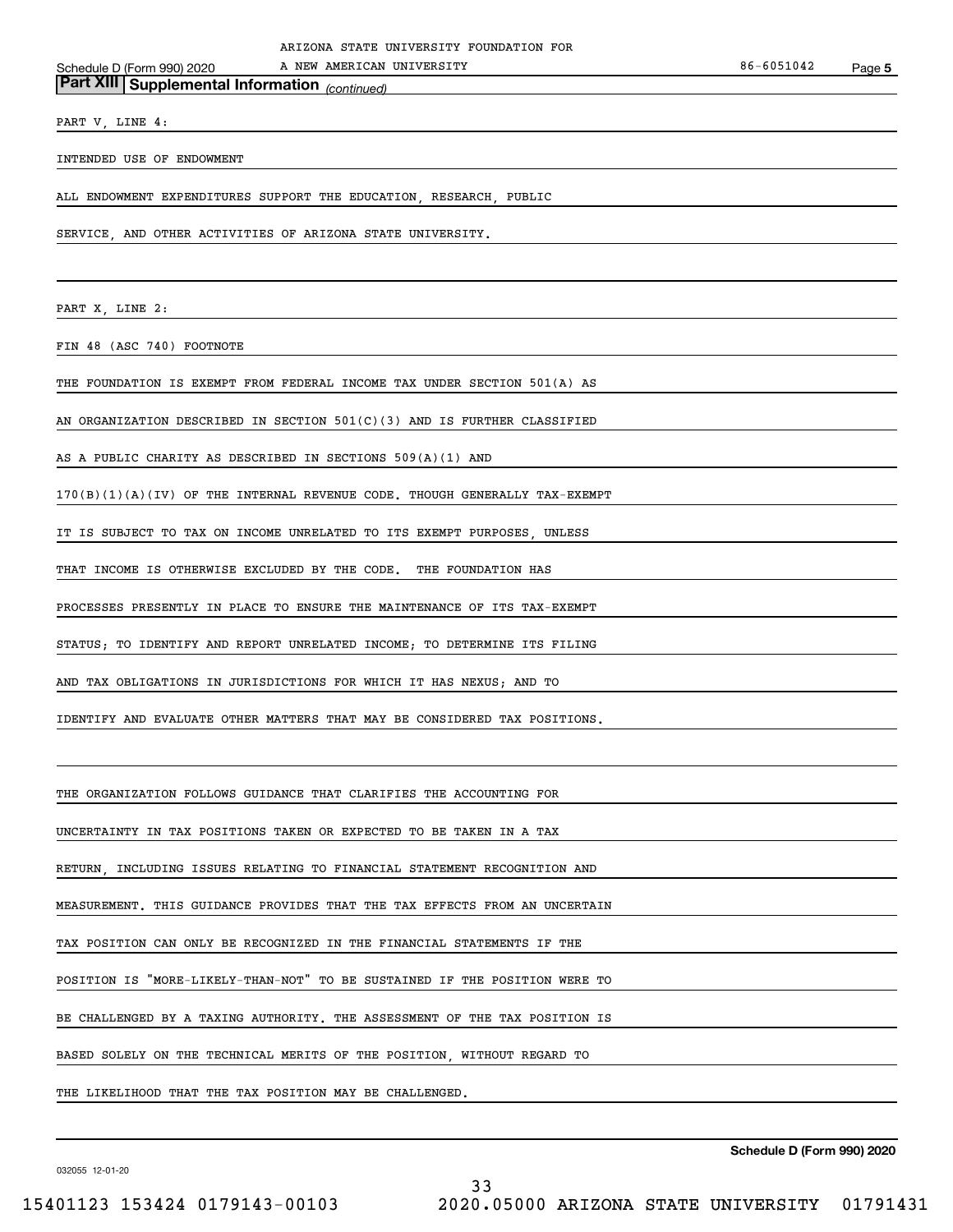## Part XIII Supplemental Information *(continued)*

PART V, LINE 4:

INTENDED USE OF ENDOWMENT

ALL ENDOWMENT EXPENDITURES SUPPORT THE EDUCATION, RESEARCH, PUBLIC SERVICE, AND OTHER ACTIVITIES OF ARIZONA STATE UNIVERSITY.

PART X, LINE 2:

FIN 48 (ASC 740) FOOTNOTE

THE FOUNDATION IS EXEMPT FROM FEDERAL INCOME TAX UNDER SECTION 501(A) AS AN ORGANIZATION DESCRIBED IN SECTION 501(C)(3) AND IS FURTHER CLASSIFIED AS A PUBLIC CHARITY AS DESCRIBED IN SECTIONS 509(A)(1) AND 170(B)(1)(A)(IV) OF THE INTERNAL REVENUE CODE. THOUGH GENERALLY TAX-EXEMPT IT IS SUBJECT TO TAX ON INCOME UNRELATED TO ITS EXEMPT PURPOSES, UNLESS THAT INCOME IS OTHERWISE EXCLUDED BY THE CODE. THE FOUNDATION HAS PROCESSES PRESENTLY IN PLACE TO ENSURE THE MAINTENANCE OF ITS TAX-EXEMPT STATUS; TO IDENTIFY AND REPORT UNRELATED INCOME; TO DETERMINE ITS FILING AND TAX OBLIGATIONS IN JURISDICTIONS FOR WHICH IT HAS NEXUS; AND TO IDENTIFY AND EVALUATE OTHER MATTERS THAT MAY BE CONSIDERED TAX POSITIONS.

THE ORGANIZATION FOLLOWS GUIDANCE THAT CLARIFIES THE ACCOUNTING FOR UNCERTAINTY IN TAX POSITIONS TAKEN OR EXPECTED TO BE TAKEN IN A TAX RETURN, INCLUDING ISSUES RELATING TO FINANCIAL STATEMENT RECOGNITION AND MEASUREMENT. THIS GUIDANCE PROVIDES THAT THE TAX EFFECTS FROM AN UNCERTAIN TAX POSITION CAN ONLY BE RECOGNIZED IN THE FINANCIAL STATEMENTS IF THE POSITION IS "MORE-LIKELY-THAN-NOT" TO BE SUSTAINED IF THE POSITION WERE TO BE CHALLENGED BY A TAXING AUTHORITY. THE ASSESSMENT OF THE TAX POSITION IS BASED SOLELY ON THE TECHNICAL MERITS OF THE POSITION, WITHOUT REGARD TO THE LIKELIHOOD THAT THE TAX POSITION MAY BE CHALLENGED.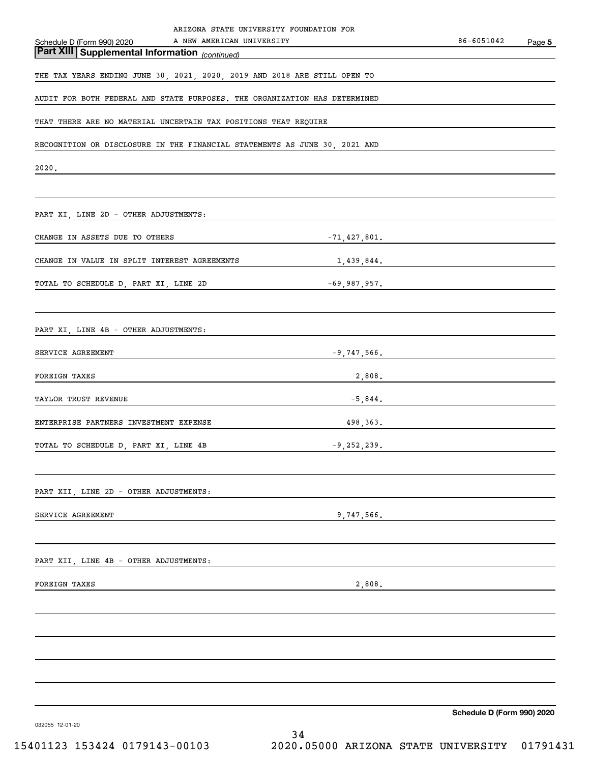ARIZONA STATE UNIVERSITY FOUNDATION FOR A NEW AMERICAN UNIVERSITY 86-6051042

Schedule D (Form 990) 2020

## Part XIII Supplemental Information *(continued)*

THE TAX YEARS ENDING JUNE 30, 2021, 2020, 2019 AND 2018 ARE STILL OPEN TO AUDIT FOR BOTH FEDERAL AND STATE PURPOSES. THE ORGANIZATION HAS DETERMINED THAT THERE ARE NO MATERIAL UNCERTAIN TAX POSITIONS THAT REQUIRE RECOGNITION OR DISCLOSURE IN THE FINANCIAL STATEMENTS AS JUNE 30, 2021 AND 2020.

PART XI, LINE 2D - OTHER ADJUSTMENTS:

| | |
|---|---|
| CHANGE IN ASSETS DUE TO OTHERS | -71,427,801. |
| CHANGE IN VALUE IN SPLIT INTEREST AGREEMENTS | 1,439,844. |
| TOTAL TO SCHEDULE D, PART XI, LINE 2D | -69,987,957. |

PART XI, LINE 4B - OTHER ADJUSTMENTS:

| | |
|---|---|
| SERVICE AGREEMENT | -9,747,566. |
| FOREIGN TAXES | 2,808. |
| TAYLOR TRUST REVENUE | -5,844. |
| ENTERPRISE PARTNERS INVESTMENT EXPENSE | 498,363. |
| TOTAL TO SCHEDULE D, PART XI, LINE 4B | -9,252,239. |

PART XII, LINE 2D - OTHER ADJUSTMENTS:

| | |
|---|---|
| SERVICE AGREEMENT | 9,747,566. |

PART XII, LINE 4B - OTHER ADJUSTMENTS:

| | |
|---|---|
| FOREIGN TAXES | 2,808. |

Schedule D (Form 990) 2020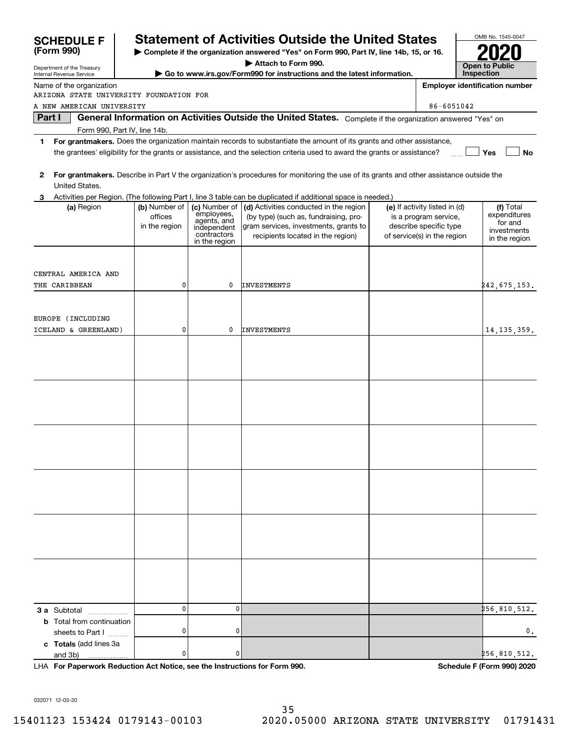# SCHEDULE F (Form 990)

Department of the Treasury
Internal Revenue Service

## Statement of Activities Outside the United States

▶ Complete if the organization answered "Yes" on Form 990, Part IV, line 14b, 15, or 16.
▶ Attach to Form 990.
▶ Go to www.irs.gov/Form990 for instructions and the latest information.

OMB No. 1545-0047

**2020**

**Open to Public Inspection**

Name of the organization: ARIZONA STATE UNIVERSITY FOUNDATION FOR A NEW AMERICAN UNIVERSITY

**Employer identification number:** 86-6051042

**Part I** **General Information on Activities Outside the United States.** Complete if the organization answered "Yes" on Form 990, Part IV, line 14b.

1 **For grantmakers.** Does the organization maintain records to substantiate the amount of its grants and other assistance, the grantees' eligibility for the grants or assistance, and the selection criteria used to award the grants or assistance? ☐ Yes ☐ No

2 **For grantmakers.** Describe in Part V the organization's procedures for monitoring the use of its grants and other assistance outside the United States.

3 Activities per Region. (The following Part I, line 3 table can be duplicated if additional space is needed.)

| (a) Region | (b) Number of offices in the region | (c) Number of employees, agents, and independent contractors in the region | (d) Activities conducted in the region (by type) (such as, fundraising, program services, investments, grants to recipients located in the region) | (e) If activity listed in (d) is a program service, describe specific type of service(s) in the region | (f) Total expenditures for and investments in the region |
|---|---|---|---|---|---|
| CENTRAL AMERICA AND THE CARIBBEAN | 0 | 0 | INVESTMENTS | | 242,675,153. |
| EUROPE (INCLUDING ICELAND & GREENLAND) | 0 | 0 | INVESTMENTS | | 14,135,359. |
| | | | | | |
| | | | | | |
| | | | | | |
| | | | | | |
| | | | | | |
| | | | | | |
| **3 a** Subtotal | 0 | 0 | | | 256,810,512. |
| **b** Total from continuation sheets to Part I | 0 | 0 | | | 0. |
| **c Totals** (add lines 3a and 3b) | 0 | 0 | | | 256,810,512. |

LHA **For Paperwork Reduction Act Notice, see the Instructions for Form 990.** **Schedule F (Form 990) 2020**

032071 12-03-20

15401123 153424 0179143-00103 2020.05000 ARIZONA STATE UNIVERSITY 01791431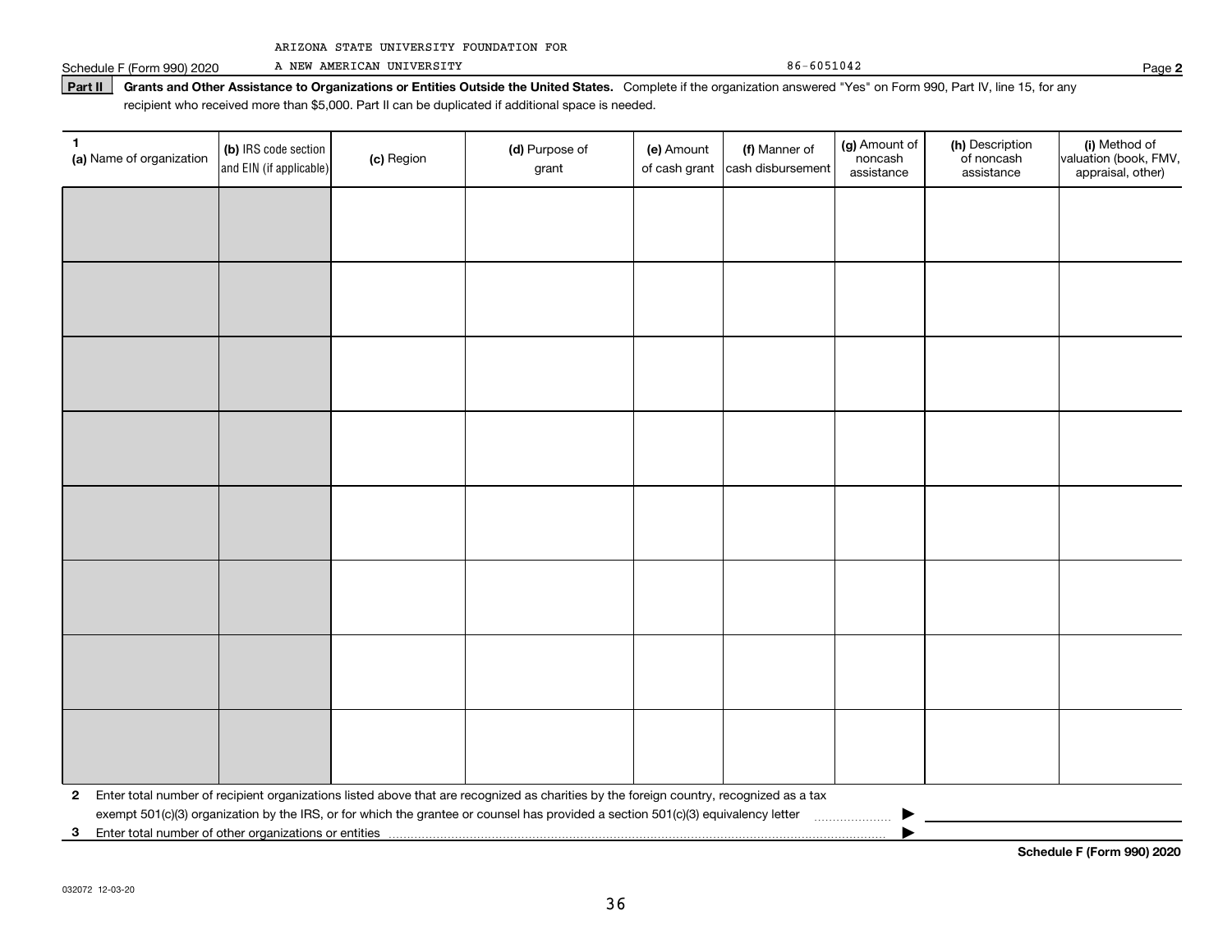ARIZONA STATE UNIVERSITY FOUNDATION FOR
A NEW AMERICAN UNIVERSITY 86-6051042

**Part II** **Grants and Other Assistance to Organizations or Entities Outside the United States.** Complete if the organization answered "Yes" on Form 990, Part IV, line 15, for any recipient who received more than $5,000. Part II can be duplicated if additional space is needed.

| 1 (a) Name of organization | (b) IRS code section and EIN (if applicable) | (c) Region | (d) Purpose of grant | (e) Amount of cash grant | (f) Manner of cash disbursement | (g) Amount of noncash assistance | (h) Description of noncash assistance | (i) Method of valuation (book, FMV, appraisal, other) |
|---|---|---|---|---|---|---|---|---|
| | | | | | | | | |
| | | | | | | | | |
| | | | | | | | | |
| | | | | | | | | |
| | | | | | | | | |
| | | | | | | | | |
| | | | | | | | | |
| | | | | | | | | |

**2** Enter total number of recipient organizations listed above that are recognized as charities by the foreign country, recognized as a tax exempt 501(c)(3) organization by the IRS, or for which the grantee or counsel has provided a section 501(c)(3) equivalency letter ▶

**3** Enter total number of other organizations or entities ▶

**Schedule F (Form 990) 2020**

032072 12-03-20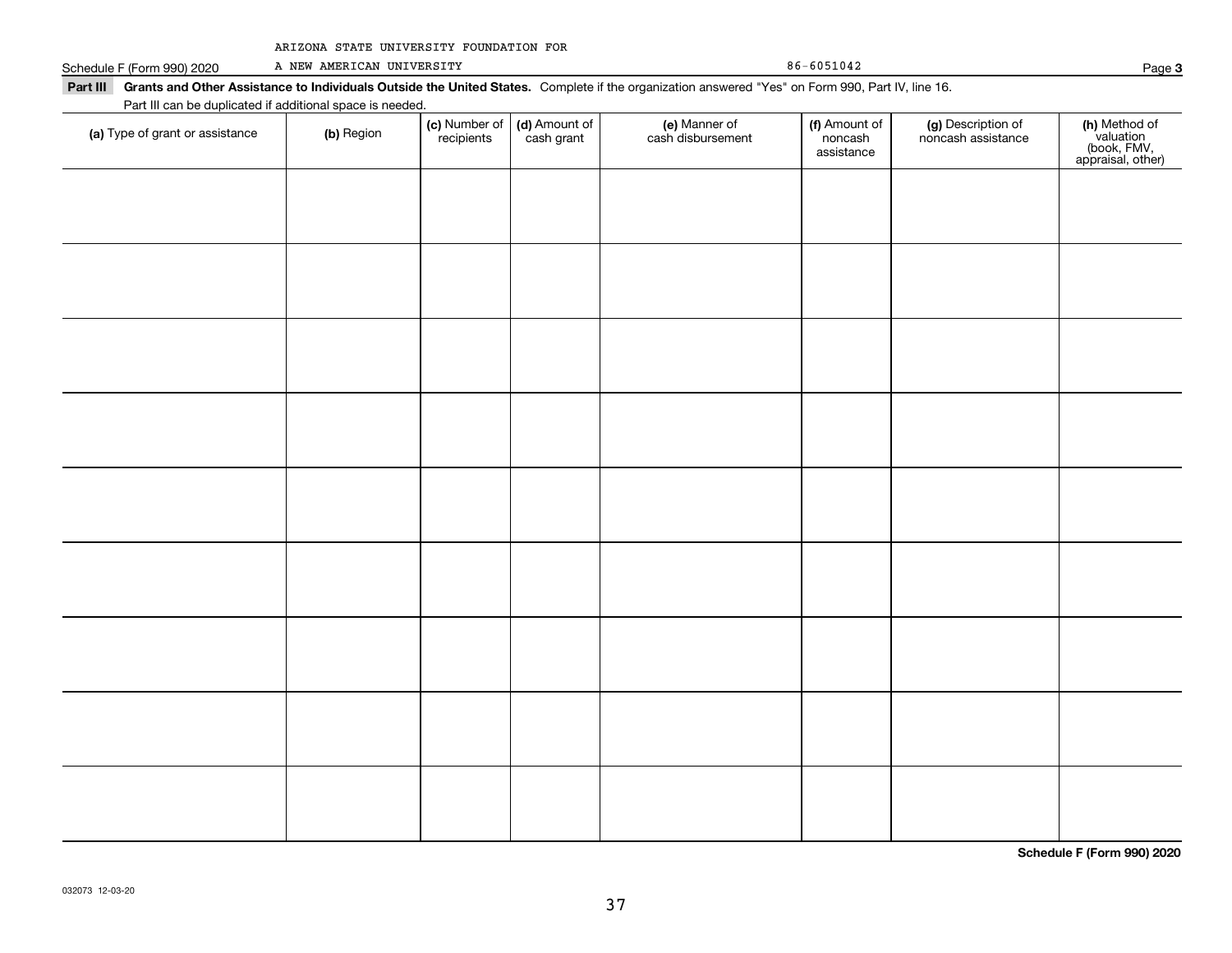ARIZONA STATE UNIVERSITY FOUNDATION FOR

Schedule F (Form 990) 2020 A NEW AMERICAN UNIVERSITY 86-6051042 Page **3**

**Part III** **Grants and Other Assistance to Individuals Outside the United States.** Complete if the organization answered "Yes" on Form 990, Part IV, line 16.

Part III can be duplicated if additional space is needed.

| **(a)** Type of grant or assistance | **(b)** Region | **(c)** Number of recipients | **(d)** Amount of cash grant | **(e)** Manner of cash disbursement | **(f)** Amount of noncash assistance | **(g)** Description of noncash assistance | **(h)** Method of valuation (book, FMV, appraisal, other) |
|---|---|---|---|---|---|---|---|
| | | | | | | | |
| | | | | | | | |
| | | | | | | | |
| | | | | | | | |
| | | | | | | | |
| | | | | | | | |
| | | | | | | | |
| | | | | | | | |
| | | | | | | | |

**Schedule F (Form 990) 2020**

032073 12-03-20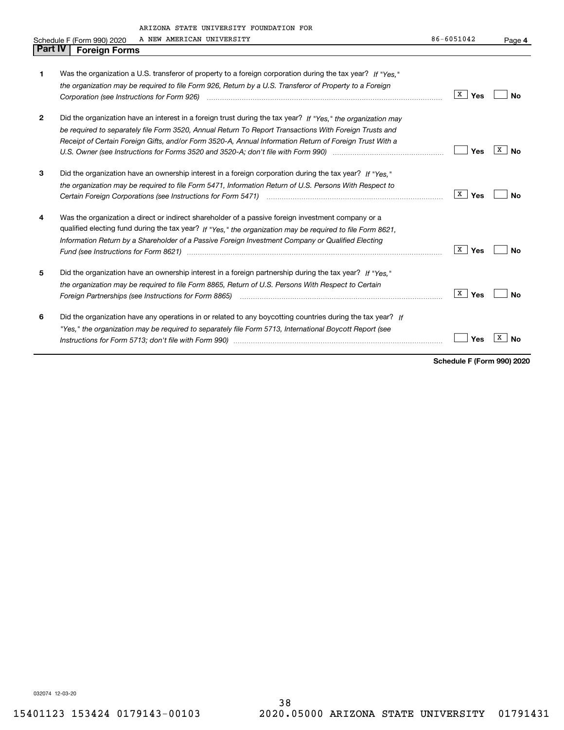ARIZONA STATE UNIVERSITY FOUNDATION FOR A NEW AMERICAN UNIVERSITY — 86-6051042

Schedule F (Form 990) 2020 Page 4

## Part IV Foreign Forms

| | | Yes | No |
|---|---|---|---|
| 1 | Was the organization a U.S. transferor of property to a foreign corporation during the tax year? *If "Yes," the organization may be required to file Form 926, Return by a U.S. Transferor of Property to a Foreign Corporation (see Instructions for Form 926)* | X | |
| 2 | Did the organization have an interest in a foreign trust during the tax year? *If "Yes," the organization may be required to separately file Form 3520, Annual Return To Report Transactions With Foreign Trusts and Receipt of Certain Foreign Gifts, and/or Form 3520-A, Annual Information Return of Foreign Trust With a U.S. Owner (see Instructions for Forms 3520 and 3520-A; don't file with Form 990)* | | X |
| 3 | Did the organization have an ownership interest in a foreign corporation during the tax year? *If "Yes," the organization may be required to file Form 5471, Information Return of U.S. Persons With Respect to Certain Foreign Corporations (see Instructions for Form 5471)* | X | |
| 4 | Was the organization a direct or indirect shareholder of a passive foreign investment company or a qualified electing fund during the tax year? *If "Yes," the organization may be required to file Form 8621, Information Return by a Shareholder of a Passive Foreign Investment Company or Qualified Electing Fund (see Instructions for Form 8621)* | X | |
| 5 | Did the organization have an ownership interest in a foreign partnership during the tax year? *If "Yes," the organization may be required to file Form 8865, Return of U.S. Persons With Respect to Certain Foreign Partnerships (see Instructions for Form 8865)* | X | |
| 6 | Did the organization have any operations in or related to any boycotting countries during the tax year? *If "Yes," the organization may be required to separately file Form 5713, International Boycott Report (see Instructions for Form 5713; don't file with Form 990)* | | X |

**Schedule F (Form 990) 2020**

032074 12-03-20

15401123 153424 0179143-00103 2020.05000 ARIZONA STATE UNIVERSITY 01791431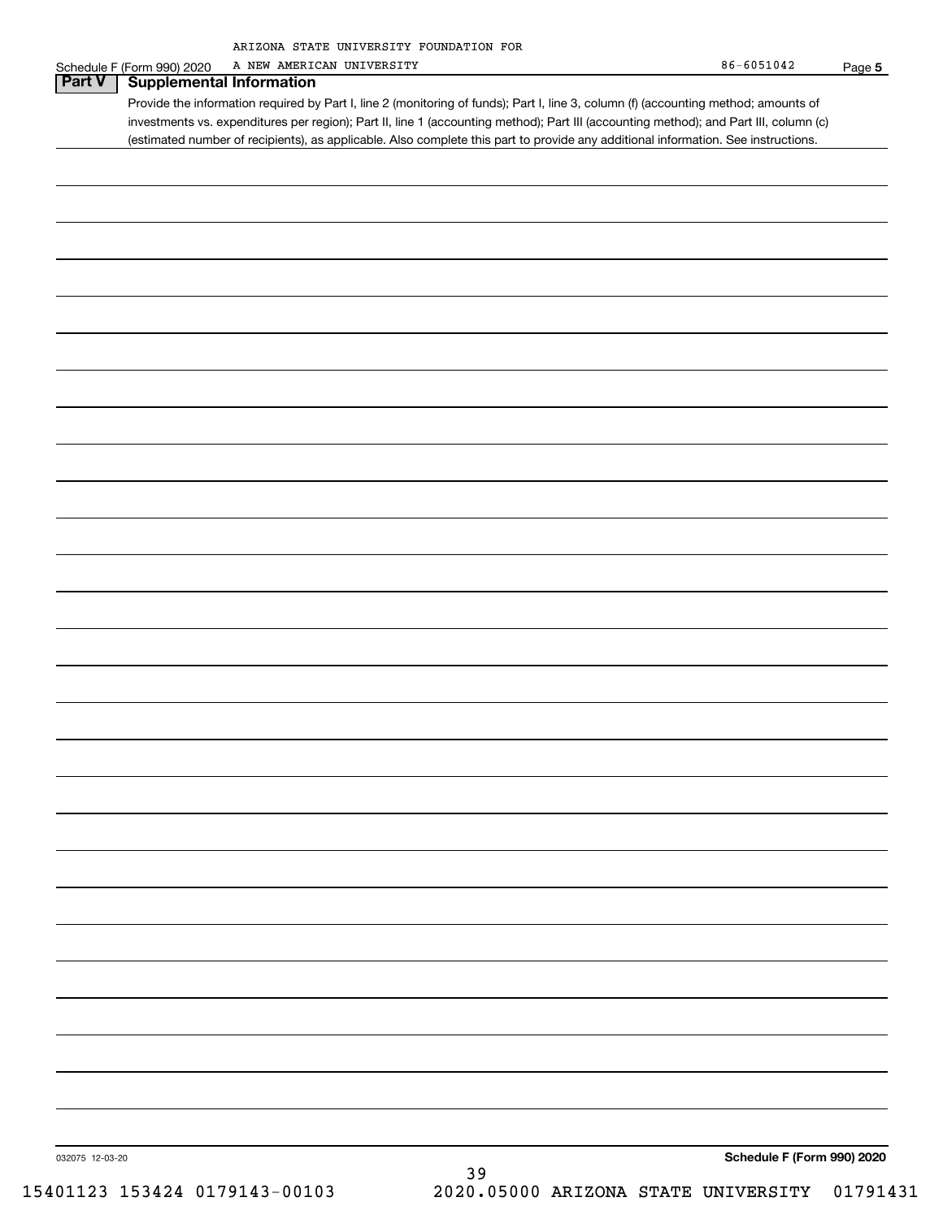ARIZONA STATE UNIVERSITY FOUNDATION FOR

Schedule F (Form 990) 2020 A NEW AMERICAN UNIVERSITY 86-6051042 Page **5**

## Part V Supplemental Information

Provide the information required by Part I, line 2 (monitoring of funds); Part I, line 3, column (f) (accounting method; amounts of investments vs. expenditures per region); Part II, line 1 (accounting method); Part III (accounting method); and Part III, column (c) (estimated number of recipients), as applicable. Also complete this part to provide any additional information. See instructions.

032075 12-03-20 **Schedule F (Form 990) 2020**

15401123 153424 0179143-00103 2020.05000 ARIZONA STATE UNIVERSITY 01791431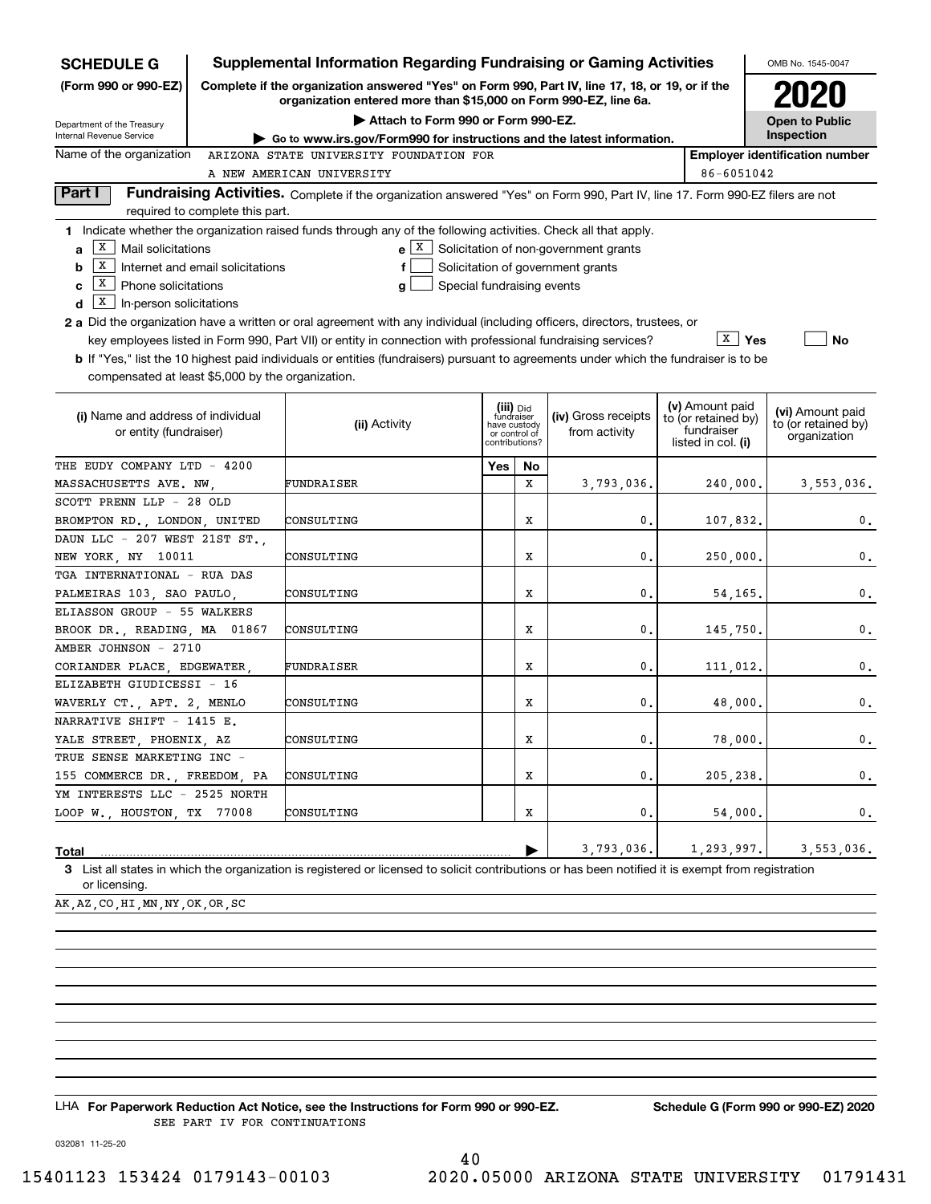**SCHEDULE G (Form 990 or 990-EZ)**

Department of the Treasury
Internal Revenue Service

# Supplemental Information Regarding Fundraising or Gaming Activities

**Complete if the organization answered "Yes" on Form 990, Part IV, line 17, 18, or 19, or if the organization entered more than $15,000 on Form 990-EZ, line 6a.**

**▶ Attach to Form 990 or Form 990-EZ.**

**▶ Go to www.irs.gov/Form990 for instructions and the latest information.**

OMB No. 1545-0047

**2020**

**Open to Public Inspection**

Name of the organization: ARIZONA STATE UNIVERSITY FOUNDATION FOR A NEW AMERICAN UNIVERSITY

**Employer identification number**: 86-6051042

**Part I** **Fundraising Activities.** Complete if the organization answered "Yes" on Form 990, Part IV, line 17. Form 990-EZ filers are not required to complete this part.

**1** Indicate whether the organization raised funds through any of the following activities. Check all that apply.

- **a** [X] Mail solicitations
- **b** [X] Internet and email solicitations
- **c** [X] Phone solicitations
- **d** [X] In-person solicitations
- **e** [X] Solicitation of non-government grants
- **f** [ ] Solicitation of government grants
- **g** [ ] Special fundraising events

**2 a** Did the organization have a written or oral agreement with any individual (including officers, directors, trustees, or key employees listed in Form 990, Part VII) or entity in connection with professional fundraising services? [X] **Yes** [ ] **No**

**b** If "Yes," list the 10 highest paid individuals or entities (fundraisers) pursuant to agreements under which the fundraiser is to be compensated at least $5,000 by the organization.

| (i) Name and address of individual or entity (fundraiser) | (ii) Activity | (iii) Did fundraiser have custody or control of contributions? Yes | No | (iv) Gross receipts from activity | (v) Amount paid to (or retained by) fundraiser listed in col. (i) | (vi) Amount paid to (or retained by) organization |
|---|---|---|---|---|---|---|
| THE EUDY COMPANY LTD - 4200 MASSACHUSETTS AVE. NW, | FUNDRAISER | | X | 3,793,036. | 240,000. | 3,553,036. |
| SCOTT PRENN LLP - 28 OLD BROMPTON RD., LONDON, UNITED | CONSULTING | | X | 0. | 107,832. | 0. |
| DAUN LLC - 207 WEST 21ST ST., NEW YORK, NY 10011 | CONSULTING | | X | 0. | 250,000. | 0. |
| TGA INTERNATIONAL - RUA DAS PALMEIRAS 103, SAO PAULO, | CONSULTING | | X | 0. | 54,165. | 0. |
| ELIASSON GROUP - 55 WALKERS BROOK DR., READING, MA 01867 | CONSULTING | | X | 0. | 145,750. | 0. |
| AMBER JOHNSON - 2710 CORIANDER PLACE, EDGEWATER, | FUNDRAISER | | X | 0. | 111,012. | 0. |
| ELIZABETH GIUDICESSI - 16 WAVERLY CT., APT. 2, MENLO | CONSULTING | | X | 0. | 48,000. | 0. |
| NARRATIVE SHIFT - 1415 E. YALE STREET, PHOENIX, AZ | CONSULTING | | X | 0. | 78,000. | 0. |
| TRUE SENSE MARKETING INC - 155 COMMERCE DR., FREEDOM, PA | CONSULTING | | X | 0. | 205,238. | 0. |
| YM INTERESTS LLC - 2525 NORTH LOOP W., HOUSTON, TX 77008 | CONSULTING | | X | 0. | 54,000. | 0. |
| **Total** | | | ▶ | 3,793,036. | 1,293,997. | 3,553,036. |

**3** List all states in which the organization is registered or licensed to solicit contributions or has been notified it is exempt from registration or licensing.

AK,AZ,CO,HI,MN,NY,OK,OR,SC

LHA **For Paperwork Reduction Act Notice, see the Instructions for Form 990 or 990-EZ.** **Schedule G (Form 990 or 990-EZ) 2020**

SEE PART IV FOR CONTINUATIONS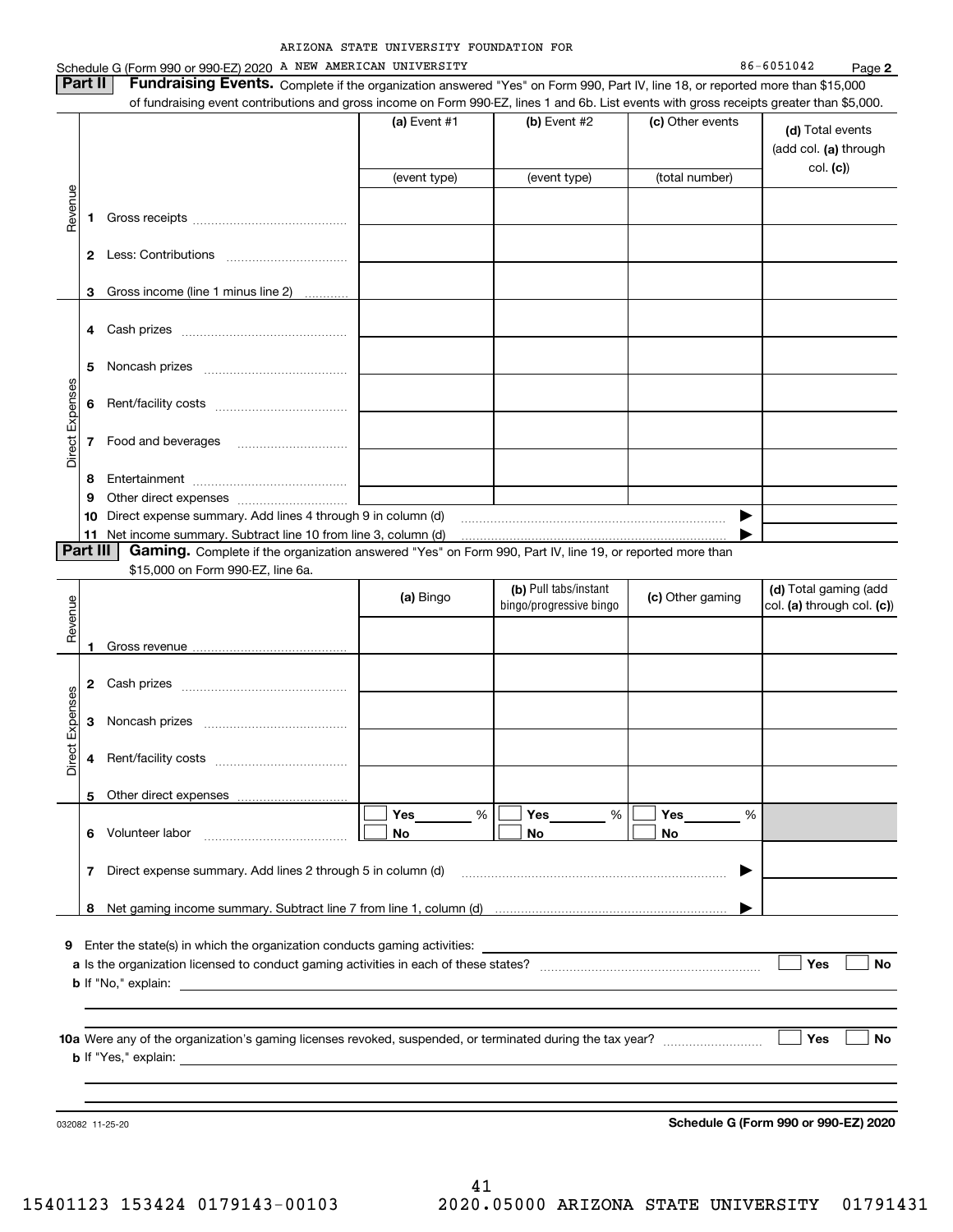ARIZONA STATE UNIVERSITY FOUNDATION FOR

Schedule G (Form 990 or 990-EZ) 2020 A NEW AMERICAN UNIVERSITY 86-6051042 Page **2**

**Part II** **Fundraising Events.** Complete if the organization answered "Yes" on Form 990, Part IV, line 18, or reported more than $15,000 of fundraising event contributions and gross income on Form 990-EZ, lines 1 and 6b. List events with gross receipts greater than $5,000.

| | | (a) Event #1 | (b) Event #2 | (c) Other events | (d) Total events (add col. (a) through col. (c)) |
|---|---|---|---|---|---|
| | | (event type) | (event type) | (total number) | |
| Revenue | 1 Gross receipts | | | | |
| | 2 Less: Contributions | | | | |
| | 3 Gross income (line 1 minus line 2) | | | | |
| Direct Expenses | 4 Cash prizes | | | | |
| | 5 Noncash prizes | | | | |
| | 6 Rent/facility costs | | | | |
| | 7 Food and beverages | | | | |
| | 8 Entertainment | | | | |
| | 9 Other direct expenses | | | | |
| | 10 Direct expense summary. Add lines 4 through 9 in column (d) | | | ▶ | |
| | 11 Net income summary. Subtract line 10 from line 3, column (d) | | | ▶ | |

**Part III** **Gaming.** Complete if the organization answered "Yes" on Form 990, Part IV, line 19, or reported more than $15,000 on Form 990-EZ, line 6a.

| | | (a) Bingo | (b) Pull tabs/instant bingo/progressive bingo | (c) Other gaming | (d) Total gaming (add col. (a) through col. (c)) |
|---|---|---|---|---|---|
| Revenue | 1 Gross revenue | | | | |
| Direct Expenses | 2 Cash prizes | | | | |
| | 3 Noncash prizes | | | | |
| | 4 Rent/facility costs | | | | |
| | 5 Other direct expenses | | | | |
| | 6 Volunteer labor | ☐ Yes ___ % ☐ No | ☐ Yes ___ % ☐ No | ☐ Yes ___ % ☐ No | |
| | 7 Direct expense summary. Add lines 2 through 5 in column (d) | | | ▶ | |
| | 8 Net gaming income summary. Subtract line 7 from line 1, column (d) | | | ▶ | |

**9** Enter the state(s) in which the organization conducts gaming activities: ______

**a** Is the organization licensed to conduct gaming activities in each of these states? ☐ Yes ☐ No

**b** If "No," explain: ______

**10a** Were any of the organization's gaming licenses revoked, suspended, or terminated during the tax year? ☐ Yes ☐ No

**b** If "Yes," explain: ______

032082 11-25-20 **Schedule G (Form 990 or 990-EZ) 2020**

15401123 153424 0179143-00103 2020.05000 ARIZONA STATE UNIVERSITY 01791431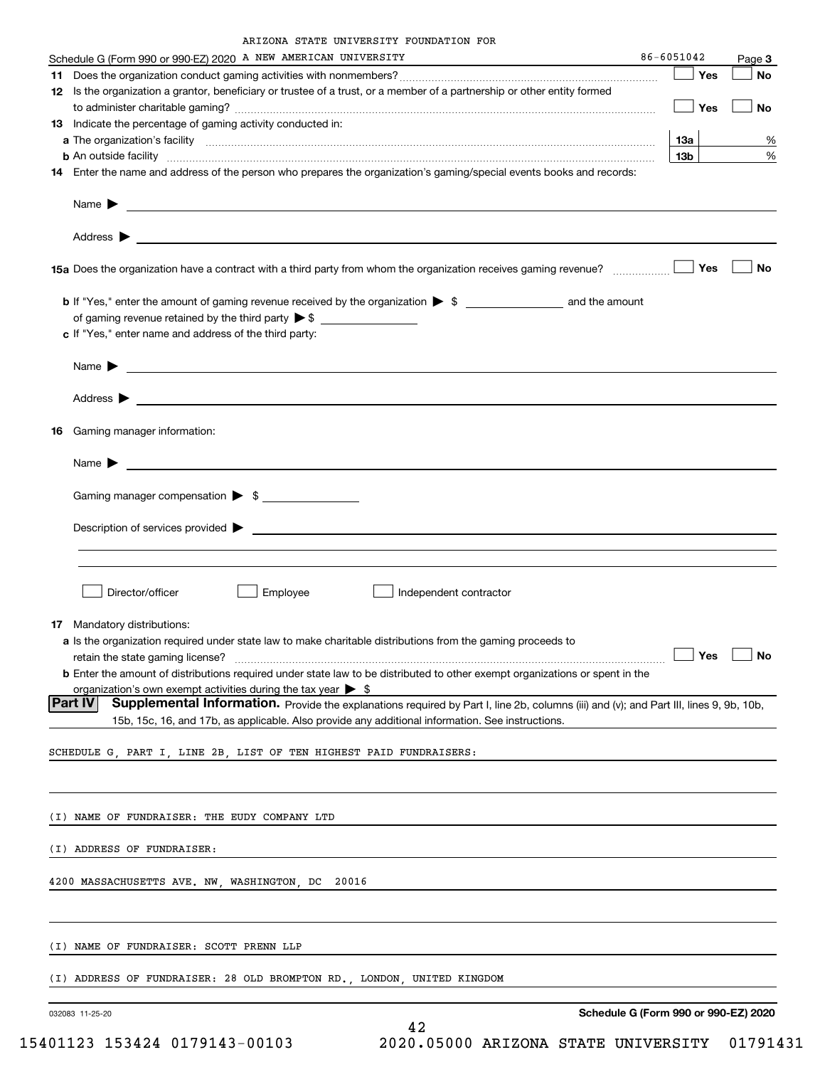ARIZONA STATE UNIVERSITY FOUNDATION FOR

Schedule G (Form 990 or 990-EZ) 2020 A NEW AMERICAN UNIVERSITY 86-6051042 Page **3**

**11** Does the organization conduct gaming activities with nonmembers? ☐ Yes ☐ No

**12** Is the organization a grantor, beneficiary or trustee of a trust, or a member of a partnership or other entity formed to administer charitable gaming? ☐ Yes ☐ No

**13** Indicate the percentage of gaming activity conducted in:

**a** The organization's facility **13a** %

**b** An outside facility **13b** %

**14** Enter the name and address of the person who prepares the organization's gaming/special events books and records:

Name ▶

Address ▶

**15a** Does the organization have a contract with a third party from whom the organization receives gaming revenue? ☐ Yes ☐ No

**b** If "Yes," enter the amount of gaming revenue received by the organization ▶ $ ______ and the amount of gaming revenue retained by the third party ▶ $ ______

**c** If "Yes," enter name and address of the third party:

Name ▶

Address ▶

**16** Gaming manager information:

Name ▶

Gaming manager compensation ▶ $

Description of services provided ▶

☐ Director/officer ☐ Employee ☐ Independent contractor

**17** Mandatory distributions:

**a** Is the organization required under state law to make charitable distributions from the gaming proceeds to retain the state gaming license? ☐ Yes ☐ No

**b** Enter the amount of distributions required under state law to be distributed to other exempt organizations or spent in the organization's own exempt activities during the tax year ▶ $

**Part IV** **Supplemental Information.** Provide the explanations required by Part I, line 2b, columns (iii) and (v); and Part III, lines 9, 9b, 10b, 15b, 15c, 16, and 17b, as applicable. Also provide any additional information. See instructions.

SCHEDULE G, PART I, LINE 2B, LIST OF TEN HIGHEST PAID FUNDRAISERS:

(I) NAME OF FUNDRAISER: THE EUDY COMPANY LTD

(I) ADDRESS OF FUNDRAISER:

4200 MASSACHUSETTS AVE. NW, WASHINGTON, DC 20016

(I) NAME OF FUNDRAISER: SCOTT PRENN LLP

(I) ADDRESS OF FUNDRAISER: 28 OLD BROMPTON RD., LONDON, UNITED KINGDOM

032083 11-25-20 **Schedule G (Form 990 or 990-EZ) 2020**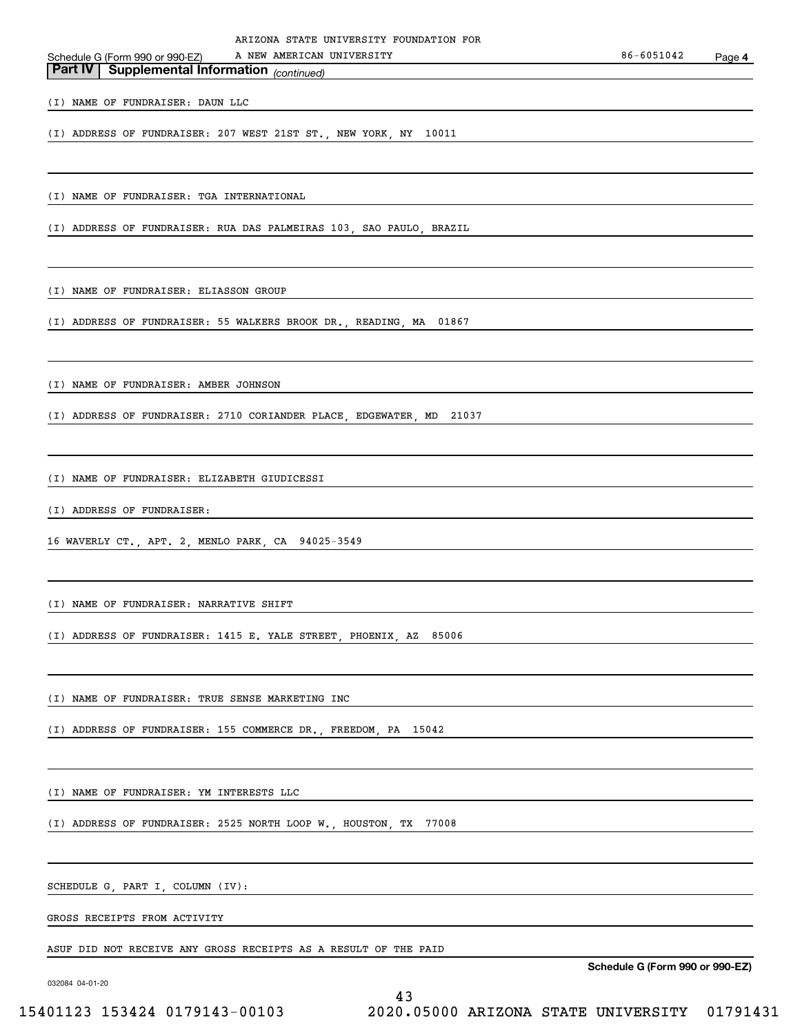## Part IV | Supplemental Information *(continued)*

(I) NAME OF FUNDRAISER: DAUN LLC

(I) ADDRESS OF FUNDRAISER: 207 WEST 21ST ST., NEW YORK, NY 10011

(I) NAME OF FUNDRAISER: TGA INTERNATIONAL

(I) ADDRESS OF FUNDRAISER: RUA DAS PALMEIRAS 103, SAO PAULO, BRAZIL

(I) NAME OF FUNDRAISER: ELIASSON GROUP

(I) ADDRESS OF FUNDRAISER: 55 WALKERS BROOK DR., READING, MA 01867

(I) NAME OF FUNDRAISER: AMBER JOHNSON

(I) ADDRESS OF FUNDRAISER: 2710 CORIANDER PLACE, EDGEWATER, MD 21037

(I) NAME OF FUNDRAISER: ELIZABETH GIUDICESSI

(I) ADDRESS OF FUNDRAISER:

16 WAVERLY CT., APT. 2, MENLO PARK, CA 94025-3549

(I) NAME OF FUNDRAISER: NARRATIVE SHIFT

(I) ADDRESS OF FUNDRAISER: 1415 E. YALE STREET, PHOENIX, AZ 85006

(I) NAME OF FUNDRAISER: TRUE SENSE MARKETING INC

(I) ADDRESS OF FUNDRAISER: 155 COMMERCE DR., FREEDOM, PA 15042

(I) NAME OF FUNDRAISER: YM INTERESTS LLC

(I) ADDRESS OF FUNDRAISER: 2525 NORTH LOOP W., HOUSTON, TX 77008

SCHEDULE G, PART I, COLUMN (IV):

GROSS RECEIPTS FROM ACTIVITY

ASUF DID NOT RECEIVE ANY GROSS RECEIPTS AS A RESULT OF THE PAID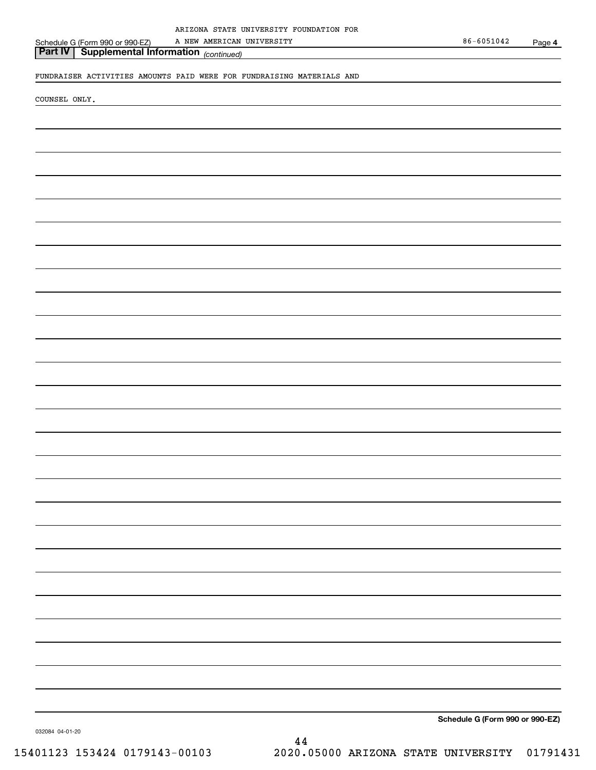ARIZONA STATE UNIVERSITY FOUNDATION FOR A NEW AMERICAN UNIVERSITY 86-6051042

Schedule G (Form 990 or 990-EZ)

**Part IV Supplemental Information** *(continued)*

FUNDRAISER ACTIVITIES AMOUNTS PAID WERE FOR FUNDRAISING MATERIALS AND COUNSEL ONLY.

**Schedule G (Form 990 or 990-EZ)**

032084 04-01-20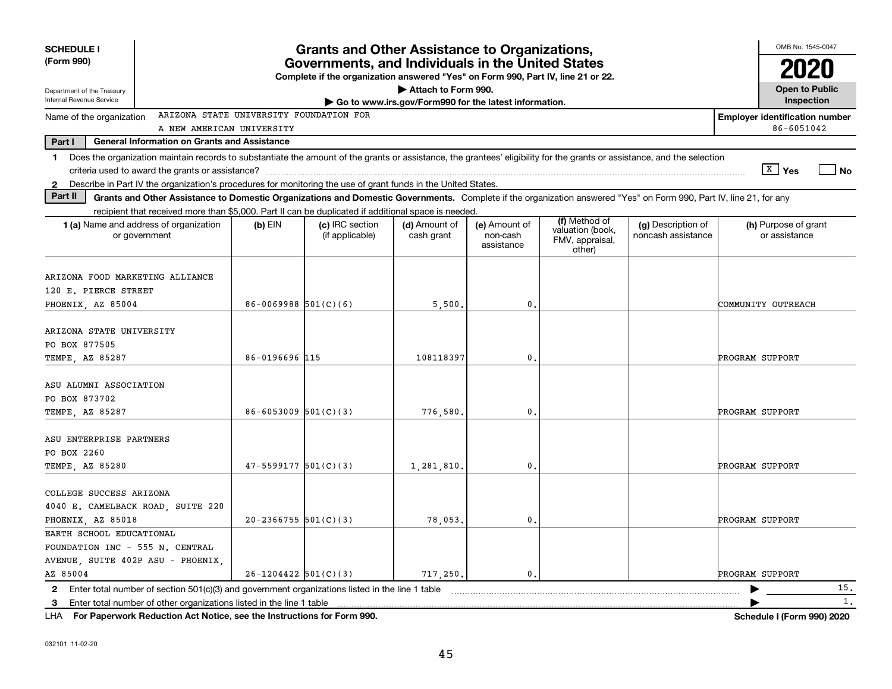**SCHEDULE I (Form 990)**

Department of the Treasury
Internal Revenue Service

# Grants and Other Assistance to Organizations, Governments, and Individuals in the United States

**Complete if the organization answered "Yes" on Form 990, Part IV, line 21 or 22.**

▶ Attach to Form 990.

▶ Go to www.irs.gov/Form990 for the latest information.

OMB No. 1545-0047

**2020**

**Open to Public Inspection**

Name of the organization: ARIZONA STATE UNIVERSITY FOUNDATION FOR A NEW AMERICAN UNIVERSITY

**Employer identification number:** 86-6051042

## Part I General Information on Grants and Assistance

**1** Does the organization maintain records to substantiate the amount of the grants or assistance, the grantees' eligibility for the grants or assistance, and the selection criteria used to award the grants or assistance? [X] Yes [ ] No

**2** Describe in Part IV the organization's procedures for monitoring the use of grant funds in the United States.

## Part II Grants and Other Assistance to Domestic Organizations and Domestic Governments.

Complete if the organization answered "Yes" on Form 990, Part IV, line 21, for any recipient that received more than $5,000. Part II can be duplicated if additional space is needed.

| 1 (a) Name and address of organization or government | (b) EIN | (c) IRC section (if applicable) | (d) Amount of cash grant | (e) Amount of non-cash assistance | (f) Method of valuation (book, FMV, appraisal, other) | (g) Description of noncash assistance | (h) Purpose of grant or assistance |
|---|---|---|---|---|---|---|---|
| ARIZONA FOOD MARKETING ALLIANCE 120 E. PIERCE STREET PHOENIX, AZ 85004 | 86-0069988 | 501(C)(6) | 5,500. | 0. | | | COMMUNITY OUTREACH |
| ARIZONA STATE UNIVERSITY PO BOX 877505 TEMPE, AZ 85287 | 86-0196696 | 115 | 108118397 | 0. | | | PROGRAM SUPPORT |
| ASU ALUMNI ASSOCIATION PO BOX 873702 TEMPE, AZ 85287 | 86-6053009 | 501(C)(3) | 776,580. | 0. | | | PROGRAM SUPPORT |
| ASU ENTERPRISE PARTNERS PO BOX 2260 TEMPE, AZ 85280 | 47-5599177 | 501(C)(3) | 1,281,810. | 0. | | | PROGRAM SUPPORT |
| COLLEGE SUCCESS ARIZONA 4040 E. CAMELBACK ROAD, SUITE 220 PHOENIX, AZ 85018 | 20-2366755 | 501(C)(3) | 78,053. | 0. | | | PROGRAM SUPPORT |
| EARTH SCHOOL EDUCATIONAL FOUNDATION INC - 555 N. CENTRAL AVENUE, SUITE 402P ASU - PHOENIX, AZ 85004 | 26-1204422 | 501(C)(3) | 717,250. | 0. | | | PROGRAM SUPPORT |

**2** Enter total number of section 501(c)(3) and government organizations listed in the line 1 table ▶ 15.

**3** Enter total number of other organizations listed in the line 1 table ▶ 1.

LHA **For Paperwork Reduction Act Notice, see the Instructions for Form 990.** **Schedule I (Form 990) 2020**

032101 11-02-20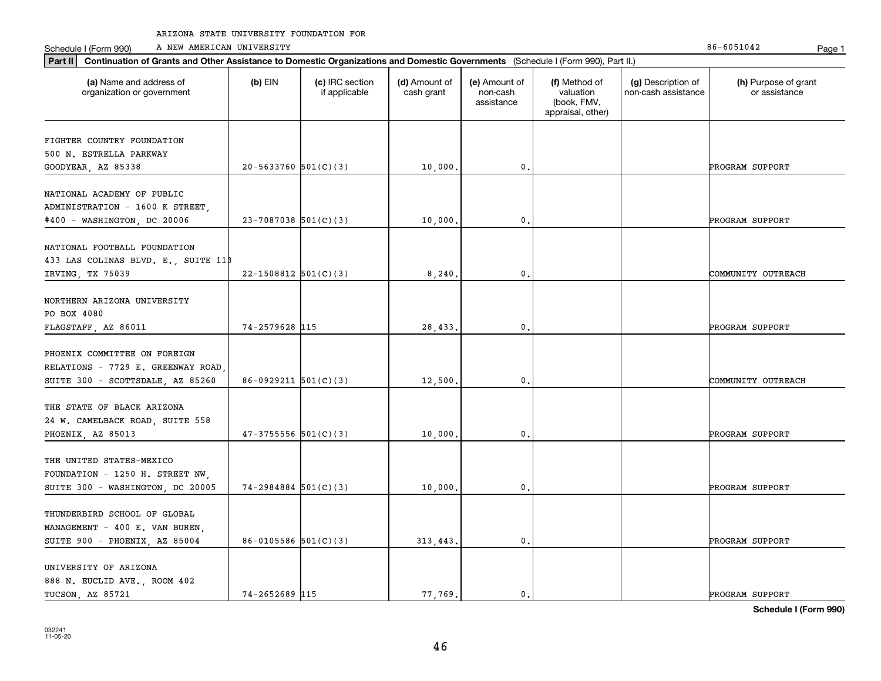ARIZONA STATE UNIVERSITY FOUNDATION FOR

Schedule I (Form 990) A NEW AMERICAN UNIVERSITY 86-6051042

**Part II** **Continuation of Grants and Other Assistance to Domestic Organizations and Domestic Governments** (Schedule I (Form 990), Part II.)

| (a) Name and address of organization or government | (b) EIN | (c) IRC section if applicable | (d) Amount of cash grant | (e) Amount of non-cash assistance | (f) Method of valuation (book, FMV, appraisal, other) | (g) Description of non-cash assistance | (h) Purpose of grant or assistance |
|---|---|---|---|---|---|---|---|
| FIGHTER COUNTRY FOUNDATION 500 N. ESTRELLA PARKWAY GOODYEAR, AZ 85338 | 20-5633760 | 501(C)(3) | 10,000. | 0. | | | PROGRAM SUPPORT |
| NATIONAL ACADEMY OF PUBLIC ADMINISTRATION - 1600 K STREET, #400 - WASHINGTON, DC 20006 | 23-7087038 | 501(C)(3) | 10,000. | 0. | | | PROGRAM SUPPORT |
| NATIONAL FOOTBALL FOUNDATION 433 LAS COLINAS BLVD. E., SUITE 118 IRVING, TX 75039 | 22-1508812 | 501(C)(3) | 8,240. | 0. | | | COMMUNITY OUTREACH |
| NORTHERN ARIZONA UNIVERSITY PO BOX 4080 FLAGSTAFF, AZ 86011 | 74-2579628 | 115 | 28,433. | 0. | | | PROGRAM SUPPORT |
| PHOENIX COMMITTEE ON FOREIGN RELATIONS - 7729 E. GREENWAY ROAD, SUITE 300 - SCOTTSDALE, AZ 85260 | 86-0929211 | 501(C)(3) | 12,500. | 0. | | | COMMUNITY OUTREACH |
| THE STATE OF BLACK ARIZONA 24 W. CAMELBACK ROAD, SUITE 558 PHOENIX, AZ 85013 | 47-3755556 | 501(C)(3) | 10,000. | 0. | | | PROGRAM SUPPORT |
| THE UNITED STATES-MEXICO FOUNDATION - 1250 H. STREET NW, SUITE 300 - WASHINGTON, DC 20005 | 74-2984884 | 501(C)(3) | 10,000. | 0. | | | PROGRAM SUPPORT |
| THUNDERBIRD SCHOOL OF GLOBAL MANAGEMENT - 400 E. VAN BUREN, SUITE 900 - PHOENIX, AZ 85004 | 86-0105586 | 501(C)(3) | 313,443. | 0. | | | PROGRAM SUPPORT |
| UNIVERSITY OF ARIZONA 888 N. EUCLID AVE., ROOM 402 TUCSON, AZ 85721 | 74-2652689 | 115 | 77,769. | 0. | | | PROGRAM SUPPORT |

**Schedule I (Form 990)**

032241 11-05-20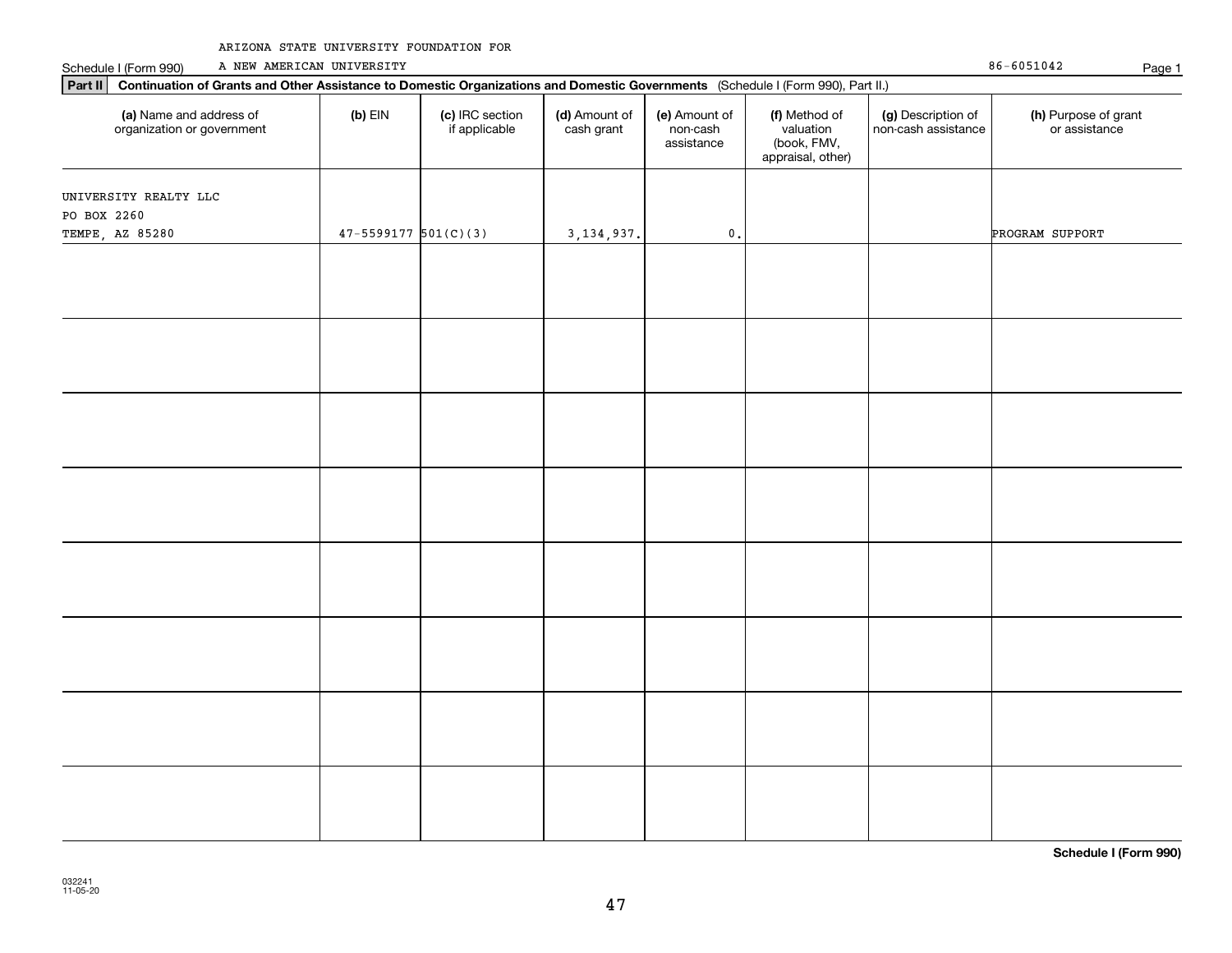ARIZONA STATE UNIVERSITY FOUNDATION FOR A NEW AMERICAN UNIVERSITY

Schedule I (Form 990)

86-6051042

**Part II** **Continuation of Grants and Other Assistance to Domestic Organizations and Domestic Governments** (Schedule I (Form 990), Part II.)

| (a) Name and address of organization or government | (b) EIN | (c) IRC section if applicable | (d) Amount of cash grant | (e) Amount of non-cash assistance | (f) Method of valuation (book, FMV, appraisal, other) | (g) Description of non-cash assistance | (h) Purpose of grant or assistance |
|---|---|---|---|---|---|---|---|
| UNIVERSITY REALTY LLC<br>PO BOX 2260<br>TEMPE, AZ 85280 | 47-5599177 | 501(C)(3) | 3,134,937. | 0. | | | PROGRAM SUPPORT |
| | | | | | | | |
| | | | | | | | |
| | | | | | | | |
| | | | | | | | |
| | | | | | | | |
| | | | | | | | |
| | | | | | | | |
| | | | | | | | |

**Schedule I (Form 990)**

032241 11-05-20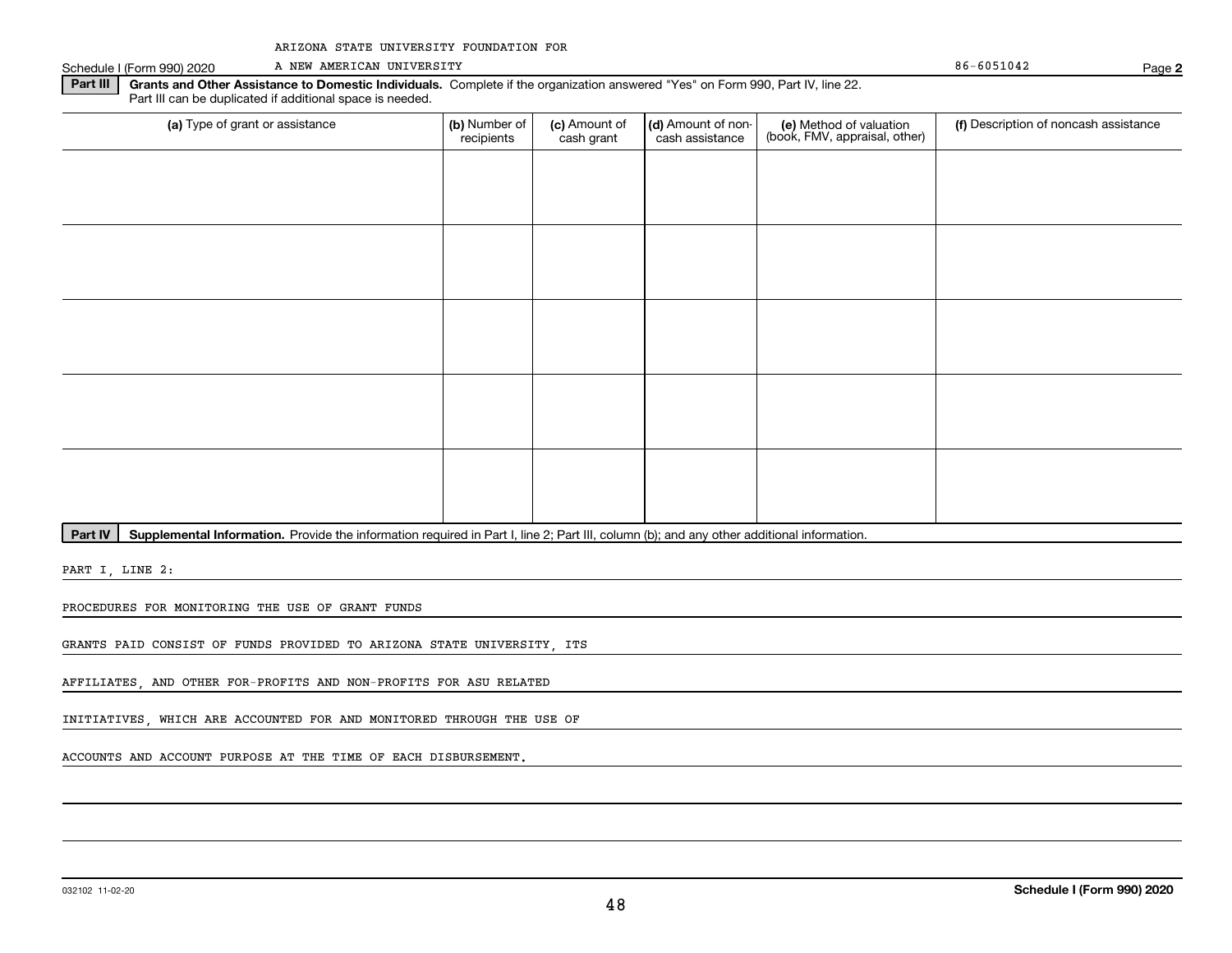ARIZONA STATE UNIVERSITY FOUNDATION FOR
A NEW AMERICAN UNIVERSITY

Schedule I (Form 990) 2020 86-6051042 Page **2**

**Part III** **Grants and Other Assistance to Domestic Individuals.** Complete if the organization answered "Yes" on Form 990, Part IV, line 22. Part III can be duplicated if additional space is needed.

| (a) Type of grant or assistance | (b) Number of recipients | (c) Amount of cash grant | (d) Amount of non-cash assistance | (e) Method of valuation (book, FMV, appraisal, other) | (f) Description of noncash assistance |
|---|---|---|---|---|---|
| | | | | | |
| | | | | | |
| | | | | | |
| | | | | | |
| | | | | | |

**Part IV** **Supplemental Information.** Provide the information required in Part I, line 2; Part III, column (b); and any other additional information.

PART I, LINE 2:

PROCEDURES FOR MONITORING THE USE OF GRANT FUNDS

GRANTS PAID CONSIST OF FUNDS PROVIDED TO ARIZONA STATE UNIVERSITY, ITS AFFILIATES, AND OTHER FOR-PROFITS AND NON-PROFITS FOR ASU RELATED INITIATIVES, WHICH ARE ACCOUNTED FOR AND MONITORED THROUGH THE USE OF ACCOUNTS AND ACCOUNT PURPOSE AT THE TIME OF EACH DISBURSEMENT.

032102 11-02-20 **Schedule I (Form 990) 2020**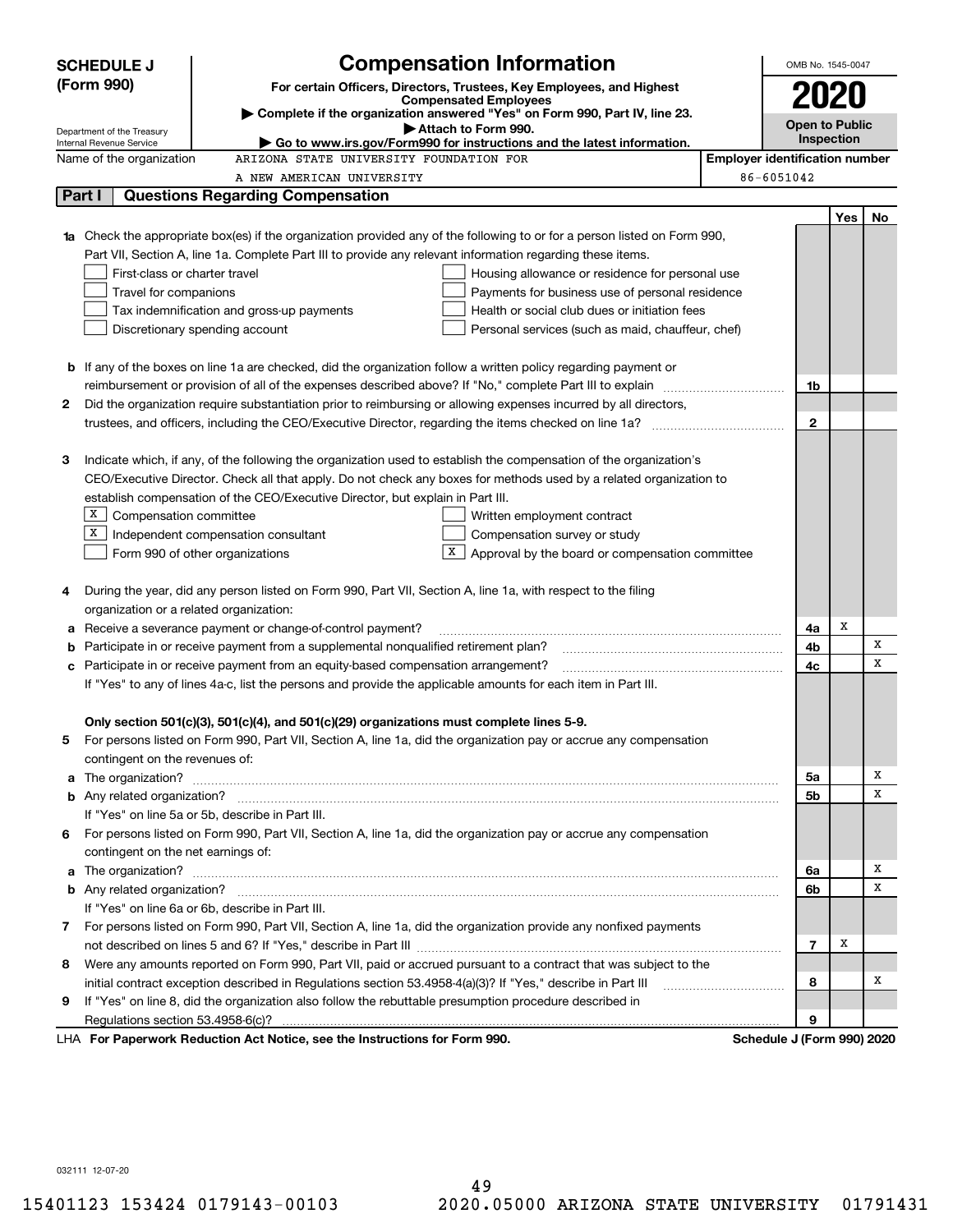**SCHEDULE J (Form 990)**

Department of the Treasury
Internal Revenue Service

# Compensation Information

**For certain Officers, Directors, Trustees, Key Employees, and Highest Compensated Employees**

▶ **Complete if the organization answered "Yes" on Form 990, Part IV, line 23.**

▶ **Attach to Form 990.**

▶ **Go to www.irs.gov/Form990 for instructions and the latest information.**

OMB No. 1545-0047

**2020**

**Open to Public Inspection**

Name of the organization: ARIZONA STATE UNIVERSITY FOUNDATION FOR A NEW AMERICAN UNIVERSITY

**Employer identification number:** 86-6051042

## Part I Questions Regarding Compensation

| | | | Yes | No |
|---|---|---|---|---|
| **1a** | Check the appropriate box(es) if the organization provided any of the following to or for a person listed on Form 990, Part VII, Section A, line 1a. Complete Part III to provide any relevant information regarding these items.<br>☐ First-class or charter travel ☐ Housing allowance or residence for personal use<br>☐ Travel for companions ☐ Payments for business use of personal residence<br>☐ Tax indemnification and gross-up payments ☐ Health or social club dues or initiation fees<br>☐ Discretionary spending account ☐ Personal services (such as maid, chauffeur, chef) | | | |
| **b** | If any of the boxes on line 1a are checked, did the organization follow a written policy regarding payment or reimbursement or provision of all of the expenses described above? If "No," complete Part III to explain | 1b | | |
| **2** | Did the organization require substantiation prior to reimbursing or allowing expenses incurred by all directors, trustees, and officers, including the CEO/Executive Director, regarding the items checked on line 1a? | 2 | | |
| **3** | Indicate which, if any, of the following the organization used to establish the compensation of the organization's CEO/Executive Director. Check all that apply. Do not check any boxes for methods used by a related organization to establish compensation of the CEO/Executive Director, but explain in Part III.<br>☒ Compensation committee ☐ Written employment contract<br>☒ Independent compensation consultant ☐ Compensation survey or study<br>☐ Form 990 of other organizations ☒ Approval by the board or compensation committee | | | |
| **4** | During the year, did any person listed on Form 990, Part VII, Section A, line 1a, with respect to the filing organization or a related organization: | | | |
| **a** | Receive a severance payment or change-of-control payment? | 4a | X | |
| **b** | Participate in or receive payment from a supplemental nonqualified retirement plan? | 4b | | X |
| **c** | Participate in or receive payment from an equity-based compensation arrangement? | 4c | | X |
| | If "Yes" to any of lines 4a-c, list the persons and provide the applicable amounts for each item in Part III. | | | |
| | **Only section 501(c)(3), 501(c)(4), and 501(c)(29) organizations must complete lines 5-9.** | | | |
| **5** | For persons listed on Form 990, Part VII, Section A, line 1a, did the organization pay or accrue any compensation contingent on the revenues of: | | | |
| **a** | The organization? | 5a | | X |
| **b** | Any related organization? | 5b | | X |
| | If "Yes" on line 5a or 5b, describe in Part III. | | | |
| **6** | For persons listed on Form 990, Part VII, Section A, line 1a, did the organization pay or accrue any compensation contingent on the net earnings of: | | | |
| **a** | The organization? | 6a | | X |
| **b** | Any related organization? | 6b | | X |
| | If "Yes" on line 6a or 6b, describe in Part III. | | | |
| **7** | For persons listed on Form 990, Part VII, Section A, line 1a, did the organization provide any nonfixed payments not described on lines 5 and 6? If "Yes," describe in Part III | 7 | X | |
| **8** | Were any amounts reported on Form 990, Part VII, paid or accrued pursuant to a contract that was subject to the initial contract exception described in Regulations section 53.4958-4(a)(3)? If "Yes," describe in Part III | 8 | | X |
| **9** | If "Yes" on line 8, did the organization also follow the rebuttable presumption procedure described in Regulations section 53.4958-6(c)? | 9 | | |

LHA **For Paperwork Reduction Act Notice, see the Instructions for Form 990.** **Schedule J (Form 990) 2020**

032111 12-07-20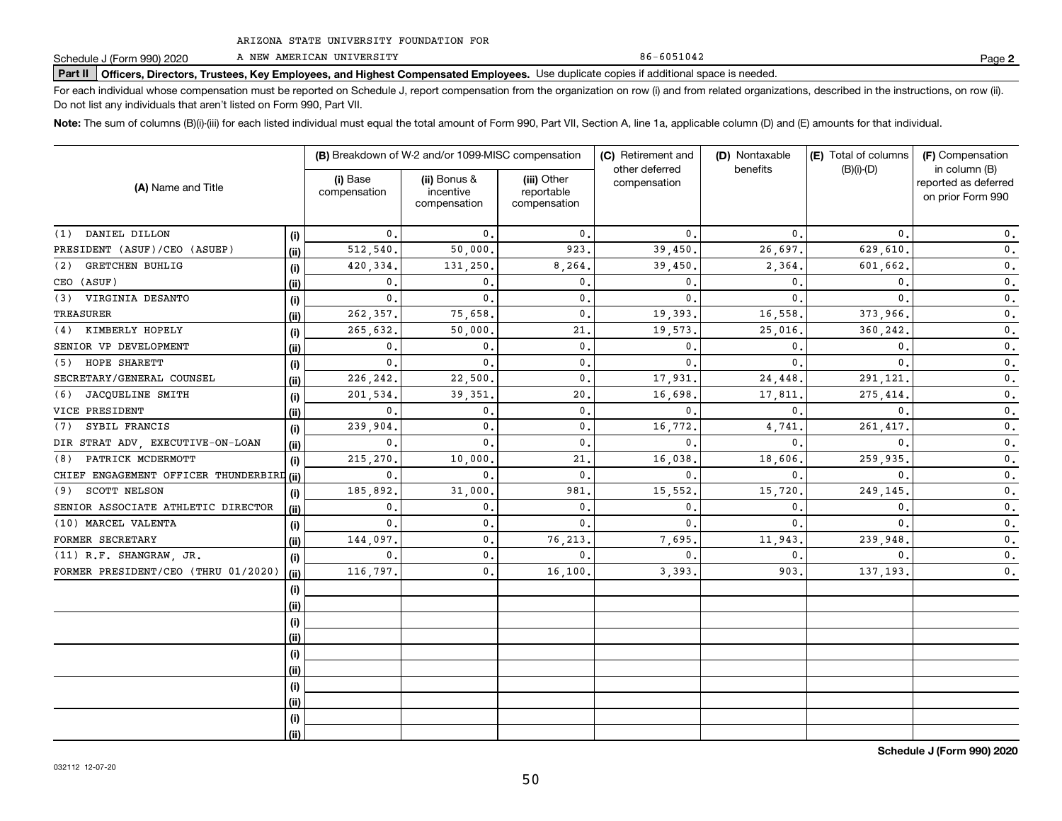ARIZONA STATE UNIVERSITY FOUNDATION FOR

Schedule J (Form 990) 2020 A NEW AMERICAN UNIVERSITY 86-6051042 Page **2**

**Part II** **Officers, Directors, Trustees, Key Employees, and Highest Compensated Employees.** Use duplicate copies if additional space is needed.

For each individual whose compensation must be reported on Schedule J, report compensation from the organization on row (i) and from related organizations, described in the instructions, on row (ii). Do not list any individuals that aren't listed on Form 990, Part VII.

**Note:** The sum of columns (B)(i)-(iii) for each listed individual must equal the total amount of Form 990, Part VII, Section A, line 1a, applicable column (D) and (E) amounts for that individual.

| (A) Name and Title | | (B) Breakdown of W-2 and/or 1099-MISC compensation | | | (C) Retirement and other deferred compensation | (D) Nontaxable benefits | (E) Total of columns (B)(i)-(D) | (F) Compensation in column (B) reported as deferred on prior Form 990 |
|---|---|---|---|---|---|---|---|---|
| | | (i) Base compensation | (ii) Bonus & incentive compensation | (iii) Other reportable compensation | | | | |
| (1) DANIEL DILLON | (i) | 0. | 0. | 0. | 0. | 0. | 0. | 0. |
| PRESIDENT (ASUF)/CEO (ASUEP) | (ii) | 512,540. | 50,000. | 923. | 39,450. | 26,697. | 629,610. | 0. |
| (2) GRETCHEN BUHLIG | (i) | 420,334. | 131,250. | 8,264. | 39,450. | 2,364. | 601,662. | 0. |
| CEO (ASUF) | (ii) | 0. | 0. | 0. | 0. | 0. | 0. | 0. |
| (3) VIRGINIA DESANTO | (i) | 0. | 0. | 0. | 0. | 0. | 0. | 0. |
| TREASURER | (ii) | 262,357. | 75,658. | 0. | 19,393. | 16,558. | 373,966. | 0. |
| (4) KIMBERLY HOPELY | (i) | 265,632. | 50,000. | 21. | 19,573. | 25,016. | 360,242. | 0. |
| SENIOR VP DEVELOPMENT | (ii) | 0. | 0. | 0. | 0. | 0. | 0. | 0. |
| (5) HOPE SHARETT | (i) | 0. | 0. | 0. | 0. | 0. | 0. | 0. |
| SECRETARY/GENERAL COUNSEL | (ii) | 226,242. | 22,500. | 0. | 17,931. | 24,448. | 291,121. | 0. |
| (6) JACQUELINE SMITH | (i) | 201,534. | 39,351. | 20. | 16,698. | 17,811. | 275,414. | 0. |
| VICE PRESIDENT | (ii) | 0. | 0. | 0. | 0. | 0. | 0. | 0. |
| (7) SYBIL FRANCIS | (i) | 239,904. | 0. | 0. | 16,772. | 4,741. | 261,417. | 0. |
| DIR STRAT ADV, EXECUTIVE-ON-LOAN | (ii) | 0. | 0. | 0. | 0. | 0. | 0. | 0. |
| (8) PATRICK MCDERMOTT | (i) | 215,270. | 10,000. | 21. | 16,038. | 18,606. | 259,935. | 0. |
| CHIEF ENGAGEMENT OFFICER THUNDERBIRD | (ii) | 0. | 0. | 0. | 0. | 0. | 0. | 0. |
| (9) SCOTT NELSON | (i) | 185,892. | 31,000. | 981. | 15,552. | 15,720. | 249,145. | 0. |
| SENIOR ASSOCIATE ATHLETIC DIRECTOR | (ii) | 0. | 0. | 0. | 0. | 0. | 0. | 0. |
| (10) MARCEL VALENTA | (i) | 0. | 0. | 0. | 0. | 0. | 0. | 0. |
| FORMER SECRETARY | (ii) | 144,097. | 0. | 76,213. | 7,695. | 11,943. | 239,948. | 0. |
| (11) R.F. SHANGRAW, JR. | (i) | 0. | 0. | 0. | 0. | 0. | 0. | 0. |
| FORMER PRESIDENT/CEO (THRU 01/2020) | (ii) | 116,797. | 0. | 16,100. | 3,393. | 903. | 137,193. | 0. |
| | (i) | | | | | | | |
| | (ii) | | | | | | | |
| | (i) | | | | | | | |
| | (ii) | | | | | | | |
| | (i) | | | | | | | |
| | (ii) | | | | | | | |
| | (i) | | | | | | | |
| | (ii) | | | | | | | |
| | (i) | | | | | | | |
| | (ii) | | | | | | | |

**Schedule J (Form 990) 2020**

032112 12-07-20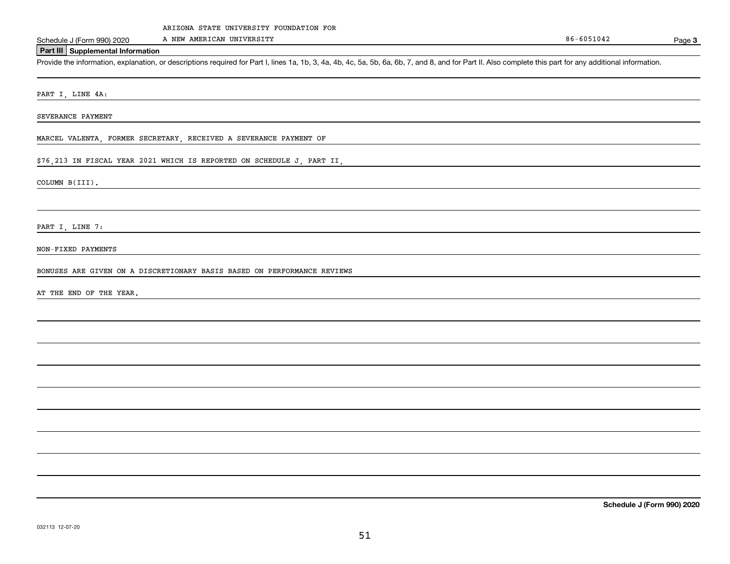ARIZONA STATE UNIVERSITY FOUNDATION FOR A NEW AMERICAN UNIVERSITY

86-6051042

## Part III Supplemental Information

Provide the information, explanation, or descriptions required for Part I, lines 1a, 1b, 3, 4a, 4b, 4c, 5a, 5b, 6a, 6b, 7, and 8, and for Part II. Also complete this part for any additional information.

PART I, LINE 4A:

SEVERANCE PAYMENT

MARCEL VALENTA, FORMER SECRETARY, RECEIVED A SEVERANCE PAYMENT OF $76,213 IN FISCAL YEAR 2021 WHICH IS REPORTED ON SCHEDULE J, PART II, COLUMN B(III).

PART I, LINE 7:

NON-FIXED PAYMENTS

BONUSES ARE GIVEN ON A DISCRETIONARY BASIS BASED ON PERFORMANCE REVIEWS AT THE END OF THE YEAR.

Schedule J (Form 990) 2020

032113 12-07-20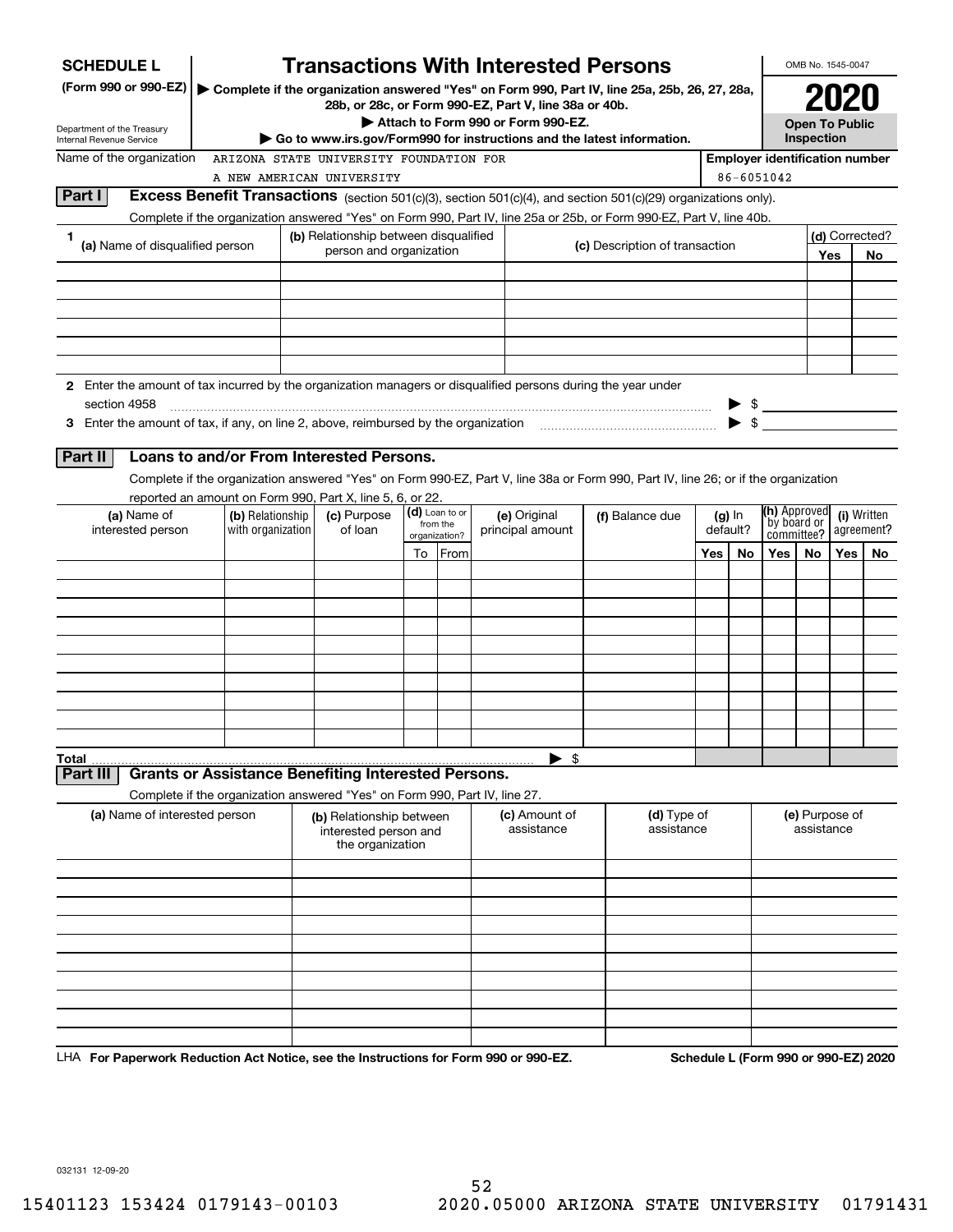# SCHEDULE L (Form 990 or 990-EZ)

Department of the Treasury
Internal Revenue Service

## Transactions With Interested Persons

▶ Complete if the organization answered "Yes" on Form 990, Part IV, line 25a, 25b, 26, 27, 28a, 28b, or 28c, or Form 990-EZ, Part V, line 38a or 40b.

▶ Attach to Form 990 or Form 990-EZ.

▶ Go to www.irs.gov/Form990 for instructions and the latest information.

OMB No. 1545-0047

**2020**

**Open To Public Inspection**

Name of the organization: ARIZONA STATE UNIVERSITY FOUNDATION FOR A NEW AMERICAN UNIVERSITY

Employer identification number: 86-6051042

### Part I Excess Benefit Transactions (section 501(c)(3), section 501(c)(4), and section 501(c)(29) organizations only).

Complete if the organization answered "Yes" on Form 990, Part IV, line 25a or 25b, or Form 990-EZ, Part V, line 40b.

| 1 (a) Name of disqualified person | (b) Relationship between disqualified person and organization | (c) Description of transaction | (d) Corrected? Yes | No |
|---|---|---|---|---|
| | | | | |
| | | | | |
| | | | | |
| | | | | |
| | | | | |
| | | | | |

**2** Enter the amount of tax incurred by the organization managers or disqualified persons during the year under section 4958 ▶ $

**3** Enter the amount of tax, if any, on line 2, above, reimbursed by the organization ▶ $

### Part II Loans to and/or From Interested Persons.

Complete if the organization answered "Yes" on Form 990-EZ, Part V, line 38a or Form 990, Part IV, line 26; or if the organization reported an amount on Form 990, Part X, line 5, 6, or 22.

| (a) Name of interested person | (b) Relationship with organization | (c) Purpose of loan | (d) Loan to or from the organization? To | From | (e) Original principal amount | (f) Balance due | (g) In default? Yes | No | (h) Approved by board or committee? Yes | No | (i) Written agreement? Yes | No |
|---|---|---|---|---|---|---|---|---|---|---|---|---|
| | | | | | | | | | | | | |
| | | | | | | | | | | | | |
| | | | | | | | | | | | | |
| | | | | | | | | | | | | |
| | | | | | | | | | | | | |
| | | | | | | | | | | | | |
| | | | | | | | | | | | | |
| | | | | | | | | | | | | |
| | | | | | | | | | | | | |
| | | | | | | | | | | | | |
| **Total** | | | | ▶ $ | | | | | | | | |

### Part III Grants or Assistance Benefiting Interested Persons.

Complete if the organization answered "Yes" on Form 990, Part IV, line 27.

| (a) Name of interested person | (b) Relationship between interested person and the organization | (c) Amount of assistance | (d) Type of assistance | (e) Purpose of assistance |
|---|---|---|---|---|
| | | | | |
| | | | | |
| | | | | |
| | | | | |
| | | | | |
| | | | | |
| | | | | |
| | | | | |
| | | | | |
| | | | | |

LHA **For Paperwork Reduction Act Notice, see the Instructions for Form 990 or 990-EZ.** **Schedule L (Form 990 or 990-EZ) 2020**

032131 12-09-20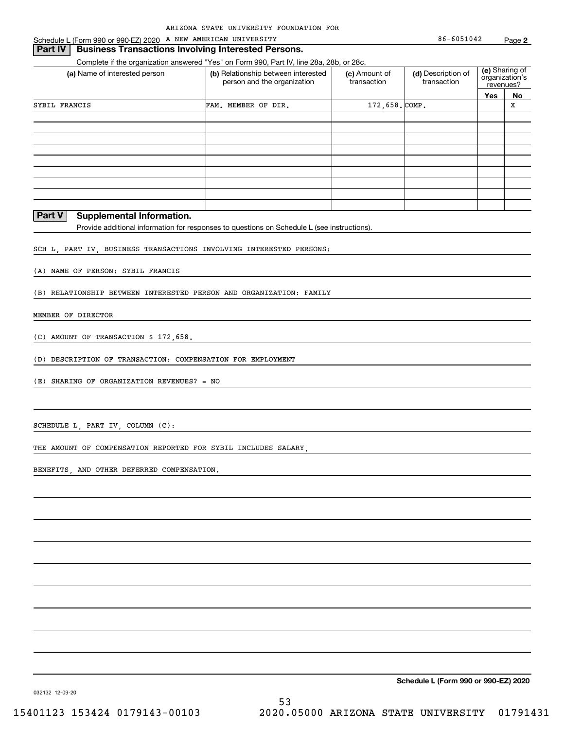ARIZONA STATE UNIVERSITY FOUNDATION FOR

Schedule L (Form 990 or 990-EZ) 2020 A NEW AMERICAN UNIVERSITY 86-6051042 Page **2**

## Part IV Business Transactions Involving Interested Persons.

Complete if the organization answered "Yes" on Form 990, Part IV, line 28a, 28b, or 28c.

| (a) Name of interested person | (b) Relationship between interested person and the organization | (c) Amount of transaction | (d) Description of transaction | (e) Sharing of organization's revenues? | |
|---|---|---|---|---|---|
| | | | | Yes | No |
| SYBIL FRANCIS | FAM. MEMBER OF DIR. | 172,658. | COMP. | | X |
| | | | | | |
| | | | | | |
| | | | | | |
| | | | | | |
| | | | | | |
| | | | | | |
| | | | | | |
| | | | | | |

## Part V Supplemental Information.

Provide additional information for responses to questions on Schedule L (see instructions).

SCH L, PART IV, BUSINESS TRANSACTIONS INVOLVING INTERESTED PERSONS:

(A) NAME OF PERSON: SYBIL FRANCIS

(B) RELATIONSHIP BETWEEN INTERESTED PERSON AND ORGANIZATION: FAMILY

MEMBER OF DIRECTOR

(C) AMOUNT OF TRANSACTION $ 172,658.

(D) DESCRIPTION OF TRANSACTION: COMPENSATION FOR EMPLOYMENT

(E) SHARING OF ORGANIZATION REVENUES? = NO

SCHEDULE L, PART IV, COLUMN (C):

THE AMOUNT OF COMPENSATION REPORTED FOR SYBIL INCLUDES SALARY,

BENEFITS, AND OTHER DEFERRED COMPENSATION.

**Schedule L (Form 990 or 990-EZ) 2020**

032132 12-09-20

15401123 153424 0179143-00103 2020.05000 ARIZONA STATE UNIVERSITY 01791431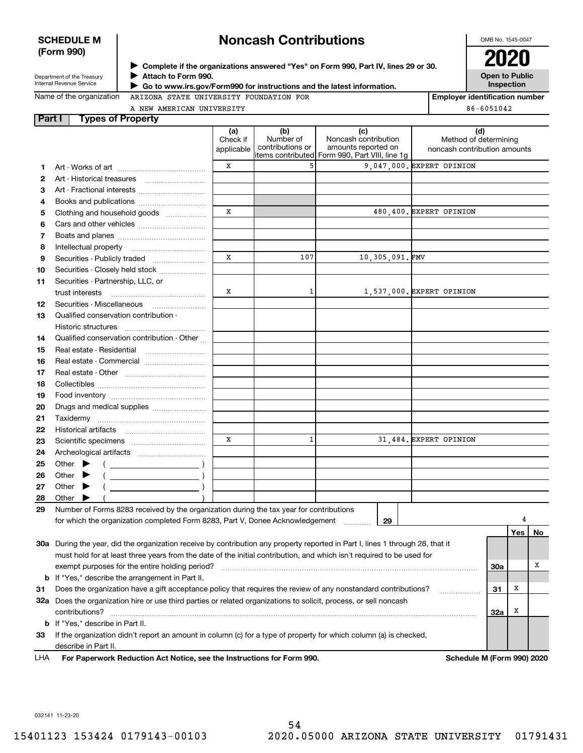**SCHEDULE M (Form 990)**

Department of the Treasury
Internal Revenue Service

# Noncash Contributions

▶ Complete if the organizations answered "Yes" on Form 990, Part IV, lines 29 or 30.
▶ Attach to Form 990.
▶ Go to www.irs.gov/Form990 for instructions and the latest information.

OMB No. 1545-0047

**2020**

**Open to Public Inspection**

Name of the organization: ARIZONA STATE UNIVERSITY FOUNDATION FOR A NEW AMERICAN UNIVERSITY

Employer identification number: 86-6051042

## Part I Types of Property

| | | (a) Check if applicable | (b) Number of contributions or items contributed | (c) Noncash contribution amounts reported on Form 990, Part VIII, line 1g | (d) Method of determining noncash contribution amounts |
|---|---|---|---|---|---|
| 1 | Art - Works of art | X | 5 | 9,047,000. | EXPERT OPINION |
| 2 | Art - Historical treasures | | | | |
| 3 | Art - Fractional interests | | | | |
| 4 | Books and publications | | | | |
| 5 | Clothing and household goods | X | | 480,400. | EXPERT OPINION |
| 6 | Cars and other vehicles | | | | |
| 7 | Boats and planes | | | | |
| 8 | Intellectual property | | | | |
| 9 | Securities - Publicly traded | X | 107 | 10,305,091. | FMV |
| 10 | Securities - Closely held stock | | | | |
| 11 | Securities - Partnership, LLC, or trust interests | X | 1 | 1,537,000. | EXPERT OPINION |
| 12 | Securities - Miscellaneous | | | | |
| 13 | Qualified conservation contribution - Historic structures | | | | |
| 14 | Qualified conservation contribution - Other | | | | |
| 15 | Real estate - Residential | | | | |
| 16 | Real estate - Commercial | | | | |
| 17 | Real estate - Other | | | | |
| 18 | Collectibles | | | | |
| 19 | Food inventory | | | | |
| 20 | Drugs and medical supplies | | | | |
| 21 | Taxidermy | | | | |
| 22 | Historical artifacts | | | | |
| 23 | Scientific specimens | X | 1 | 31,484. | EXPERT OPINION |
| 24 | Archeological artifacts | | | | |
| 25 | Other ▶ ( ) | | | | |
| 26 | Other ▶ ( ) | | | | |
| 27 | Other ▶ ( ) | | | | |
| 28 | Other ▶ ( ) | | | | |

29 Number of Forms 8283 received by the organization during the tax year for contributions for which the organization completed Form 8283, Part V, Donee Acknowledgement ..... **29** 4

| | | | Yes | No |
|---|---|---|---|---|
| 30a | During the year, did the organization receive by contribution any property reported in Part I, lines 1 through 28, that it must hold for at least three years from the date of the initial contribution, and which isn't required to be used for exempt purposes for the entire holding period? | 30a | | X |
| b | If "Yes," describe the arrangement in Part II. | | | |
| 31 | Does the organization have a gift acceptance policy that requires the review of any nonstandard contributions? | 31 | X | |
| 32a | Does the organization hire or use third parties or related organizations to solicit, process, or sell noncash contributions? | 32a | X | |
| b | If "Yes," describe in Part II. | | | |
| 33 | If the organization didn't report an amount in column (c) for a type of property for which column (a) is checked, describe in Part II. | | | |

LHA **For Paperwork Reduction Act Notice, see the Instructions for Form 990.** **Schedule M (Form 990) 2020**

032141 11-23-20

15401123 153424 0179143-00103 2020.05000 ARIZONA STATE UNIVERSITY 01791431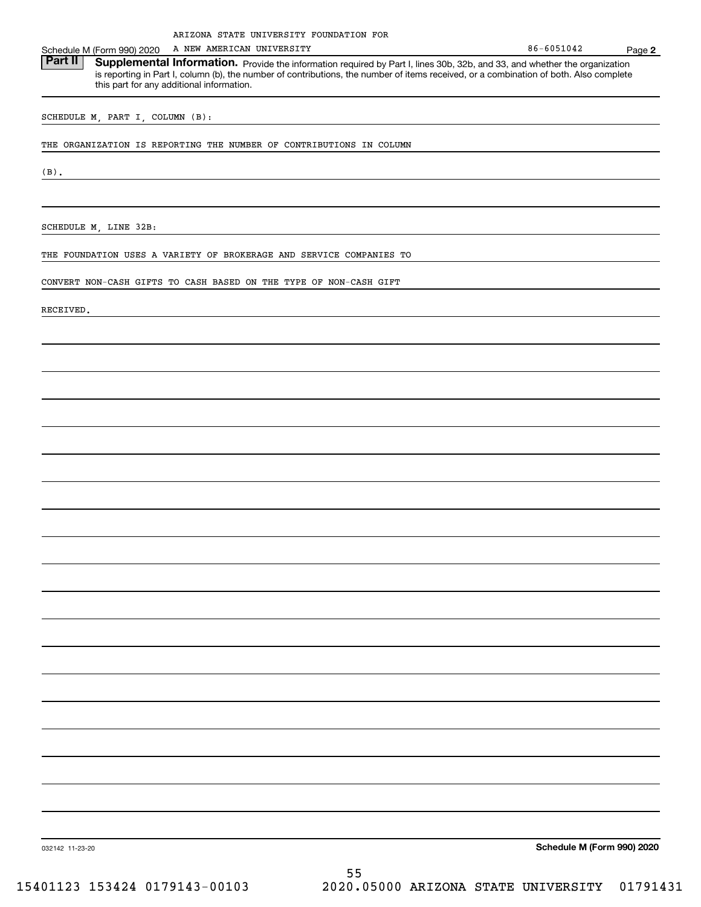ARIZONA STATE UNIVERSITY FOUNDATION FOR A NEW AMERICAN UNIVERSITY — 86-6051042

Schedule M (Form 990) 2020 — Page 2

## Part II Supplemental Information.

Provide the information required by Part I, lines 30b, 32b, and 33, and whether the organization is reporting in Part I, column (b), the number of contributions, the number of items received, or a combination of both. Also complete this part for any additional information.

SCHEDULE M, PART I, COLUMN (B):

THE ORGANIZATION IS REPORTING THE NUMBER OF CONTRIBUTIONS IN COLUMN (B).

SCHEDULE M, LINE 32B:

THE FOUNDATION USES A VARIETY OF BROKERAGE AND SERVICE COMPANIES TO CONVERT NON-CASH GIFTS TO CASH BASED ON THE TYPE OF NON-CASH GIFT RECEIVED.

032142 11-23-20 — Schedule M (Form 990) 2020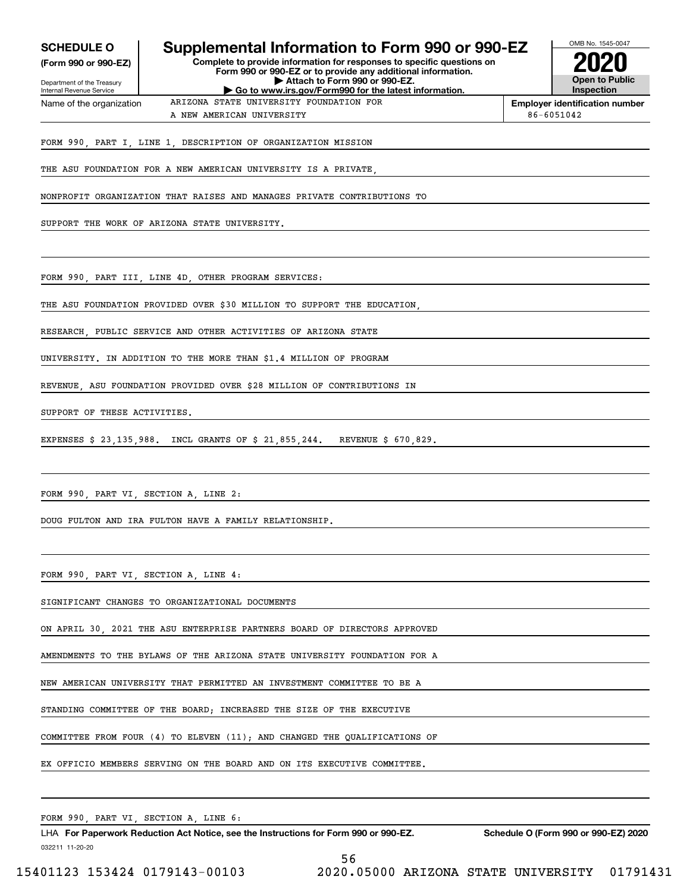**SCHEDULE O**
**(Form 990 or 990-EZ)**

Department of the Treasury
Internal Revenue Service

# Supplemental Information to Form 990 or 990-EZ

**Complete to provide information for responses to specific questions on Form 990 or 990-EZ or to provide any additional information.**
**▶ Attach to Form 990 or 990-EZ.**
**▶ Go to www.irs.gov/Form990 for the latest information.**

OMB No. 1545-0047

**2020**

**Open to Public Inspection**

Name of the organization: ARIZONA STATE UNIVERSITY FOUNDATION FOR A NEW AMERICAN UNIVERSITY

**Employer identification number** 86-6051042

FORM 990, PART I, LINE 1, DESCRIPTION OF ORGANIZATION MISSION

THE ASU FOUNDATION FOR A NEW AMERICAN UNIVERSITY IS A PRIVATE, NONPROFIT ORGANIZATION THAT RAISES AND MANAGES PRIVATE CONTRIBUTIONS TO SUPPORT THE WORK OF ARIZONA STATE UNIVERSITY.

FORM 990, PART III, LINE 4D, OTHER PROGRAM SERVICES:

THE ASU FOUNDATION PROVIDED OVER $30 MILLION TO SUPPORT THE EDUCATION, RESEARCH, PUBLIC SERVICE AND OTHER ACTIVITIES OF ARIZONA STATE UNIVERSITY. IN ADDITION TO THE MORE THAN $1.4 MILLION OF PROGRAM REVENUE, ASU FOUNDATION PROVIDED OVER $28 MILLION OF CONTRIBUTIONS IN SUPPORT OF THESE ACTIVITIES.

EXPENSES $ 23,135,988. INCL GRANTS OF $ 21,855,244. REVENUE $ 670,829.

FORM 990, PART VI, SECTION A, LINE 2:

DOUG FULTON AND IRA FULTON HAVE A FAMILY RELATIONSHIP.

FORM 990, PART VI, SECTION A, LINE 4:

SIGNIFICANT CHANGES TO ORGANIZATIONAL DOCUMENTS

ON APRIL 30, 2021 THE ASU ENTERPRISE PARTNERS BOARD OF DIRECTORS APPROVED AMENDMENTS TO THE BYLAWS OF THE ARIZONA STATE UNIVERSITY FOUNDATION FOR A NEW AMERICAN UNIVERSITY THAT PERMITTED AN INVESTMENT COMMITTEE TO BE A STANDING COMMITTEE OF THE BOARD; INCREASED THE SIZE OF THE EXECUTIVE COMMITTEE FROM FOUR (4) TO ELEVEN (11); AND CHANGED THE QUALIFICATIONS OF EX OFFICIO MEMBERS SERVING ON THE BOARD AND ON ITS EXECUTIVE COMMITTEE.

FORM 990, PART VI, SECTION A, LINE 6:

LHA **For Paperwork Reduction Act Notice, see the Instructions for Form 990 or 990-EZ.** **Schedule O (Form 990 or 990-EZ) 2020**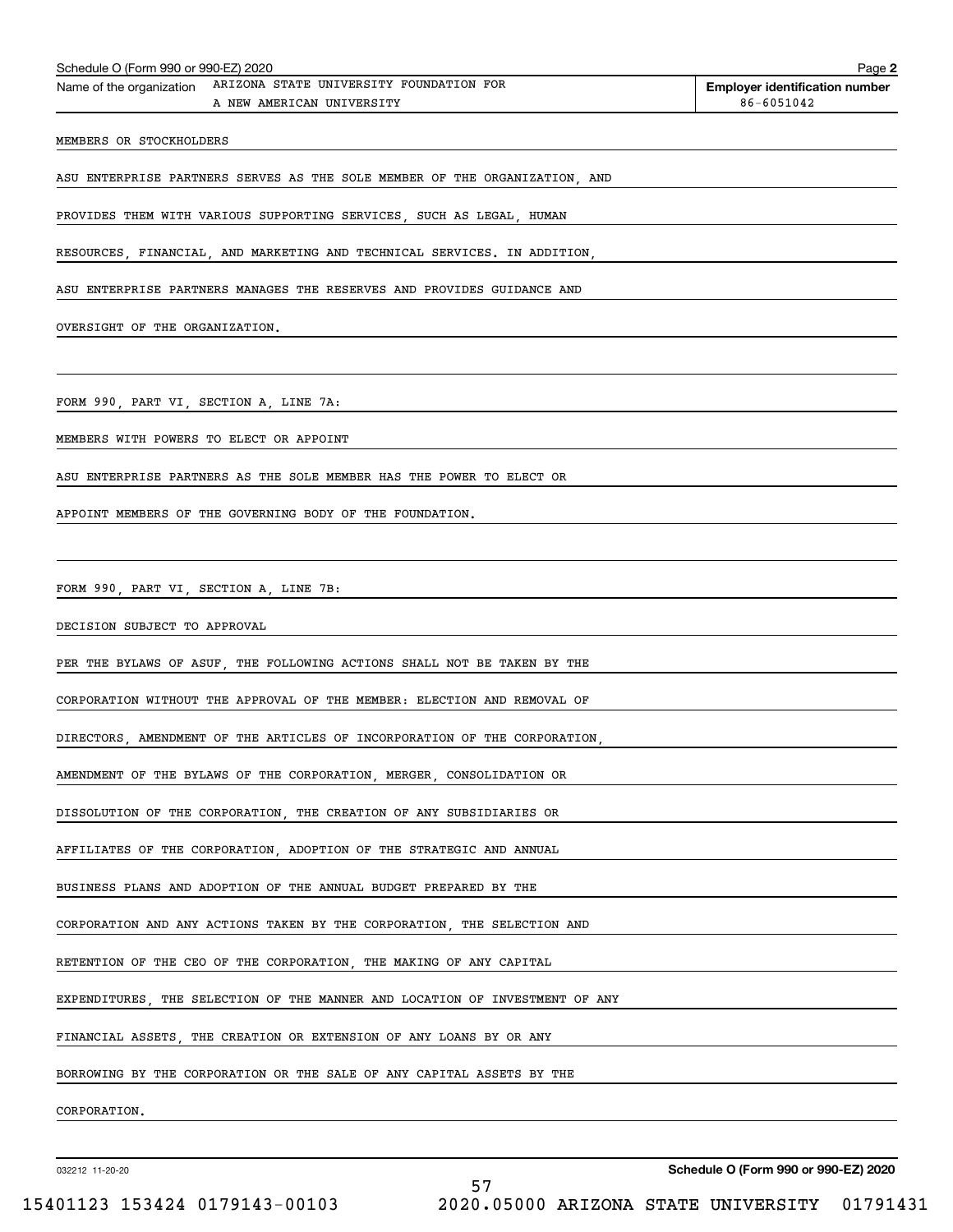Schedule O (Form 990 or 990-EZ) 2020

Name of the organization: ARIZONA STATE UNIVERSITY FOUNDATION FOR A NEW AMERICAN UNIVERSITY

Employer identification number: 86-6051042

MEMBERS OR STOCKHOLDERS

ASU ENTERPRISE PARTNERS SERVES AS THE SOLE MEMBER OF THE ORGANIZATION, AND PROVIDES THEM WITH VARIOUS SUPPORTING SERVICES, SUCH AS LEGAL, HUMAN RESOURCES, FINANCIAL, AND MARKETING AND TECHNICAL SERVICES. IN ADDITION, ASU ENTERPRISE PARTNERS MANAGES THE RESERVES AND PROVIDES GUIDANCE AND OVERSIGHT OF THE ORGANIZATION.

FORM 990, PART VI, SECTION A, LINE 7A:

MEMBERS WITH POWERS TO ELECT OR APPOINT

ASU ENTERPRISE PARTNERS AS THE SOLE MEMBER HAS THE POWER TO ELECT OR APPOINT MEMBERS OF THE GOVERNING BODY OF THE FOUNDATION.

FORM 990, PART VI, SECTION A, LINE 7B:

DECISION SUBJECT TO APPROVAL

PER THE BYLAWS OF ASUF, THE FOLLOWING ACTIONS SHALL NOT BE TAKEN BY THE CORPORATION WITHOUT THE APPROVAL OF THE MEMBER: ELECTION AND REMOVAL OF DIRECTORS, AMENDMENT OF THE ARTICLES OF INCORPORATION OF THE CORPORATION, AMENDMENT OF THE BYLAWS OF THE CORPORATION, MERGER, CONSOLIDATION OR DISSOLUTION OF THE CORPORATION, THE CREATION OF ANY SUBSIDIARIES OR AFFILIATES OF THE CORPORATION, ADOPTION OF THE STRATEGIC AND ANNUAL BUSINESS PLANS AND ADOPTION OF THE ANNUAL BUDGET PREPARED BY THE CORPORATION AND ANY ACTIONS TAKEN BY THE CORPORATION, THE SELECTION AND RETENTION OF THE CEO OF THE CORPORATION, THE MAKING OF ANY CAPITAL EXPENDITURES, THE SELECTION OF THE MANNER AND LOCATION OF INVESTMENT OF ANY FINANCIAL ASSETS, THE CREATION OR EXTENSION OF ANY LOANS BY OR ANY BORROWING BY THE CORPORATION OR THE SALE OF ANY CAPITAL ASSETS BY THE CORPORATION.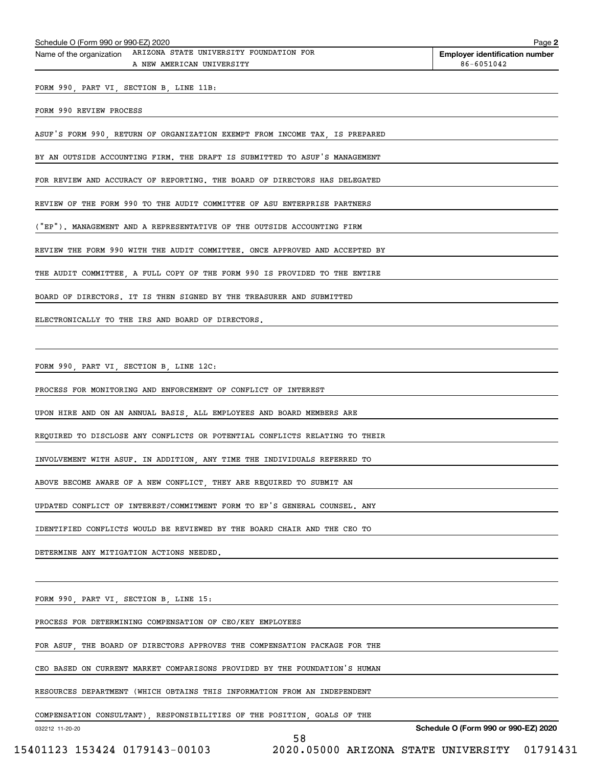Schedule O (Form 990 or 990-EZ) 2020

Name of the organization: ARIZONA STATE UNIVERSITY FOUNDATION FOR A NEW AMERICAN UNIVERSITY

**Employer identification number** 86-6051042

FORM 990, PART VI, SECTION B, LINE 11B:

FORM 990 REVIEW PROCESS

ASUF'S FORM 990, RETURN OF ORGANIZATION EXEMPT FROM INCOME TAX, IS PREPARED BY AN OUTSIDE ACCOUNTING FIRM. THE DRAFT IS SUBMITTED TO ASUF'S MANAGEMENT FOR REVIEW AND ACCURACY OF REPORTING. THE BOARD OF DIRECTORS HAS DELEGATED REVIEW OF THE FORM 990 TO THE AUDIT COMMITTEE OF ASU ENTERPRISE PARTNERS ("EP"). MANAGEMENT AND A REPRESENTATIVE OF THE OUTSIDE ACCOUNTING FIRM REVIEW THE FORM 990 WITH THE AUDIT COMMITTEE. ONCE APPROVED AND ACCEPTED BY THE AUDIT COMMITTEE, A FULL COPY OF THE FORM 990 IS PROVIDED TO THE ENTIRE BOARD OF DIRECTORS. IT IS THEN SIGNED BY THE TREASURER AND SUBMITTED ELECTRONICALLY TO THE IRS AND BOARD OF DIRECTORS.

FORM 990, PART VI, SECTION B, LINE 12C:

PROCESS FOR MONITORING AND ENFORCEMENT OF CONFLICT OF INTEREST

UPON HIRE AND ON AN ANNUAL BASIS, ALL EMPLOYEES AND BOARD MEMBERS ARE REQUIRED TO DISCLOSE ANY CONFLICTS OR POTENTIAL CONFLICTS RELATING TO THEIR INVOLVEMENT WITH ASUF. IN ADDITION, ANY TIME THE INDIVIDUALS REFERRED TO ABOVE BECOME AWARE OF A NEW CONFLICT, THEY ARE REQUIRED TO SUBMIT AN UPDATED CONFLICT OF INTEREST/COMMITMENT FORM TO EP'S GENERAL COUNSEL. ANY IDENTIFIED CONFLICTS WOULD BE REVIEWED BY THE BOARD CHAIR AND THE CEO TO DETERMINE ANY MITIGATION ACTIONS NEEDED.

FORM 990, PART VI, SECTION B, LINE 15:

PROCESS FOR DETERMINING COMPENSATION OF CEO/KEY EMPLOYEES

FOR ASUF, THE BOARD OF DIRECTORS APPROVES THE COMPENSATION PACKAGE FOR THE CEO BASED ON CURRENT MARKET COMPARISONS PROVIDED BY THE FOUNDATION'S HUMAN RESOURCES DEPARTMENT (WHICH OBTAINS THIS INFORMATION FROM AN INDEPENDENT COMPENSATION CONSULTANT), RESPONSIBILITIES OF THE POSITION, GOALS OF THE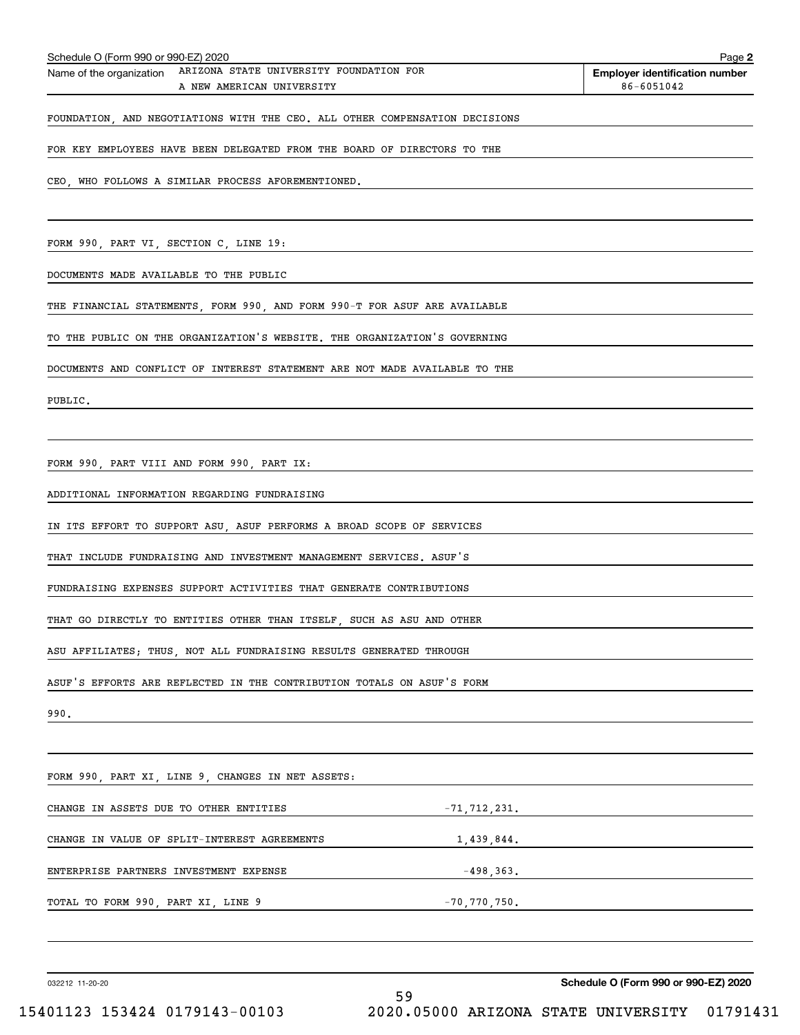Schedule O (Form 990 or 990-EZ) 2020

Name of the organization: ARIZONA STATE UNIVERSITY FOUNDATION FOR A NEW AMERICAN UNIVERSITY

**Employer identification number** 86-6051042

FOUNDATION, AND NEGOTIATIONS WITH THE CEO. ALL OTHER COMPENSATION DECISIONS FOR KEY EMPLOYEES HAVE BEEN DELEGATED FROM THE BOARD OF DIRECTORS TO THE CEO, WHO FOLLOWS A SIMILAR PROCESS AFOREMENTIONED.

FORM 990, PART VI, SECTION C, LINE 19:

DOCUMENTS MADE AVAILABLE TO THE PUBLIC

THE FINANCIAL STATEMENTS, FORM 990, AND FORM 990-T FOR ASUF ARE AVAILABLE TO THE PUBLIC ON THE ORGANIZATION'S WEBSITE. THE ORGANIZATION'S GOVERNING DOCUMENTS AND CONFLICT OF INTEREST STATEMENT ARE NOT MADE AVAILABLE TO THE PUBLIC.

FORM 990, PART VIII AND FORM 990, PART IX:

ADDITIONAL INFORMATION REGARDING FUNDRAISING

IN ITS EFFORT TO SUPPORT ASU, ASUF PERFORMS A BROAD SCOPE OF SERVICES THAT INCLUDE FUNDRAISING AND INVESTMENT MANAGEMENT SERVICES. ASUF'S FUNDRAISING EXPENSES SUPPORT ACTIVITIES THAT GENERATE CONTRIBUTIONS THAT GO DIRECTLY TO ENTITIES OTHER THAN ITSELF, SUCH AS ASU AND OTHER ASU AFFILIATES; THUS, NOT ALL FUNDRAISING RESULTS GENERATED THROUGH ASUF'S EFFORTS ARE REFLECTED IN THE CONTRIBUTION TOTALS ON ASUF'S FORM 990.

FORM 990, PART XI, LINE 9, CHANGES IN NET ASSETS:

| | |
|---|---|
| CHANGE IN ASSETS DUE TO OTHER ENTITIES | -71,712,231. |
| CHANGE IN VALUE OF SPLIT-INTEREST AGREEMENTS | 1,439,844. |
| ENTERPRISE PARTNERS INVESTMENT EXPENSE | -498,363. |
| TOTAL TO FORM 990, PART XI, LINE 9 | -70,770,750. |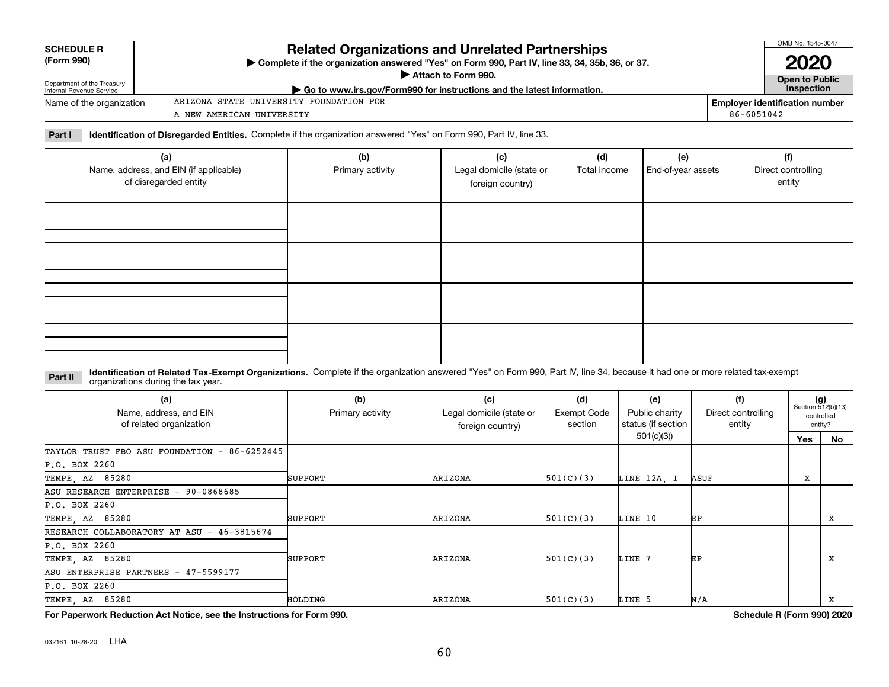**SCHEDULE R (Form 990)**

Department of the Treasury
Internal Revenue Service

# Related Organizations and Unrelated Partnerships

▶ Complete if the organization answered "Yes" on Form 990, Part IV, line 33, 34, 35b, 36, or 37.
▶ Attach to Form 990.
▶ Go to www.irs.gov/Form990 for instructions and the latest information.

OMB No. 1545-0047
**2020**
**Open to Public Inspection**

Name of the organization: ARIZONA STATE UNIVERSITY FOUNDATION FOR A NEW AMERICAN UNIVERSITY

Employer identification number: 86-6051042

**Part I** **Identification of Disregarded Entities.** Complete if the organization answered "Yes" on Form 990, Part IV, line 33.

| (a) Name, address, and EIN (if applicable) of disregarded entity | (b) Primary activity | (c) Legal domicile (state or foreign country) | (d) Total income | (e) End-of-year assets | (f) Direct controlling entity |
|---|---|---|---|---|---|
| | | | | | |
| | | | | | |
| | | | | | |
| | | | | | |

**Part II** **Identification of Related Tax-Exempt Organizations.** Complete if the organization answered "Yes" on Form 990, Part IV, line 34, because it had one or more related tax-exempt organizations during the tax year.

| (a) Name, address, and EIN of related organization | (b) Primary activity | (c) Legal domicile (state or foreign country) | (d) Exempt Code section | (e) Public charity status (if section 501(c)(3)) | (f) Direct controlling entity | (g) Section 512(b)(13) controlled entity? Yes | No |
|---|---|---|---|---|---|---|---|
| TAYLOR TRUST FBO ASU FOUNDATION - 86-6252445<br>P.O. BOX 2260<br>TEMPE, AZ 85280 | SUPPORT | ARIZONA | 501(C)(3) | LINE 12A, I | ASUF | X | |
| ASU RESEARCH ENTERPRISE - 90-0868685<br>P.O. BOX 2260<br>TEMPE, AZ 85280 | SUPPORT | ARIZONA | 501(C)(3) | LINE 10 | EP | | X |
| RESEARCH COLLABORATORY AT ASU - 46-3815674<br>P.O. BOX 2260<br>TEMPE, AZ 85280 | SUPPORT | ARIZONA | 501(C)(3) | LINE 7 | EP | | X |
| ASU ENTERPRISE PARTNERS - 47-5599177<br>P.O. BOX 2260<br>TEMPE, AZ 85280 | HOLDING | ARIZONA | 501(C)(3) | LINE 5 | N/A | | X |

**For Paperwork Reduction Act Notice, see the Instructions for Form 990.**

**Schedule R (Form 990) 2020**

032161 10-28-20 LHA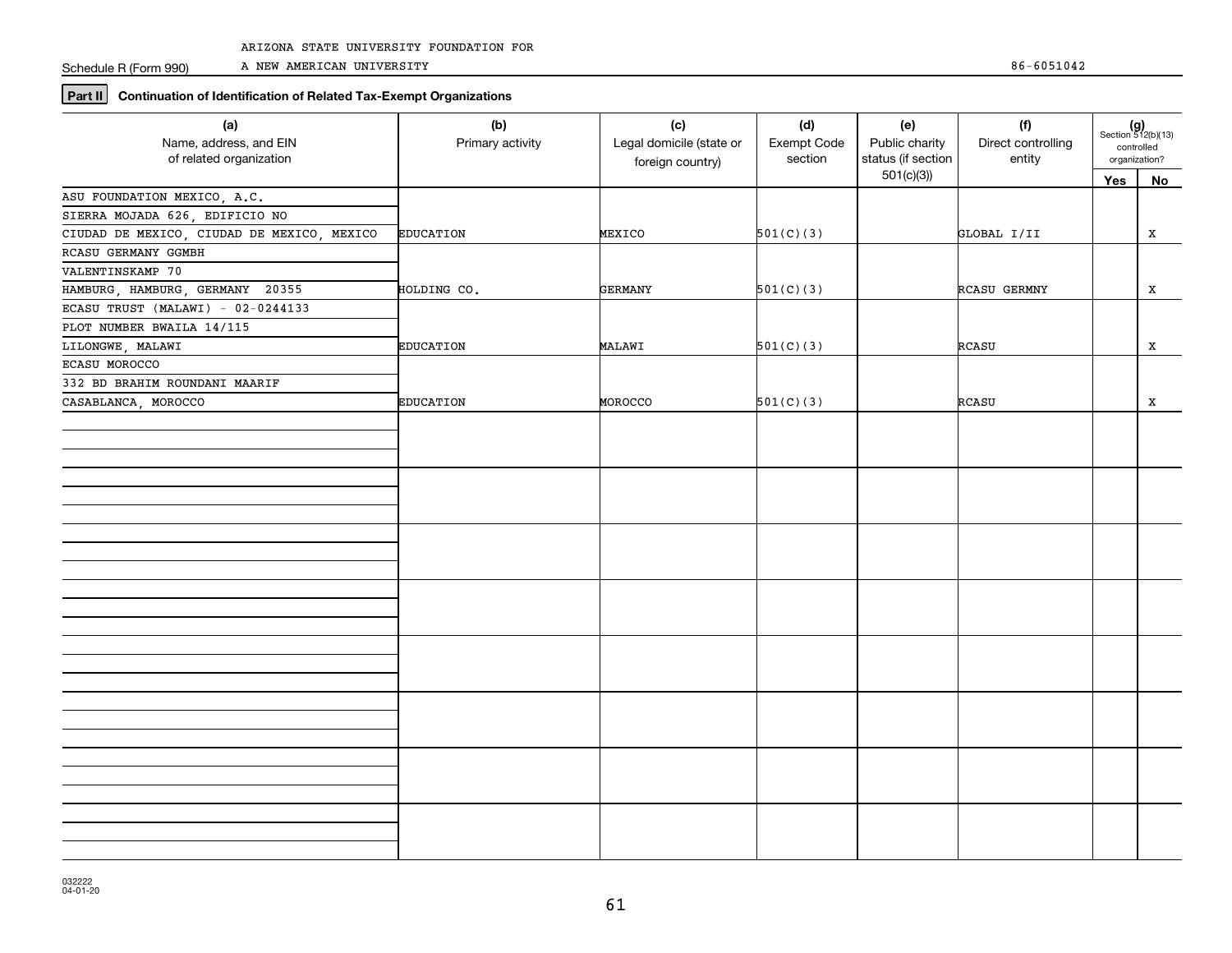ARIZONA STATE UNIVERSITY FOUNDATION FOR

Schedule R (Form 990) A NEW AMERICAN UNIVERSITY 86-6051042

**Part II** **Continuation of Identification of Related Tax-Exempt Organizations**

| (a) Name, address, and EIN of related organization | (b) Primary activity | (c) Legal domicile (state or foreign country) | (d) Exempt Code section | (e) Public charity status (if section 501(c)(3)) | (f) Direct controlling entity | (g) Section 512(b)(13) controlled organization? Yes | No |
|---|---|---|---|---|---|---|---|
| ASU FOUNDATION MEXICO, A.C.<br>SIERRA MOJADA 626, EDIFICIO NO<br>CIUDAD DE MEXICO, CIUDAD DE MEXICO, MEXICO | EDUCATION | MEXICO | 501(C)(3) | | GLOBAL I/II | | X |
| RCASU GERMANY GGMBH<br>VALENTINSKAMP 70<br>HAMBURG, HAMBURG, GERMANY 20355 | HOLDING CO. | GERMANY | 501(C)(3) | | RCASU GERMNY | | X |
| ECASU TRUST (MALAWI) - 02-0244133<br>PLOT NUMBER BWAILA 14/115<br>LILONGWE, MALAWI | EDUCATION | MALAWI | 501(C)(3) | | RCASU | | X |
| ECASU MOROCCO<br>332 BD BRAHIM ROUNDANI MAARIF<br>CASABLANCA, MOROCCO | EDUCATION | MOROCCO | 501(C)(3) | | RCASU | | X |

032222 04-01-20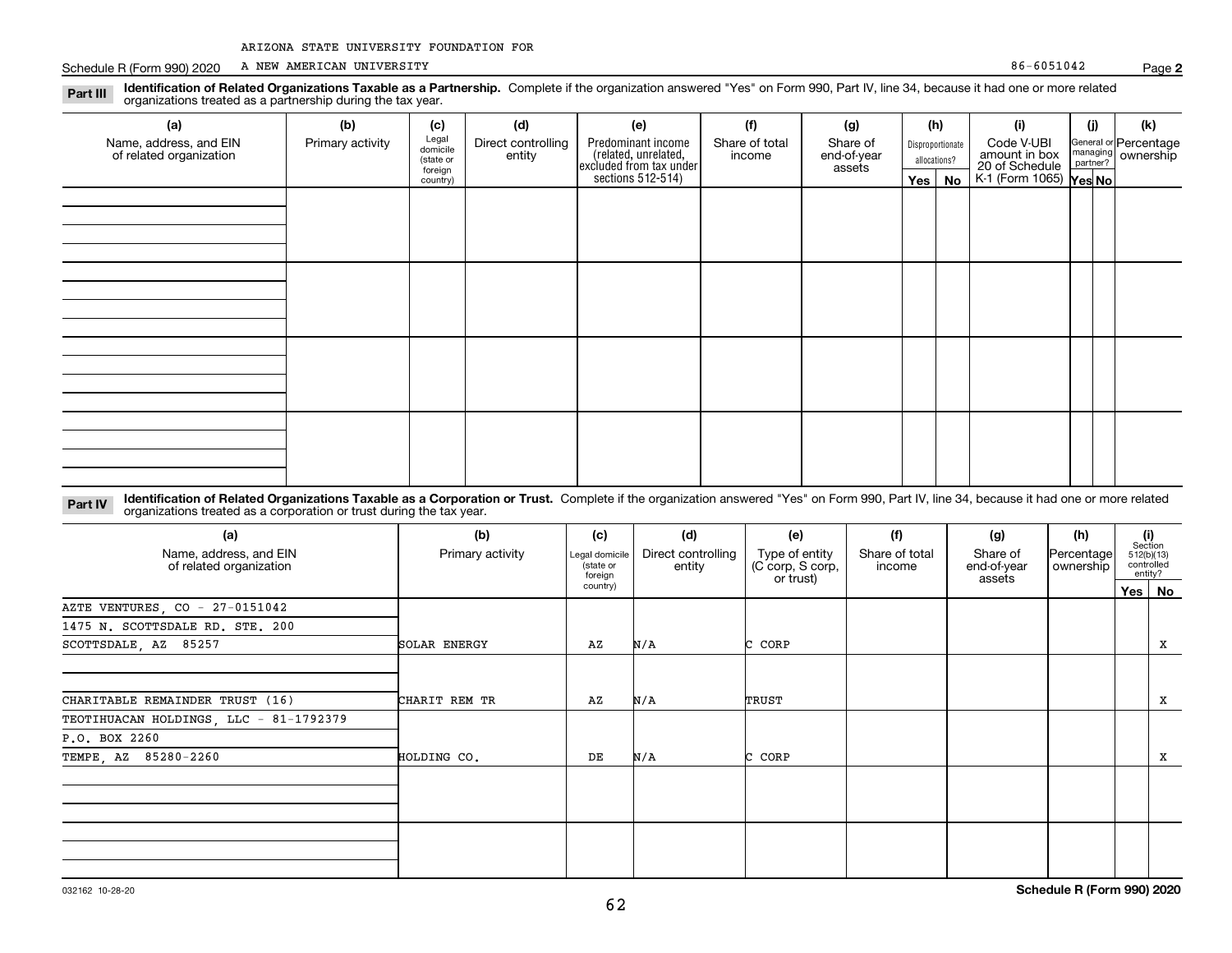ARIZONA STATE UNIVERSITY FOUNDATION FOR

Schedule R (Form 990) 2020 A NEW AMERICAN UNIVERSITY 86-6051042 Page **2**

**Part III** **Identification of Related Organizations Taxable as a Partnership.** Complete if the organization answered "Yes" on Form 990, Part IV, line 34, because it had one or more related organizations treated as a partnership during the tax year.

| (a) Name, address, and EIN of related organization | (b) Primary activity | (c) Legal domicile (state or foreign country) | (d) Direct controlling entity | (e) Predominant income (related, unrelated, excluded from tax under sections 512-514) | (f) Share of total income | (g) Share of end-of-year assets | (h) Disproportionate allocations? Yes | No | (i) Code V-UBI amount in box 20 of Schedule K-1 (Form 1065) | (j) General or managing partner? Yes | No | (k) Percentage ownership |
|---|---|---|---|---|---|---|---|---|---|---|---|---|
| | | | | | | | | | | | | |
| | | | | | | | | | | | | |
| | | | | | | | | | | | | |
| | | | | | | | | | | | | |

**Part IV** **Identification of Related Organizations Taxable as a Corporation or Trust.** Complete if the organization answered "Yes" on Form 990, Part IV, line 34, because it had one or more related organizations treated as a corporation or trust during the tax year.

| (a) Name, address, and EIN of related organization | (b) Primary activity | (c) Legal domicile (state or foreign country) | (d) Direct controlling entity | (e) Type of entity (C corp, S corp, or trust) | (f) Share of total income | (g) Share of end-of-year assets | (h) Percentage ownership | (i) Section 512(b)(13) controlled entity? Yes | No |
|---|---|---|---|---|---|---|---|---|---|
| AZTE VENTURES, CO - 27-0151042<br>1475 N. SCOTTSDALE RD. STE. 200<br>SCOTTSDALE, AZ 85257 | SOLAR ENERGY | AZ | N/A | C CORP | | | | | X |
| CHARITABLE REMAINDER TRUST (16) | CHARIT REM TR | AZ | N/A | TRUST | | | | | X |
| TEOTIHUACAN HOLDINGS, LLC - 81-1792379<br>P.O. BOX 2260<br>TEMPE, AZ 85280-2260 | HOLDING CO. | DE | N/A | C CORP | | | | | X |
| | | | | | | | | | |
| | | | | | | | | | |

032162 10-28-20 **Schedule R (Form 990) 2020**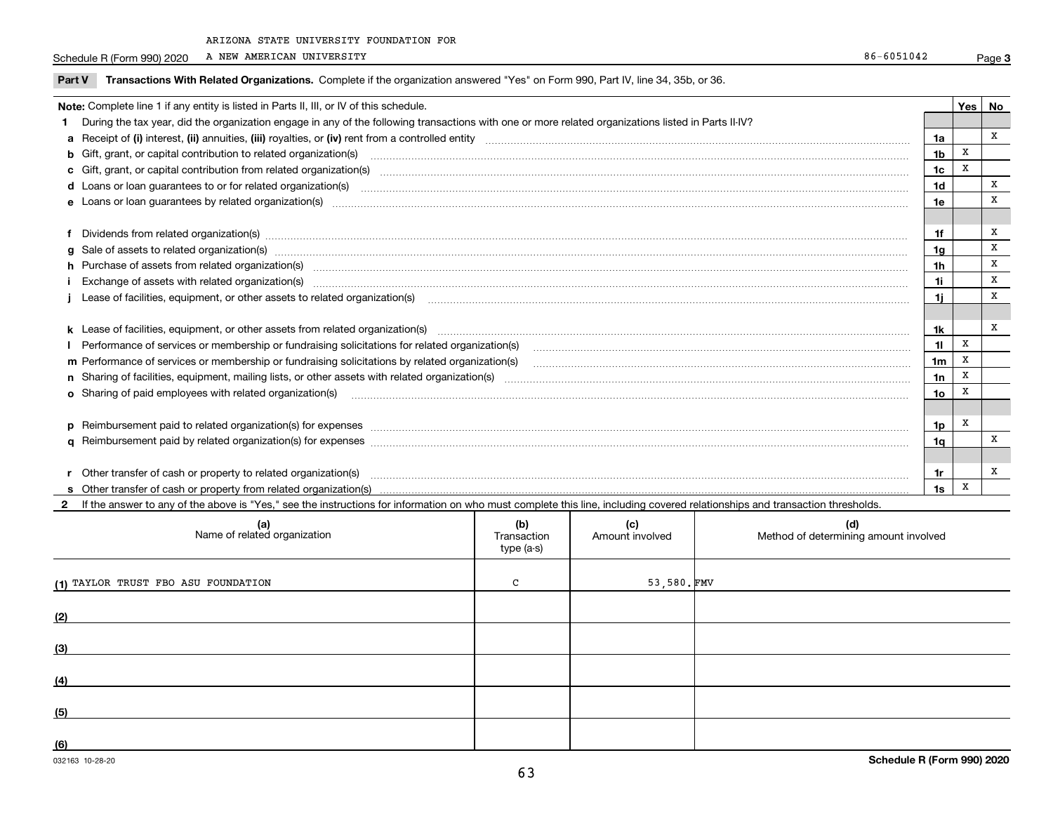ARIZONA STATE UNIVERSITY FOUNDATION FOR

Schedule R (Form 990) 2020 A NEW AMERICAN UNIVERSITY 86-6051042 Page **3**

## Part V Transactions With Related Organizations. Complete if the organization answered "Yes" on Form 990, Part IV, line 34, 35b, or 36.

| Note: Complete line 1 if any entity is listed in Parts II, III, or IV of this schedule. | | Yes | No |
|---|---|---|---|
| **1** During the tax year, did the organization engage in any of the following transactions with one or more related organizations listed in Parts II-IV? | | | |
| **a** Receipt of **(i)** interest, **(ii)** annuities, **(iii)** royalties, or **(iv)** rent from a controlled entity | **1a** | | X |
| **b** Gift, grant, or capital contribution to related organization(s) | **1b** | X | |
| **c** Gift, grant, or capital contribution from related organization(s) | **1c** | X | |
| **d** Loans or loan guarantees to or for related organization(s) | **1d** | | X |
| **e** Loans or loan guarantees by related organization(s) | **1e** | | X |
| **f** Dividends from related organization(s) | **1f** | | X |
| **g** Sale of assets to related organization(s) | **1g** | | X |
| **h** Purchase of assets from related organization(s) | **1h** | | X |
| **i** Exchange of assets with related organization(s) | **1i** | | X |
| **j** Lease of facilities, equipment, or other assets to related organization(s) | **1j** | | X |
| **k** Lease of facilities, equipment, or other assets from related organization(s) | **1k** | | X |
| **l** Performance of services or membership or fundraising solicitations for related organization(s) | **1l** | X | |
| **m** Performance of services or membership or fundraising solicitations by related organization(s) | **1m** | X | |
| **n** Sharing of facilities, equipment, mailing lists, or other assets with related organization(s) | **1n** | X | |
| **o** Sharing of paid employees with related organization(s) | **1o** | X | |
| **p** Reimbursement paid to related organization(s) for expenses | **1p** | X | |
| **q** Reimbursement paid by related organization(s) for expenses | **1q** | | X |
| **r** Other transfer of cash or property to related organization(s) | **1r** | | X |
| **s** Other transfer of cash or property from related organization(s) | **1s** | X | |

**2** If the answer to any of the above is "Yes," see the instructions for information on who must complete this line, including covered relationships and transaction thresholds.

| (a) Name of related organization | (b) Transaction type (a-s) | (c) Amount involved | (d) Method of determining amount involved |
|---|---|---|---|
| (1) TAYLOR TRUST FBO ASU FOUNDATION | C | 53,580. | FMV |
| (2) | | | |
| (3) | | | |
| (4) | | | |
| (5) | | | |
| (6) | | | |

032163 10-28-20 **Schedule R (Form 990) 2020**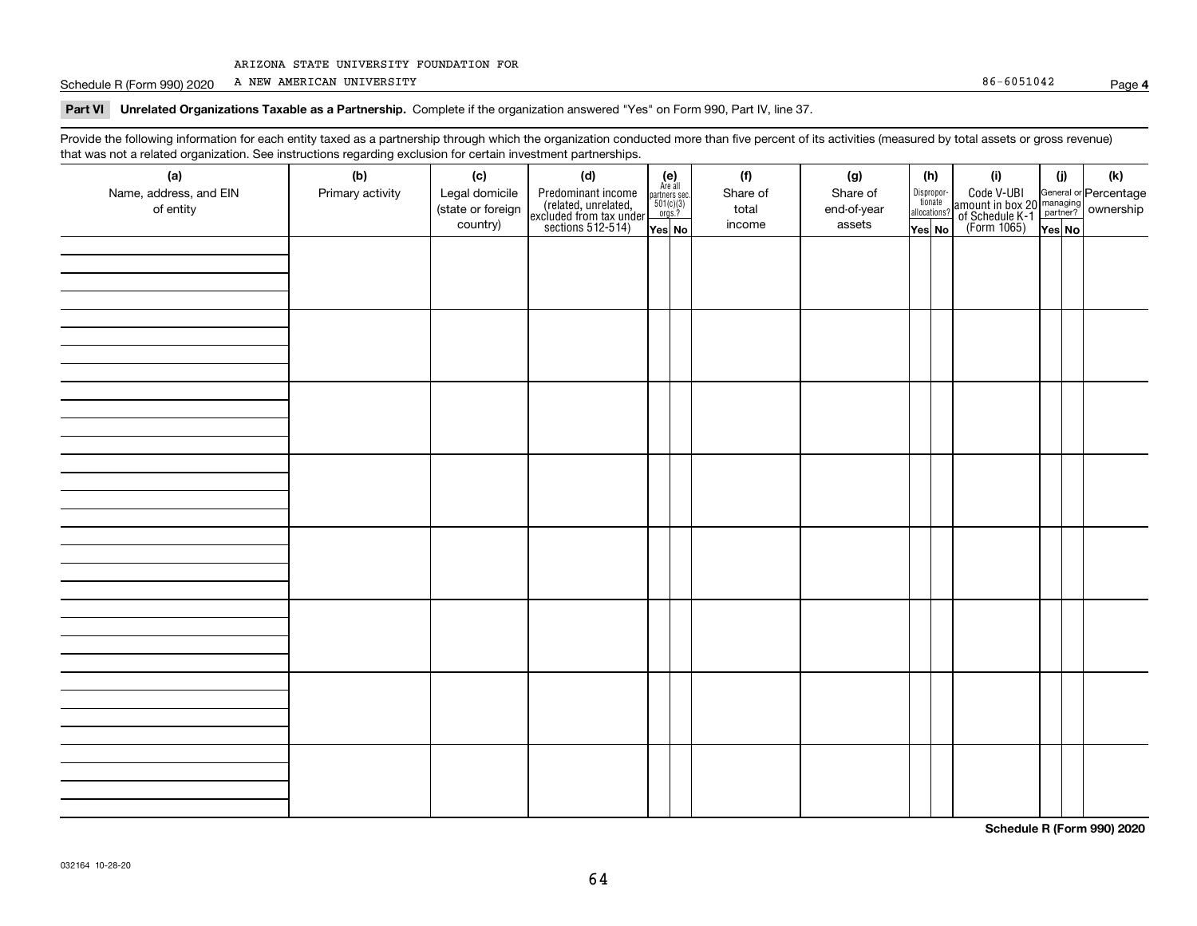ARIZONA STATE UNIVERSITY FOUNDATION FOR

Schedule R (Form 990) 2020 A NEW AMERICAN UNIVERSITY 86-6051042

**Part VI Unrelated Organizations Taxable as a Partnership.** Complete if the organization answered "Yes" on Form 990, Part IV, line 37.

Provide the following information for each entity taxed as a partnership through which the organization conducted more than five percent of its activities (measured by total assets or gross revenue) that was not a related organization. See instructions regarding exclusion for certain investment partnerships.

| (a) Name, address, and EIN of entity | (b) Primary activity | (c) Legal domicile (state or foreign country) | (d) Predominant income (related, unrelated, excluded from tax under sections 512-514) | (e) Are all partners sec. 501(c)(3) orgs.? | | (f) Share of total income | (g) Share of end-of-year assets | (h) Disproportionate allocations? | | (i) Code V-UBI amount in box 20 of Schedule K-1 (Form 1065) | (j) General or managing partner? | | (k) Percentage ownership |
|---|---|---|---|---|---|---|---|---|---|---|---|---|---|
| | | | | Yes | No | | | Yes | No | | Yes | No | |
| | | | | | | | | | | | | | |
| | | | | | | | | | | | | | |
| | | | | | | | | | | | | | |
| | | | | | | | | | | | | | |
| | | | | | | | | | | | | | |
| | | | | | | | | | | | | | |
| | | | | | | | | | | | | | |
| | | | | | | | | | | | | | |

**Schedule R (Form 990) 2020**

032164 10-28-20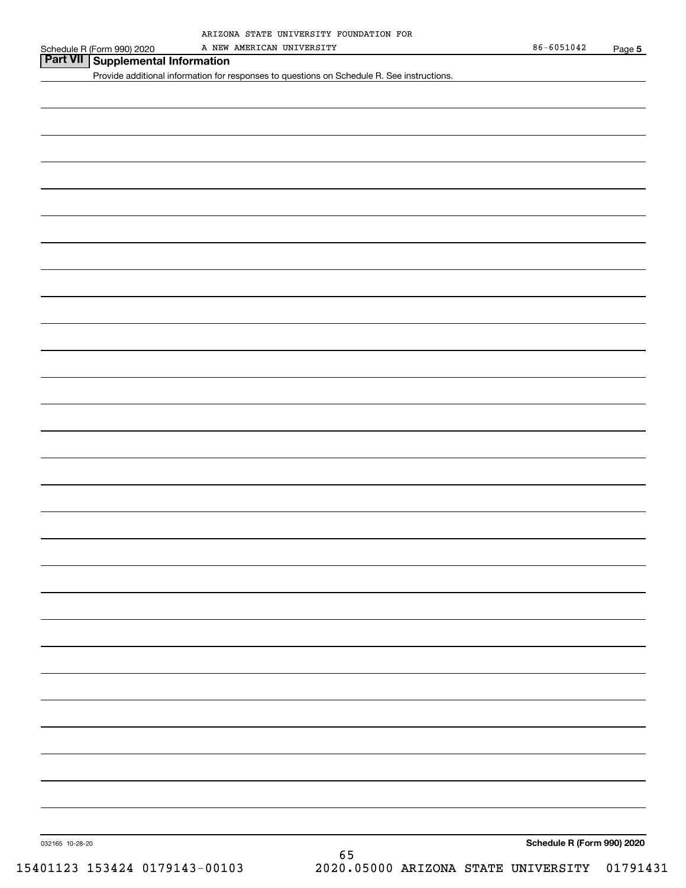ARIZONA STATE UNIVERSITY FOUNDATION FOR
A NEW AMERICAN UNIVERSITY

86-6051042

## Part VII Supplemental Information

Provide additional information for responses to questions on Schedule R. See instructions.